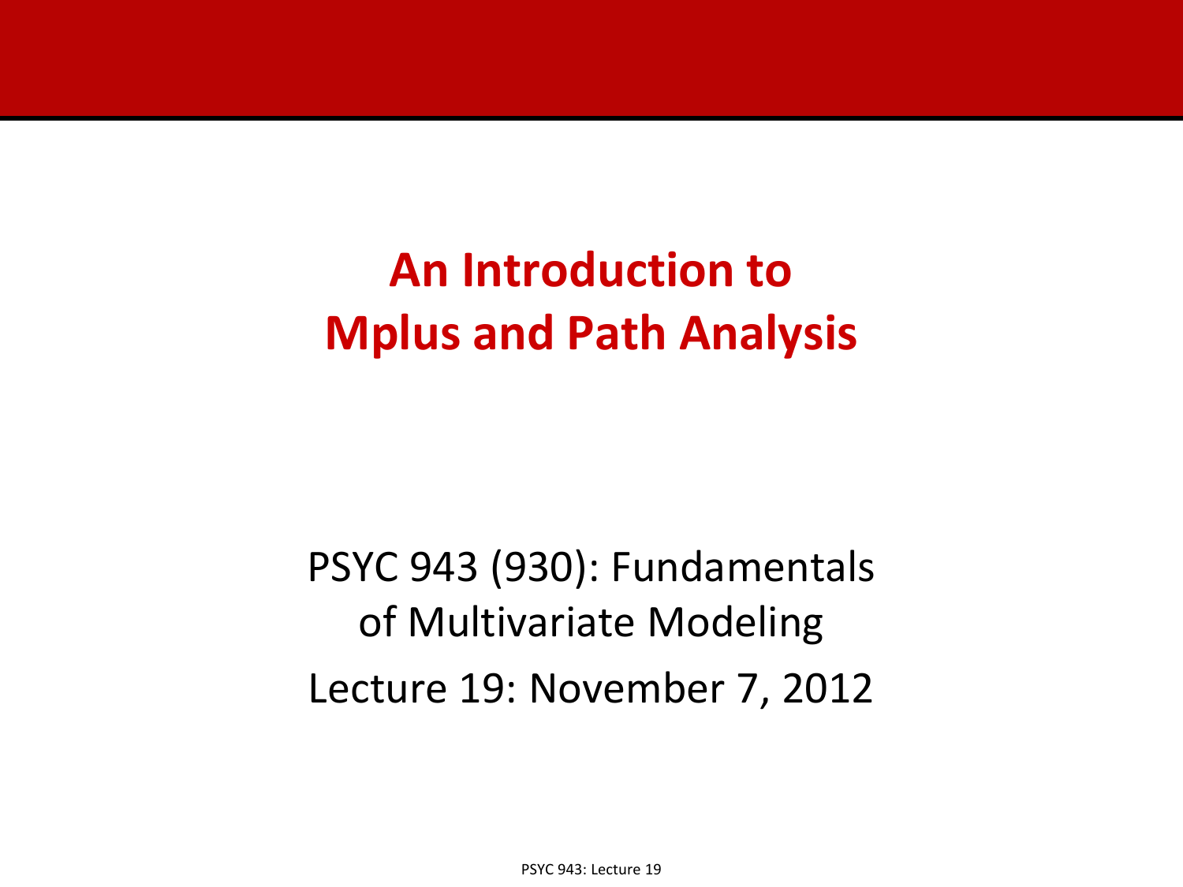# An Introduction to Mplus and Path Analysis

PSYC 943 (930): Fundamentals of Multivariate Modeling

Lecture 19: November 7, 2012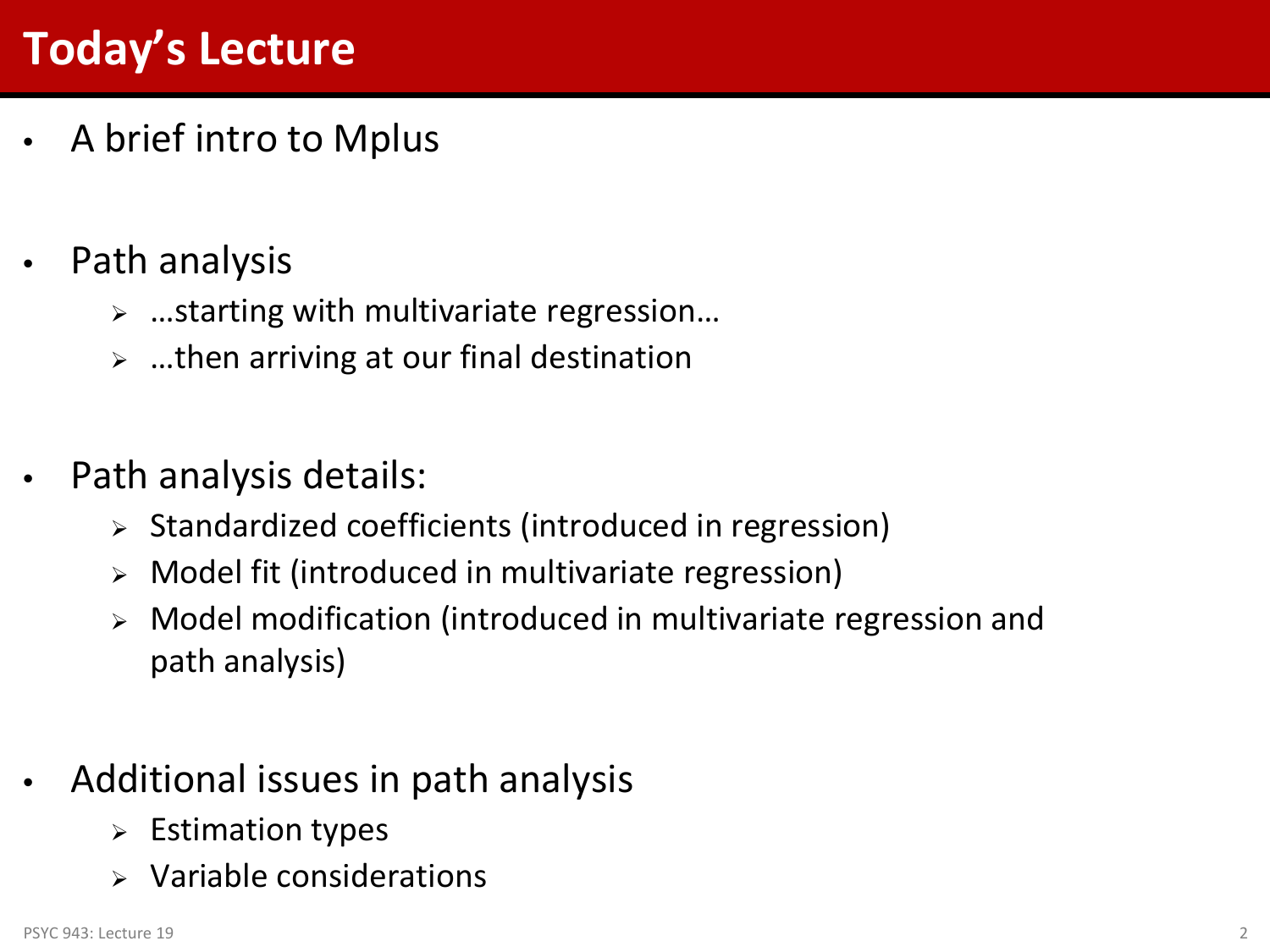# Today's Lecture

- A brief intro to Mplus

- Path analysis
  - …starting with multivariate regression…
  - …then arriving at our final destination

- Path analysis details:
  - Standardized coefficients (introduced in regression)
  - Model fit (introduced in multivariate regression)
  - Model modification (introduced in multivariate regression and path analysis)

- Additional issues in path analysis
  - Estimation types
  - Variable considerations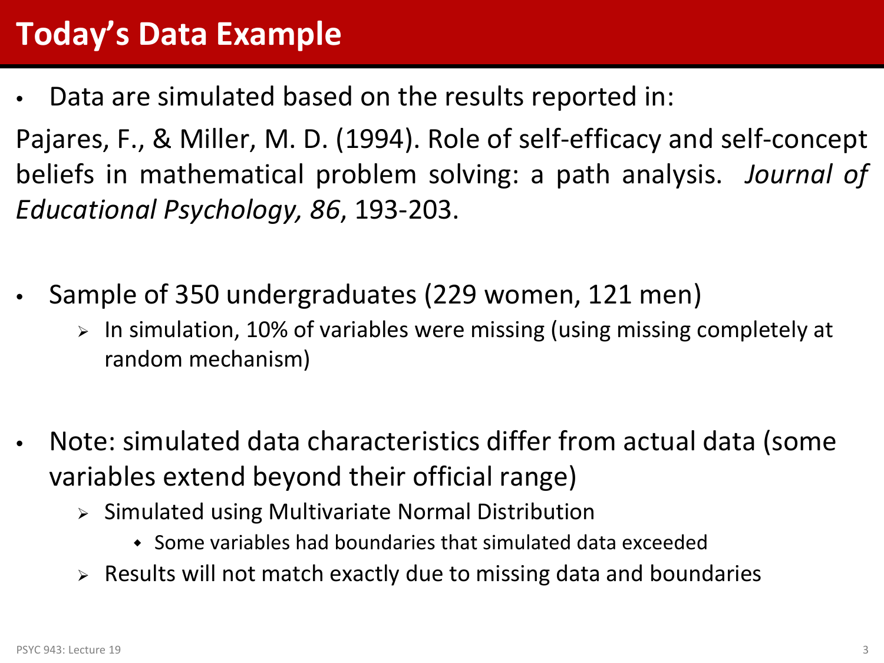# Today's Data Example

- Data are simulated based on the results reported in:

Pajares, F., & Miller, M. D. (1994). Role of self-efficacy and self-concept beliefs in mathematical problem solving: a path analysis. *Journal of Educational Psychology, 86*, 193-203.

- Sample of 350 undergraduates (229 women, 121 men)
  - In simulation, 10% of variables were missing (using missing completely at random mechanism)

- Note: simulated data characteristics differ from actual data (some variables extend beyond their official range)
  - Simulated using Multivariate Normal Distribution
    - Some variables had boundaries that simulated data exceeded
  - Results will not match exactly due to missing data and boundaries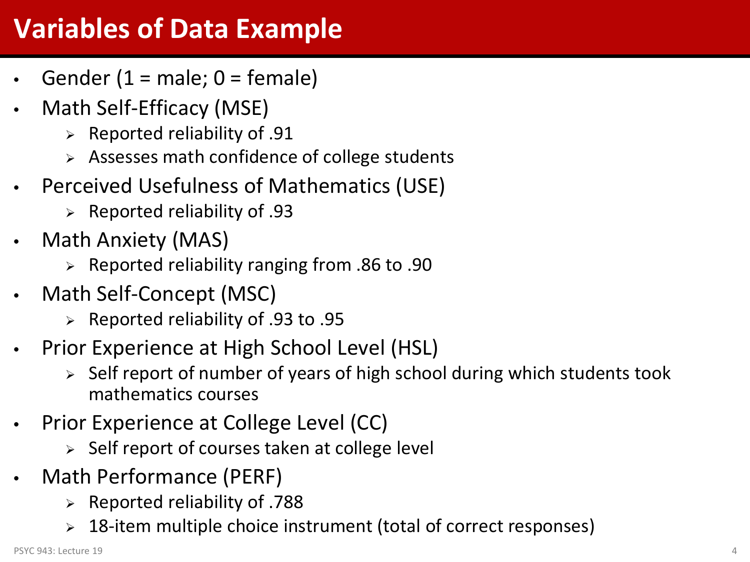# Variables of Data Example

- Gender (1 = male; 0 = female)
- Math Self-Efficacy (MSE)
  - Reported reliability of .91
  - Assesses math confidence of college students
- Perceived Usefulness of Mathematics (USE)
  - Reported reliability of .93
- Math Anxiety (MAS)
  - Reported reliability ranging from .86 to .90
- Math Self-Concept (MSC)
  - Reported reliability of .93 to .95
- Prior Experience at High School Level (HSL)
  - Self report of number of years of high school during which students took mathematics courses
- Prior Experience at College Level (CC)
  - Self report of courses taken at college level
- Math Performance (PERF)
  - Reported reliability of .788
  - 18-item multiple choice instrument (total of correct responses)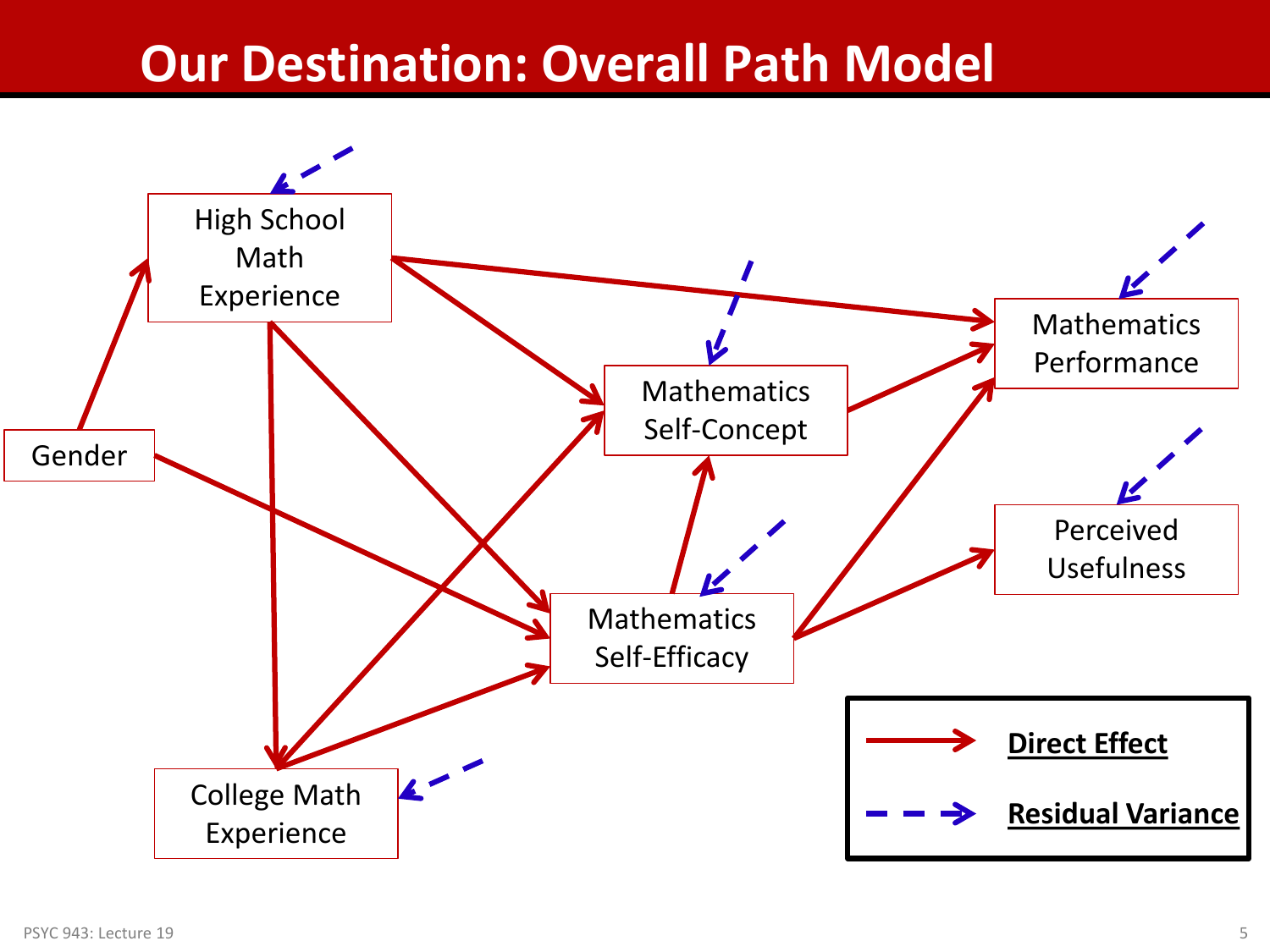# Our Destination: Overall Path Model

High School Math Experience

Mathematics Performance

Mathematics Self-Concept

Gender

Perceived Usefulness

Mathematics Self-Efficacy

College Math Experience

**Direct Effect**

**Residual Variance**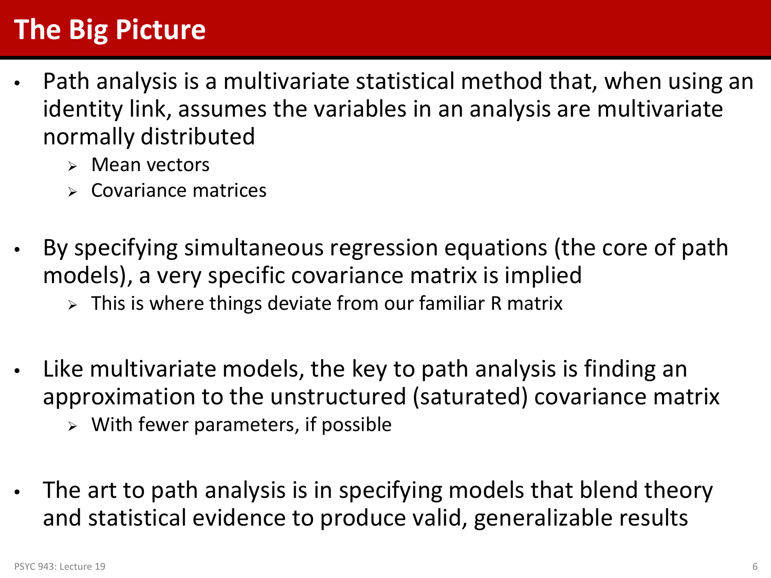# The Big Picture

- Path analysis is a multivariate statistical method that, when using an identity link, assumes the variables in an analysis are multivariate normally distributed
  - Mean vectors
  - Covariance matrices

- By specifying simultaneous regression equations (the core of path models), a very specific covariance matrix is implied
  - This is where things deviate from our familiar R matrix

- Like multivariate models, the key to path analysis is finding an approximation to the unstructured (saturated) covariance matrix
  - With fewer parameters, if possible

- The art to path analysis is in specifying models that blend theory and statistical evidence to produce valid, generalizable results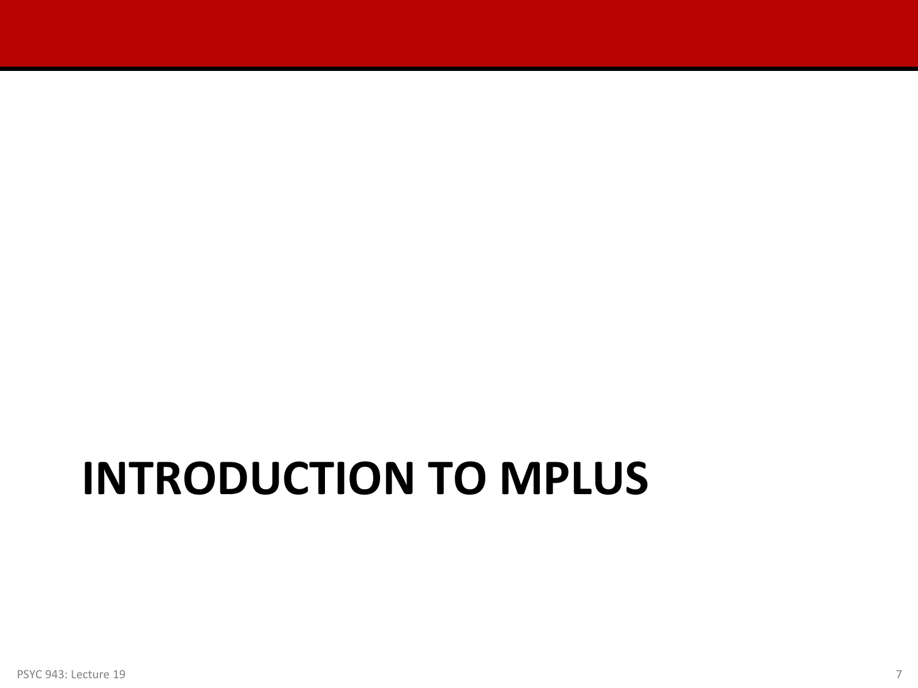# INTRODUCTION TO MPLUS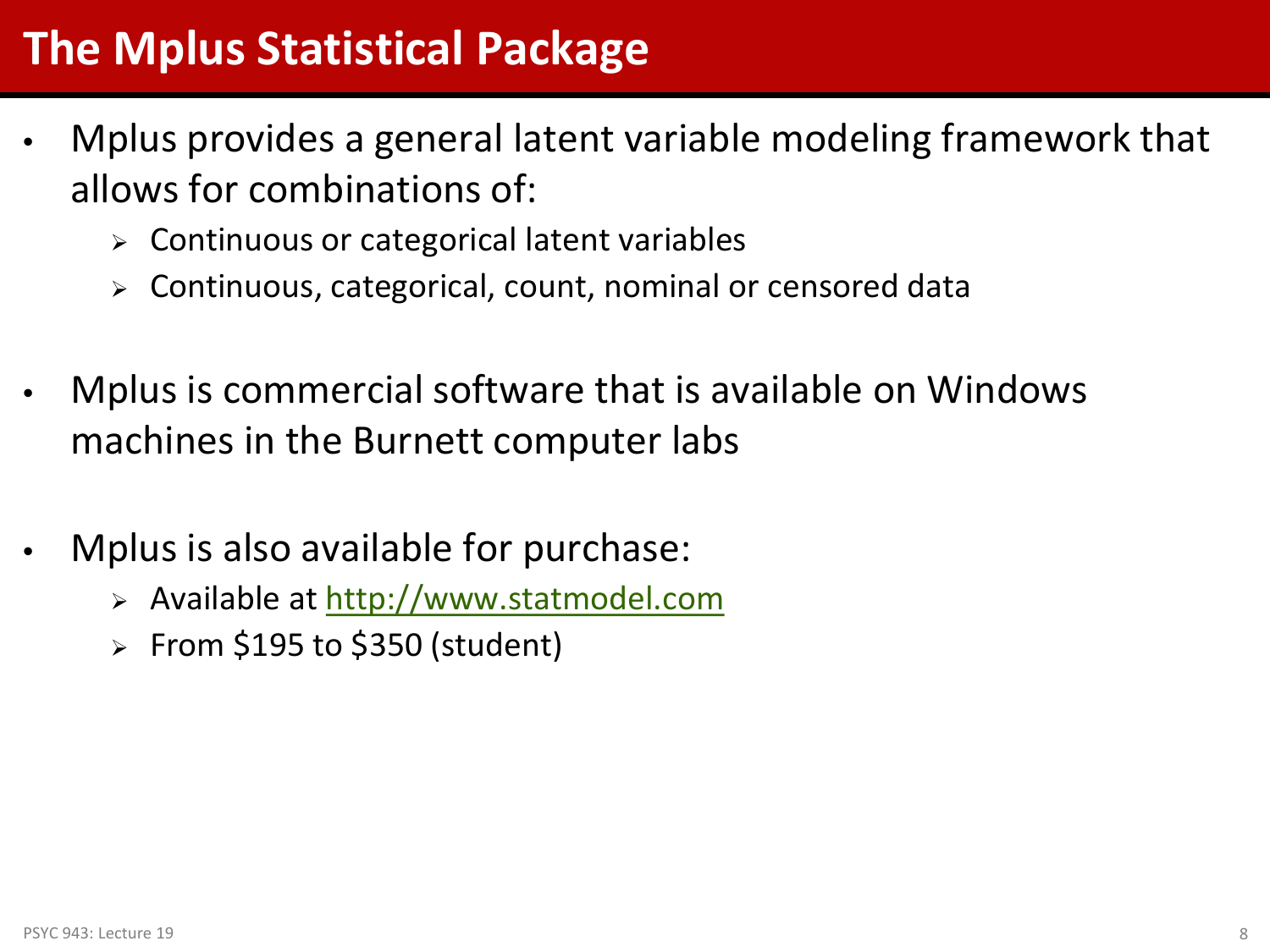# The Mplus Statistical Package

- Mplus provides a general latent variable modeling framework that allows for combinations of:
  - Continuous or categorical latent variables
  - Continuous, categorical, count, nominal or censored data

- Mplus is commercial software that is available on Windows machines in the Burnett computer labs

- Mplus is also available for purchase:
  - Available at http://www.statmodel.com
  - From $195 to $350 (student)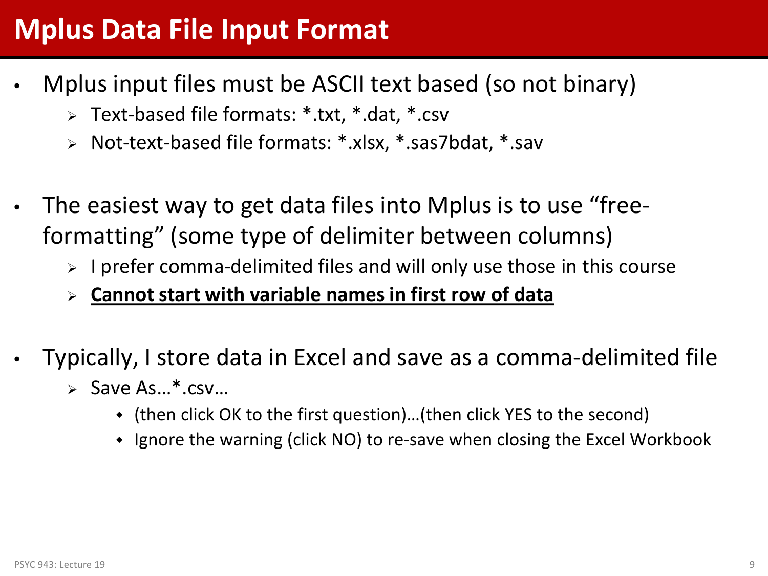# Mplus Data File Input Format

- Mplus input files must be ASCII text based (so not binary)
  - Text-based file formats: *.txt, *.dat, *.csv
  - Not-text-based file formats: *.xlsx, *.sas7bdat, *.sav
- The easiest way to get data files into Mplus is to use "free-formatting" (some type of delimiter between columns)
  - I prefer comma-delimited files and will only use those in this course
  - <u>**Cannot start with variable names in first row of data**</u>
- Typically, I store data in Excel and save as a comma-delimited file
  - Save As…*.csv…
    - (then click OK to the first question)…(then click YES to the second)
    - Ignore the warning (click NO) to re-save when closing the Excel Workbook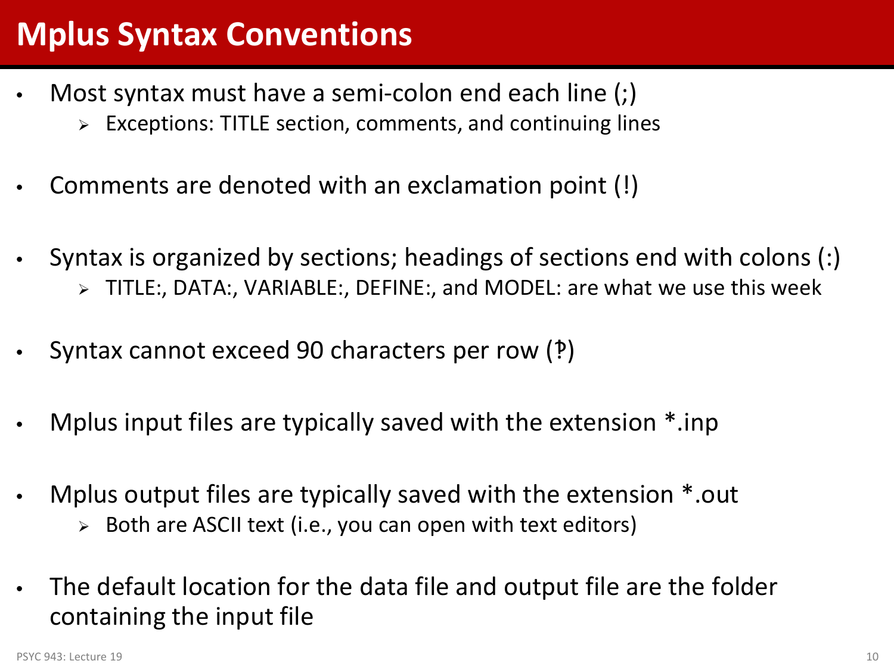# Mplus Syntax Conventions

- Most syntax must have a semi-colon end each line (;)
  - Exceptions: TITLE section, comments, and continuing lines
- Comments are denoted with an exclamation point (!)
- Syntax is organized by sections; headings of sections end with colons (:)
  - TITLE:, DATA:, VARIABLE:, DEFINE:, and MODEL: are what we use this week
- Syntax cannot exceed 90 characters per row (‽)
- Mplus input files are typically saved with the extension *.inp
- Mplus output files are typically saved with the extension *.out
  - Both are ASCII text (i.e., you can open with text editors)
- The default location for the data file and output file are the folder containing the input file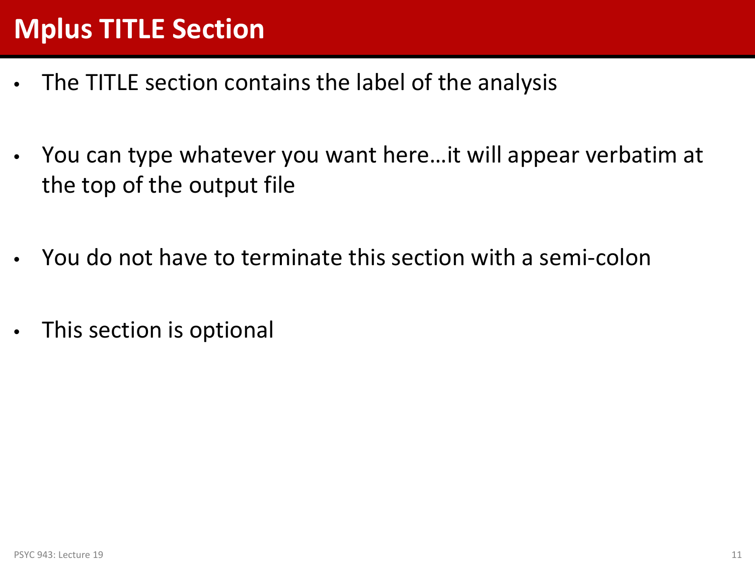# Mplus TITLE Section

- The TITLE section contains the label of the analysis
- You can type whatever you want here…it will appear verbatim at the top of the output file
- You do not have to terminate this section with a semi-colon
- This section is optional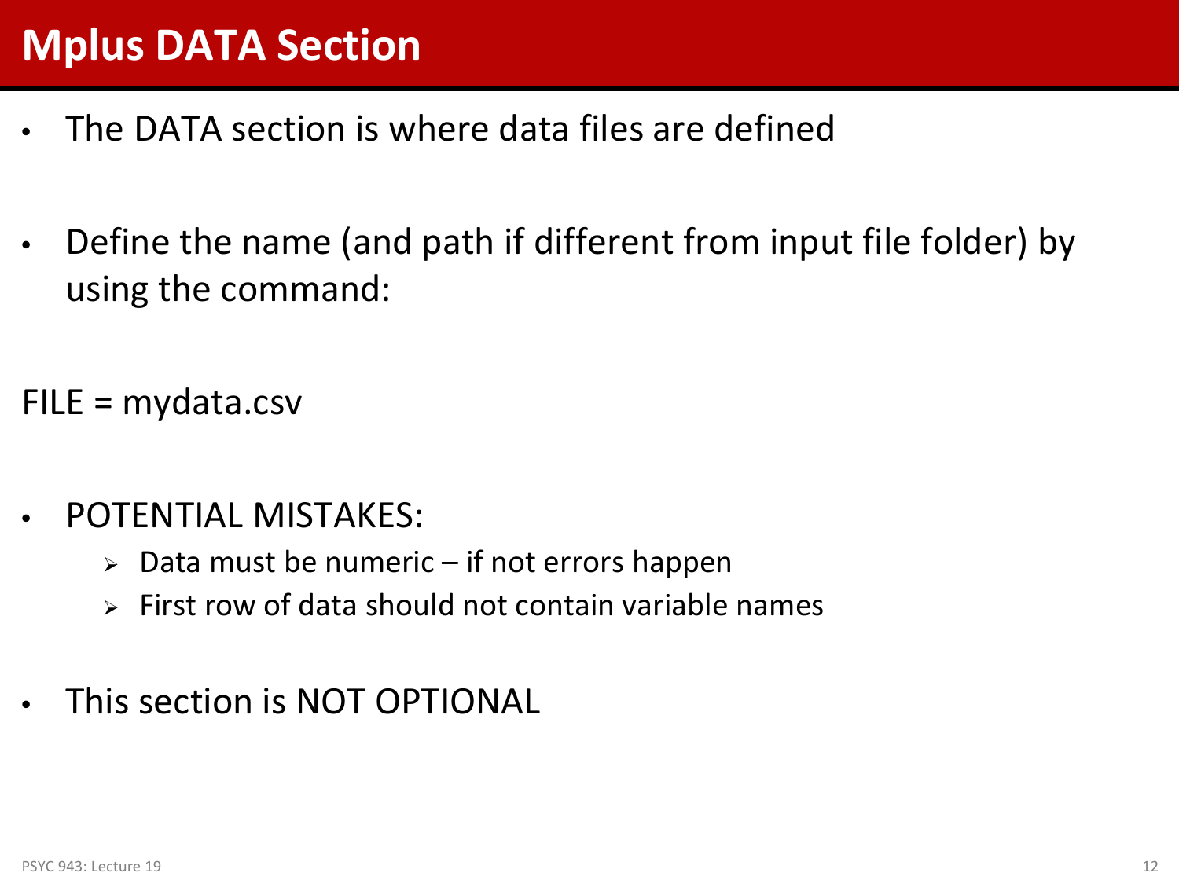# Mplus DATA Section

- The DATA section is where data files are defined

- Define the name (and path if different from input file folder) by using the command:

```
FILE = mydata.csv
```

- POTENTIAL MISTAKES:
  - Data must be numeric – if not errors happen
  - First row of data should not contain variable names

- This section is NOT OPTIONAL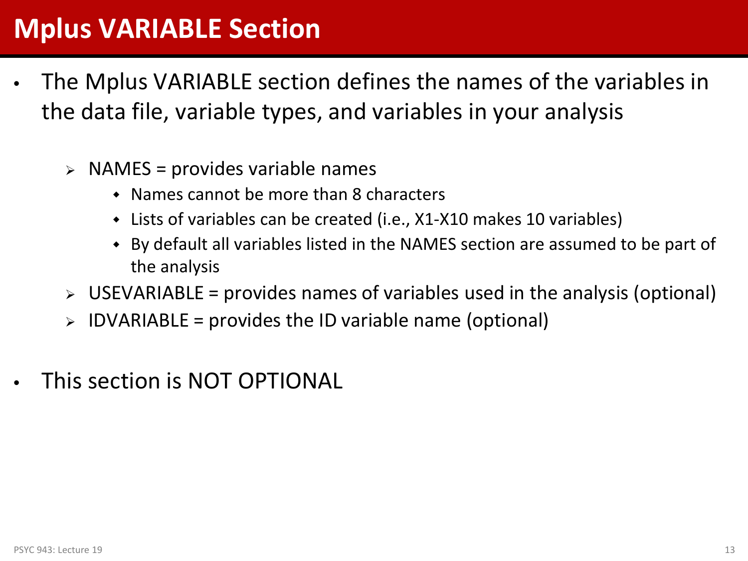# Mplus VARIABLE Section

- The Mplus VARIABLE section defines the names of the variables in the data file, variable types, and variables in your analysis
  - NAMES = provides variable names
    - Names cannot be more than 8 characters
    - Lists of variables can be created (i.e., X1-X10 makes 10 variables)
    - By default all variables listed in the NAMES section are assumed to be part of the analysis
  - USEVARIABLE = provides names of variables used in the analysis (optional)
  - IDVARIABLE = provides the ID variable name (optional)
- This section is NOT OPTIONAL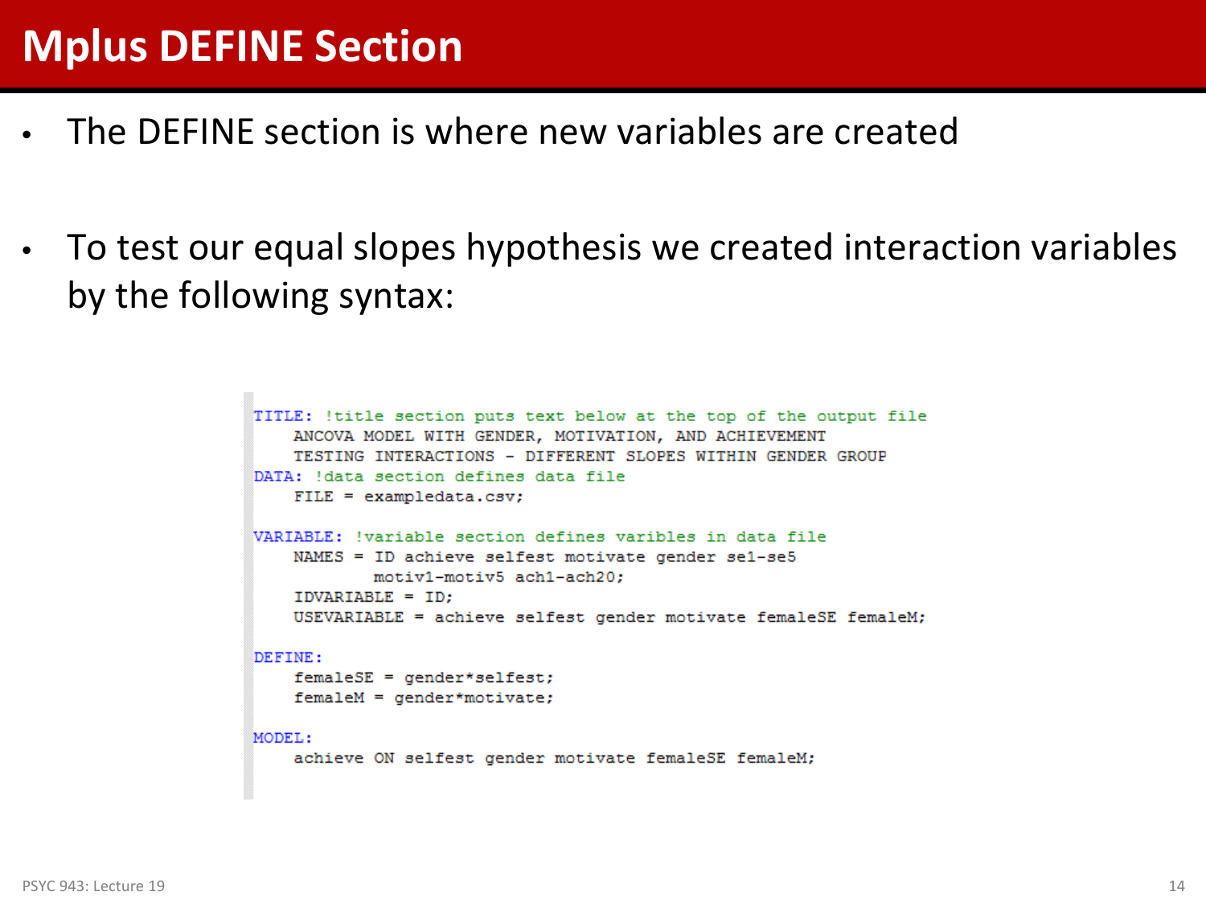# Mplus DEFINE Section

- The DEFINE section is where new variables are created
- To test our equal slopes hypothesis we created interaction variables by the following syntax:

```
TITLE: !title section puts text below at the top of the output file
    ANCOVA MODEL WITH GENDER, MOTIVATION, AND ACHIEVEMENT
    TESTING INTERACTIONS - DIFFERENT SLOPES WITHIN GENDER GROUP
DATA: !data section defines data file
    FILE = exampledata.csv;

VARIABLE: !variable section defines varibles in data file
    NAMES = ID achieve selfest motivate gender se1-se5
            motiv1-motiv5 ach1-ach20;
    IDVARIABLE = ID;
    USEVARIABLE = achieve selfest gender motivate femaleSE femaleM;

DEFINE:
    femaleSE = gender*selfest;
    femaleM = gender*motivate;

MODEL:
    achieve ON selfest gender motivate femaleSE femaleM;
```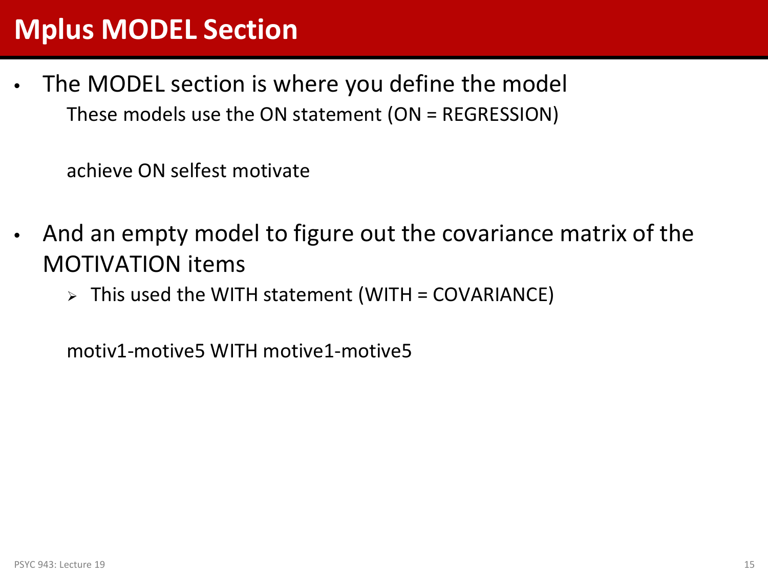# Mplus MODEL Section

- The MODEL section is where you define the model

  These models use the ON statement (ON = REGRESSION)

  achieve ON selfest motivate

- And an empty model to figure out the covariance matrix of the MOTIVATION items
  - This used the WITH statement (WITH = COVARIANCE)

  motiv1-motive5 WITH motive1-motive5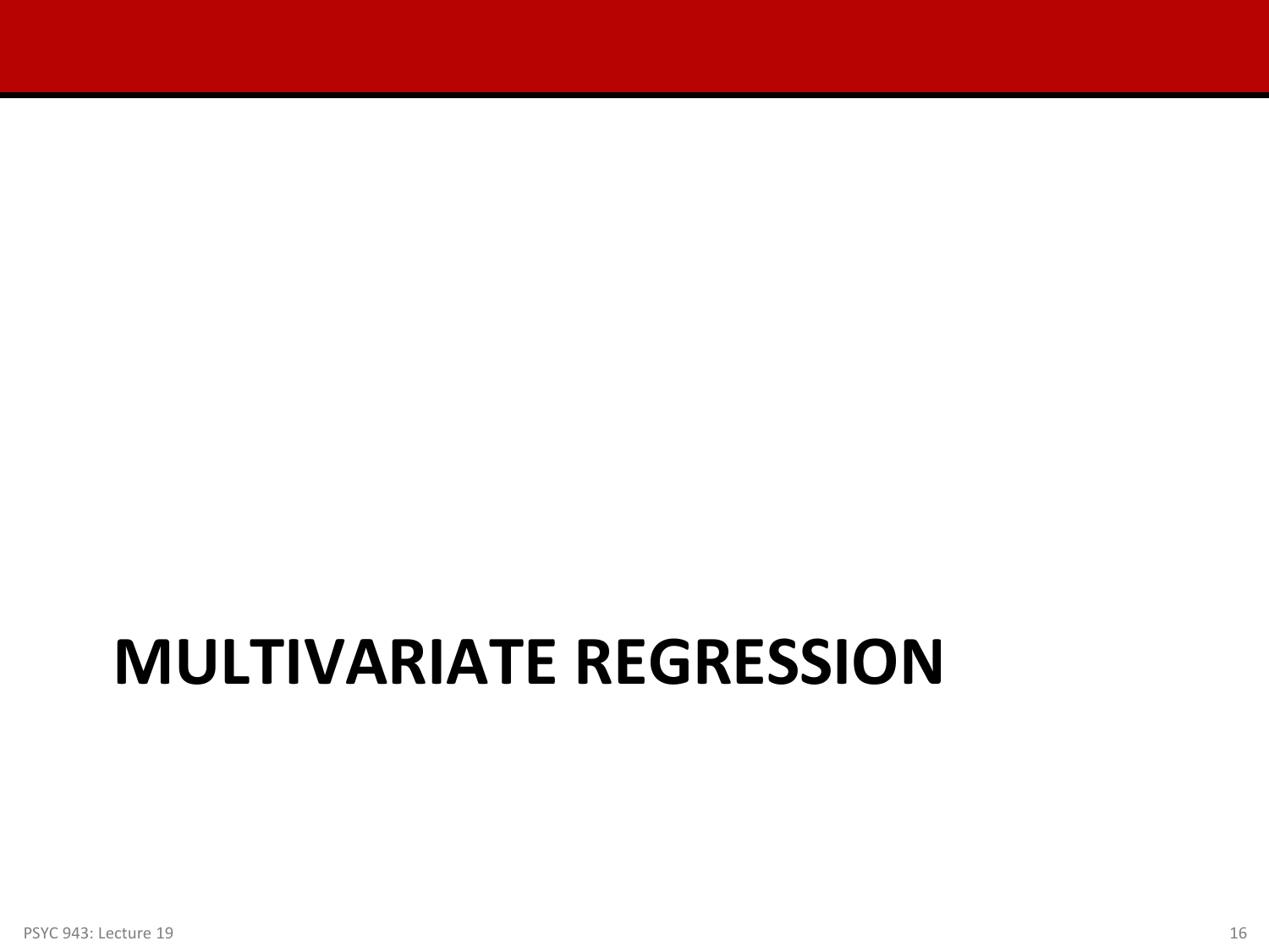# MULTIVARIATE REGRESSION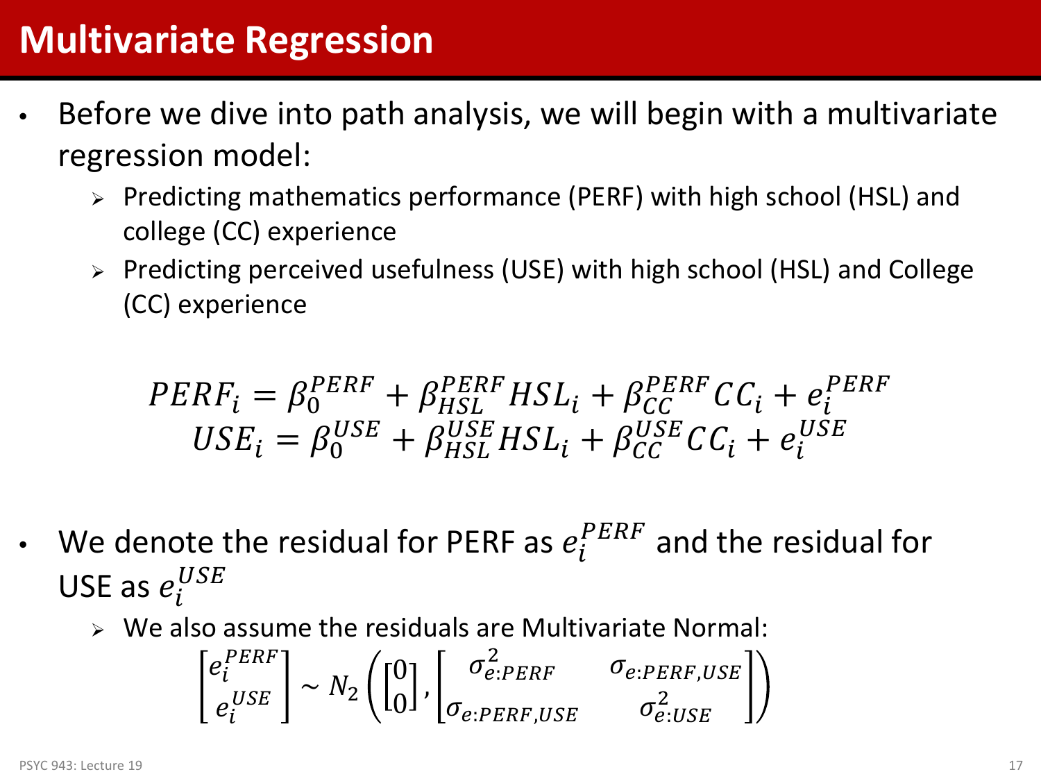# Multivariate Regression

- Before we dive into path analysis, we will begin with a multivariate regression model:
  - Predicting mathematics performance (PERF) with high school (HSL) and college (CC) experience
  - Predicting perceived usefulness (USE) with high school (HSL) and College (CC) experience

$$
\begin{gathered}
PERF_i = \beta_0^{PERF} + \beta_{HSL}^{PERF} HSL_i + \beta_{CC}^{PERF} CC_i + e_i^{PERF} \\
USE_i = \beta_0^{USE} + \beta_{HSL}^{USE} HSL_i + \beta_{CC}^{USE} CC_i + e_i^{USE}
\end{gathered}
$$

- We denote the residual for PERF as $e_i^{PERF}$ and the residual for USE as $e_i^{USE}$
  - We also assume the residuals are Multivariate Normal:

$$
\begin{bmatrix} e_i^{PERF} \\ e_i^{USE} \end{bmatrix} \sim N_2\left( \begin{bmatrix} 0 \\ 0 \end{bmatrix}, \begin{bmatrix} \sigma_{e:PERF}^2 & \sigma_{e:PERF,USE} \\ \sigma_{e:PERF,USE} & \sigma_{e:USE}^2 \end{bmatrix} \right)
$$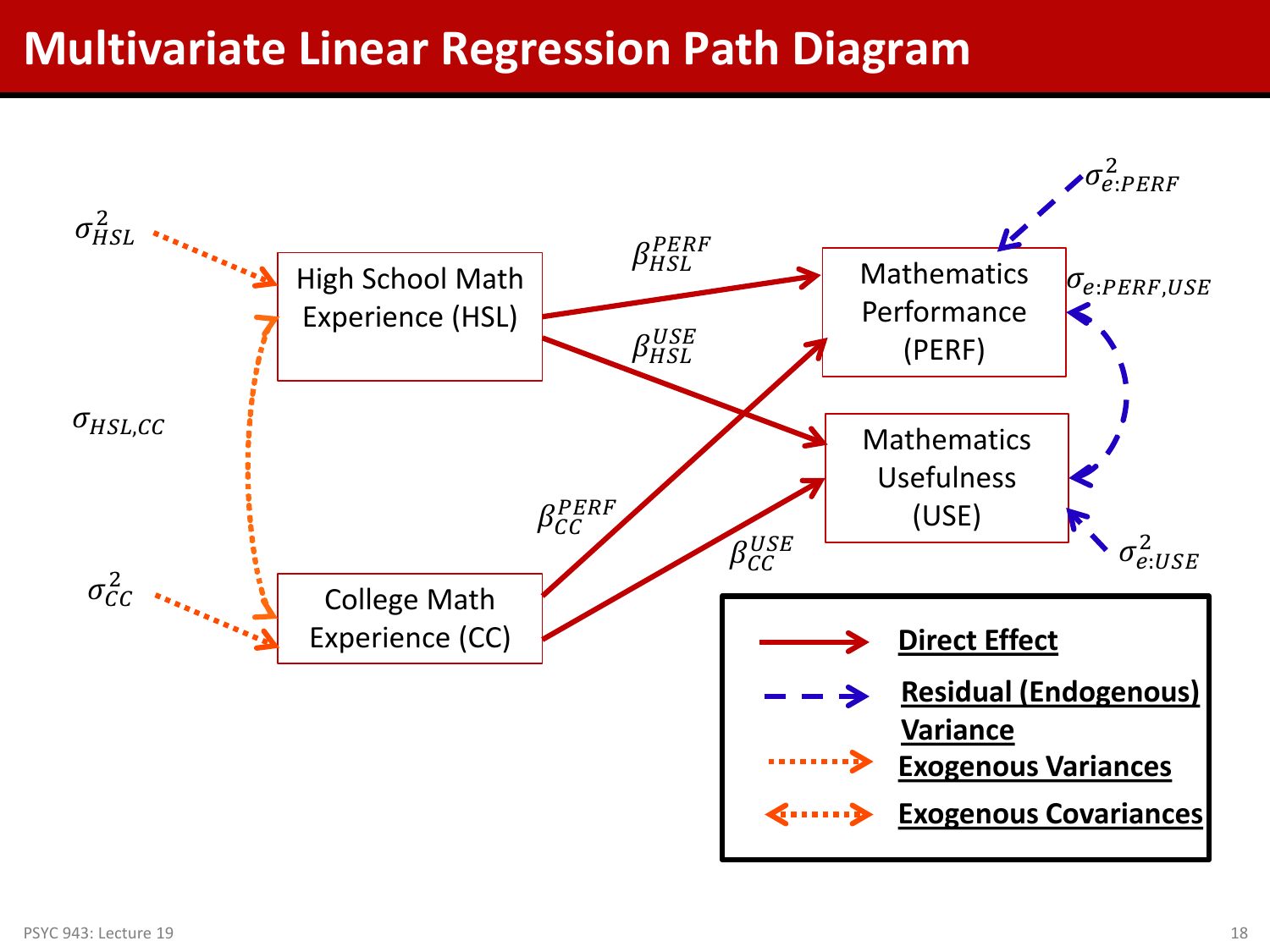# Multivariate Linear Regression Path Diagram

$\sigma^2_{HSL}$

High School Math Experience (HSL)

$\sigma_{HSL,CC}$

$\sigma^2_{CC}$

College Math Experience (CC)

$\beta^{PERF}_{HSL}$

$\beta^{USE}_{HSL}$

$\beta^{PERF}_{CC}$

$\beta^{USE}_{CC}$

Mathematics Performance (PERF)

Mathematics Usefulness (USE)

$\sigma^2_{e:PERF}$

$\sigma_{e:PERF,USE}$

$\sigma^2_{e:USE}$

**Direct Effect**

**Residual (Endogenous) Variance**

**Exogenous Variances**

**Exogenous Covariances**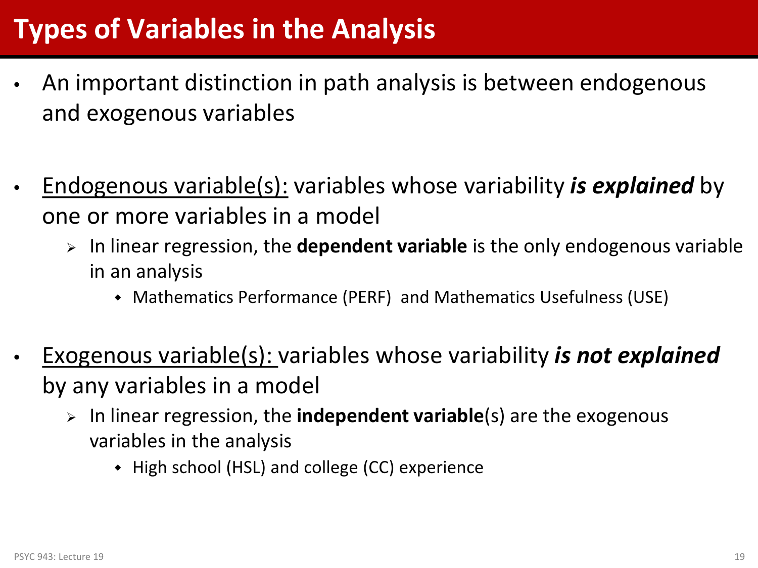# Types of Variables in the Analysis

- An important distinction in path analysis is between endogenous and exogenous variables

- Endogenous variable(s): variables whose variability ***is explained*** by one or more variables in a model
  - In linear regression, the **dependent variable** is the only endogenous variable in an analysis
    - Mathematics Performance (PERF) and Mathematics Usefulness (USE)

- Exogenous variable(s): variables whose variability ***is not explained*** by any variables in a model
  - In linear regression, the **independent variable**(s) are the exogenous variables in the analysis
    - High school (HSL) and college (CC) experience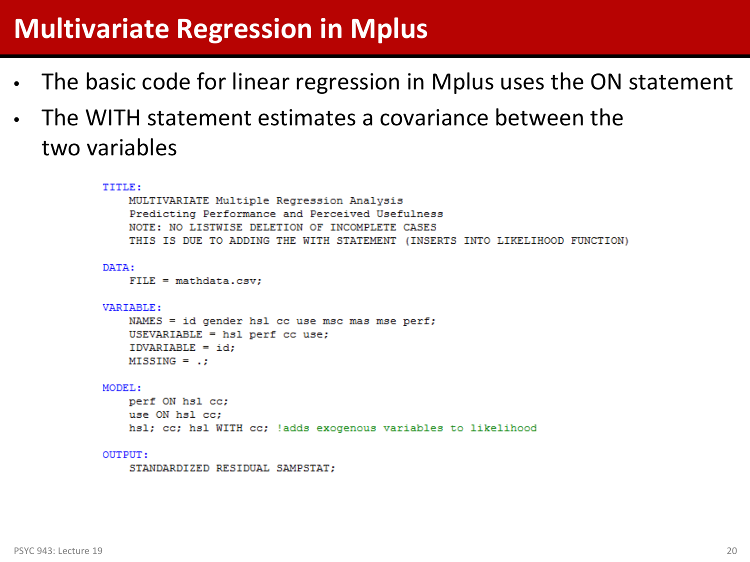# Multivariate Regression in Mplus

- The basic code for linear regression in Mplus uses the ON statement
- The WITH statement estimates a covariance between the two variables

```
TITLE:
    MULTIVARIATE Multiple Regression Analysis
    Predicting Performance and Perceived Usefulness
    NOTE: NO LISTWISE DELETION OF INCOMPLETE CASES
    THIS IS DUE TO ADDING THE WITH STATEMENT (INSERTS INTO LIKELIHOOD FUNCTION)

DATA:
    FILE = mathdata.csv;

VARIABLE:
    NAMES = id gender hsl cc use msc mas mse perf;
    USEVARIABLE = hsl perf cc use;
    IDVARIABLE = id;
    MISSING = .;

MODEL:
    perf ON hsl cc;
    use ON hsl cc;
    hsl; cc; hsl WITH cc; !adds exogenous variables to likelihood

OUTPUT:
    STANDARDIZED RESIDUAL SAMPSTAT;
```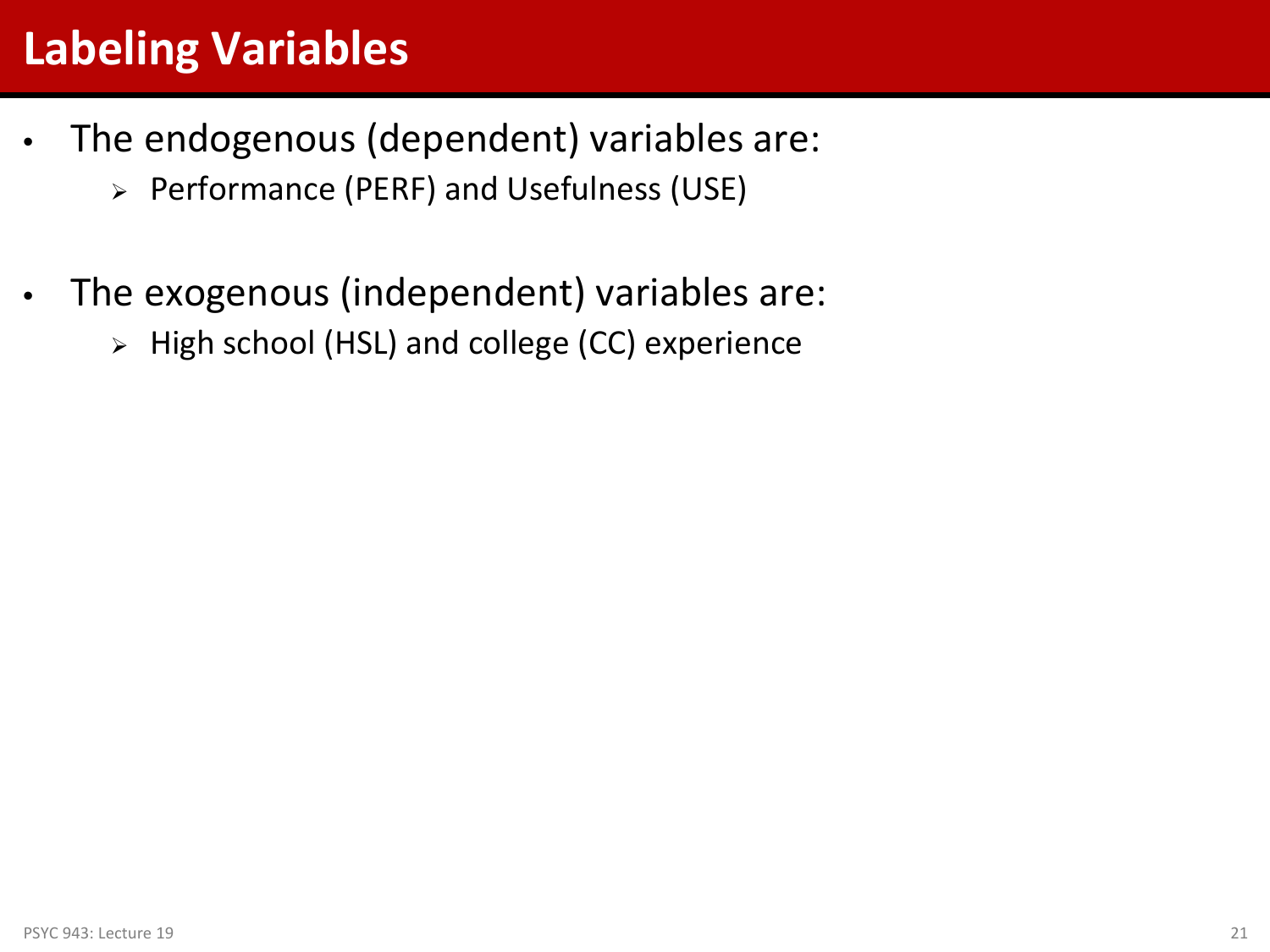# Labeling Variables

- The endogenous (dependent) variables are:
  - Performance (PERF) and Usefulness (USE)
- The exogenous (independent) variables are:
  - High school (HSL) and college (CC) experience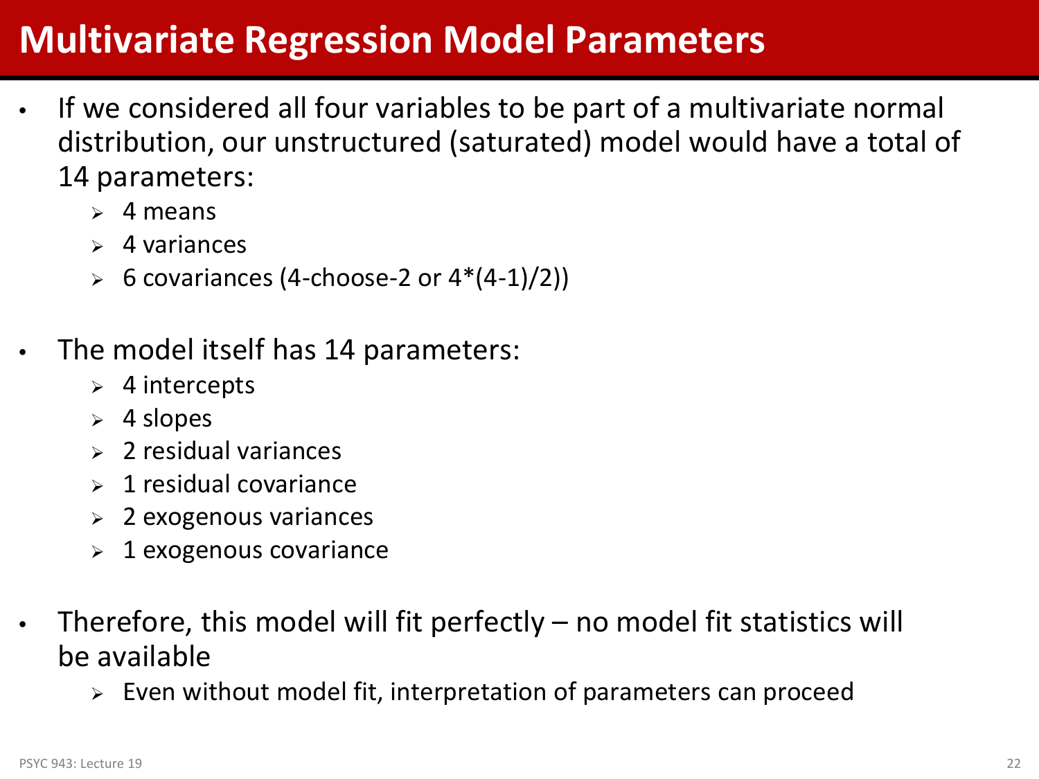# Multivariate Regression Model Parameters

- If we considered all four variables to be part of a multivariate normal distribution, our unstructured (saturated) model would have a total of 14 parameters:
  - 4 means
  - 4 variances
  - 6 covariances (4-choose-2 or 4*(4-1)/2))

- The model itself has 14 parameters:
  - 4 intercepts
  - 4 slopes
  - 2 residual variances
  - 1 residual covariance
  - 2 exogenous variances
  - 1 exogenous covariance

- Therefore, this model will fit perfectly – no model fit statistics will be available
  - Even without model fit, interpretation of parameters can proceed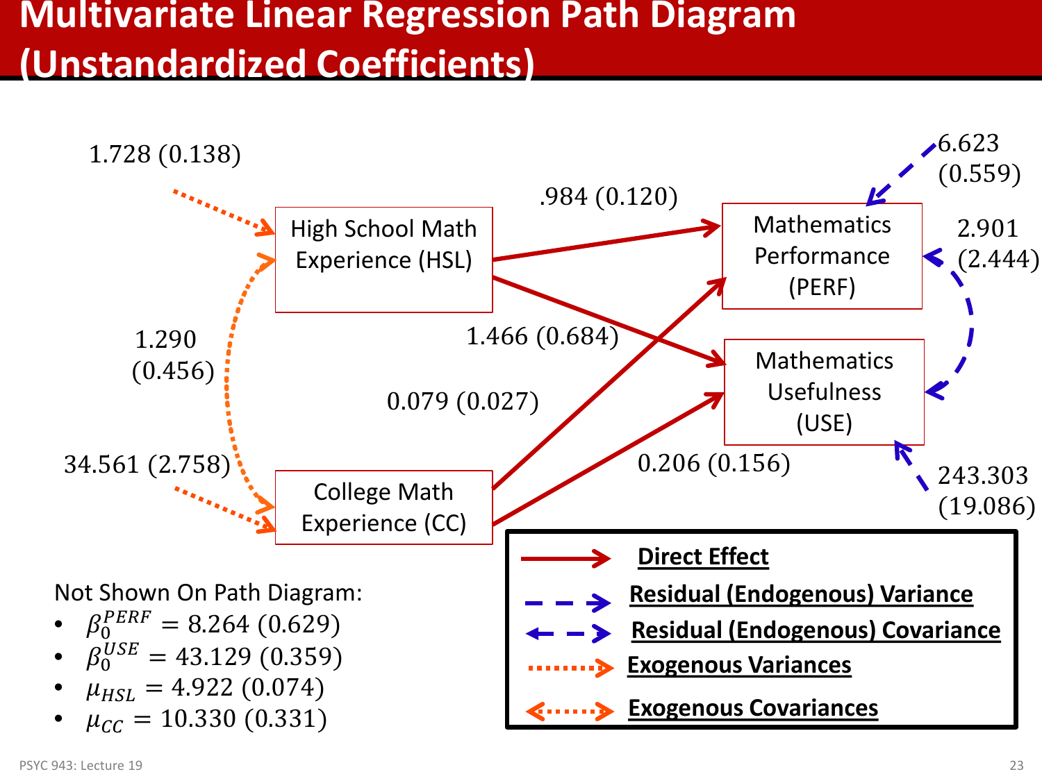# Multivariate Linear Regression Path Diagram (Unstandardized Coefficients)

1.728 (0.138)

High School Math Experience (HSL)

.984 (0.120)

Mathematics Performance (PERF)

6.623 (0.559)

2.901 (2.444)

1.290 (0.456)

1.466 (0.684)

Mathematics Usefulness (USE)

0.079 (0.027)

34.561 (2.758)

College Math Experience (CC)

0.206 (0.156)

243.303 (19.086)

Not Shown On Path Diagram:

- $\beta_0^{PERF} = 8.264\ (0.629)$
- $\beta_0^{USE} = 43.129\ (0.359)$
- $\mu_{HSL} = 4.922\ (0.074)$
- $\mu_{CC} = 10.330\ (0.331)$

**Direct Effect**

**Residual (Endogenous) Variance**

**Residual (Endogenous) Covariance**

**Exogenous Variances**

**Exogenous Covariances**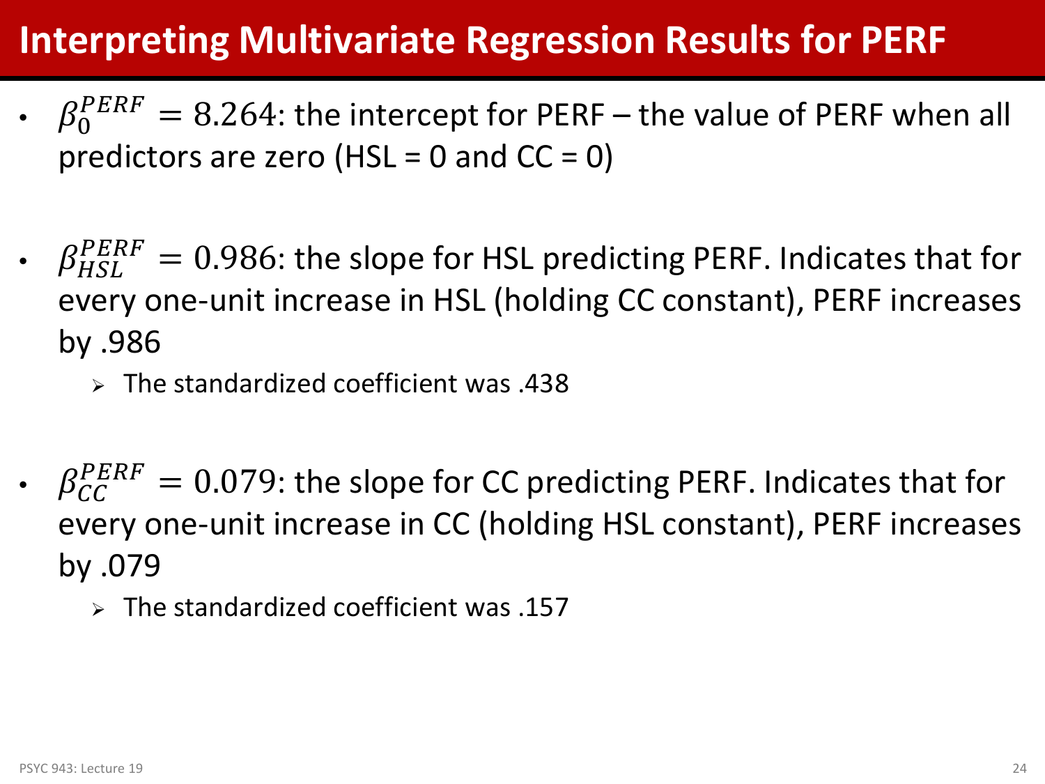# Interpreting Multivariate Regression Results for PERF

- $\beta_0^{PERF} = 8.264$: the intercept for PERF – the value of PERF when all predictors are zero (HSL = 0 and CC = 0)

- $\beta_{HSL}^{PERF} = 0.986$: the slope for HSL predicting PERF. Indicates that for every one-unit increase in HSL (holding CC constant), PERF increases by .986
  - The standardized coefficient was .438

- $\beta_{CC}^{PERF} = 0.079$: the slope for CC predicting PERF. Indicates that for every one-unit increase in CC (holding HSL constant), PERF increases by .079
  - The standardized coefficient was .157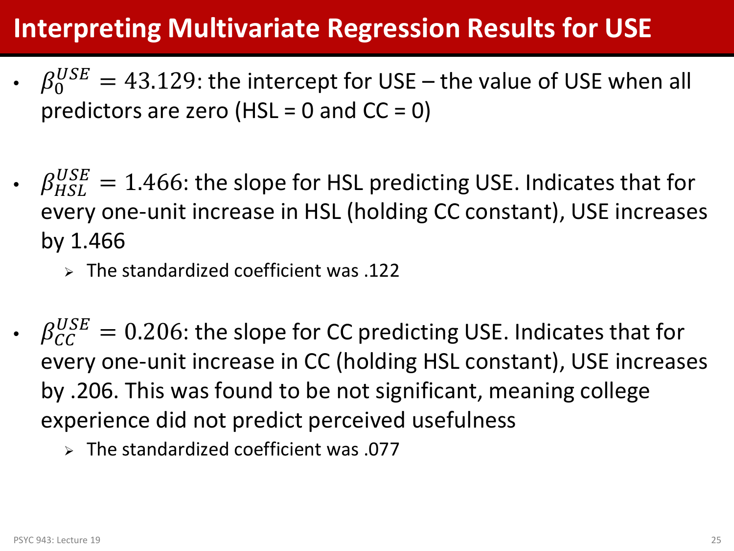# Interpreting Multivariate Regression Results for USE

- $\beta_0^{USE} = 43.129$: the intercept for USE – the value of USE when all predictors are zero (HSL = 0 and CC = 0)

- $\beta_{HSL}^{USE} = 1.466$: the slope for HSL predicting USE. Indicates that for every one-unit increase in HSL (holding CC constant), USE increases by 1.466
  - The standardized coefficient was .122

- $\beta_{CC}^{USE} = 0.206$: the slope for CC predicting USE. Indicates that for every one-unit increase in CC (holding HSL constant), USE increases by .206. This was found to be not significant, meaning college experience did not predict perceived usefulness
  - The standardized coefficient was .077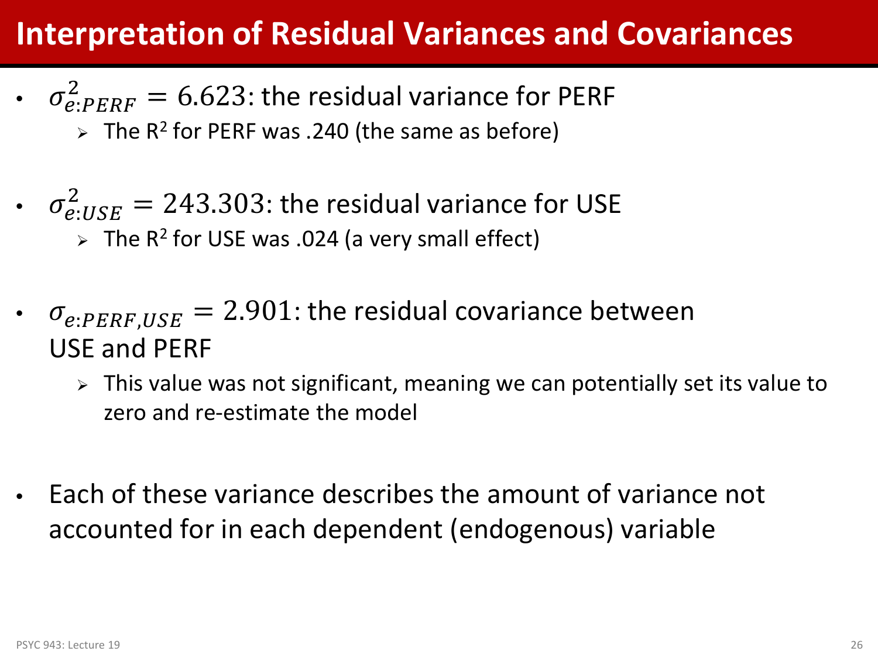# Interpretation of Residual Variances and Covariances

- $\sigma^2_{e:PERF} = 6.623$: the residual variance for PERF
  - The $R^2$ for PERF was .240 (the same as before)
- $\sigma^2_{e:USE} = 243.303$: the residual variance for USE
  - The $R^2$ for USE was .024 (a very small effect)
- $\sigma_{e:PERF,USE} = 2.901$: the residual covariance between USE and PERF
  - This value was not significant, meaning we can potentially set its value to zero and re-estimate the model
- Each of these variance describes the amount of variance not accounted for in each dependent (endogenous) variable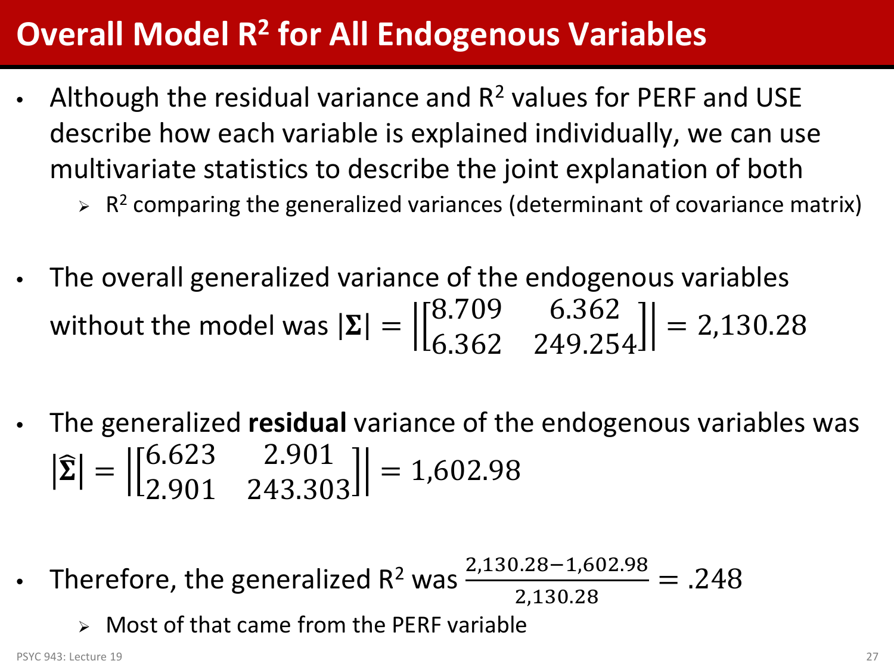# Overall Model $R^2$ for All Endogenous Variables

- Although the residual variance and $R^2$ values for PERF and USE describe how each variable is explained individually, we can use multivariate statistics to describe the joint explanation of both
  - $R^2$ comparing the generalized variances (determinant of covariance matrix)

- The overall generalized variance of the endogenous variables without the model was $|\mathbf{\Sigma}| = \left|\begin{bmatrix} 8.709 & 6.362 \\ 6.362 & 249.254 \end{bmatrix}\right| = 2{,}130.28$

- The generalized **residual** variance of the endogenous variables was $|\hat{\mathbf{\Sigma}}| = \left|\begin{bmatrix} 6.623 & 2.901 \\ 2.901 & 243.303 \end{bmatrix}\right| = 1{,}602.98$

- Therefore, the generalized $R^2$ was $\frac{2{,}130.28 - 1{,}602.98}{2{,}130.28} = .248$
  - Most of that came from the PERF variable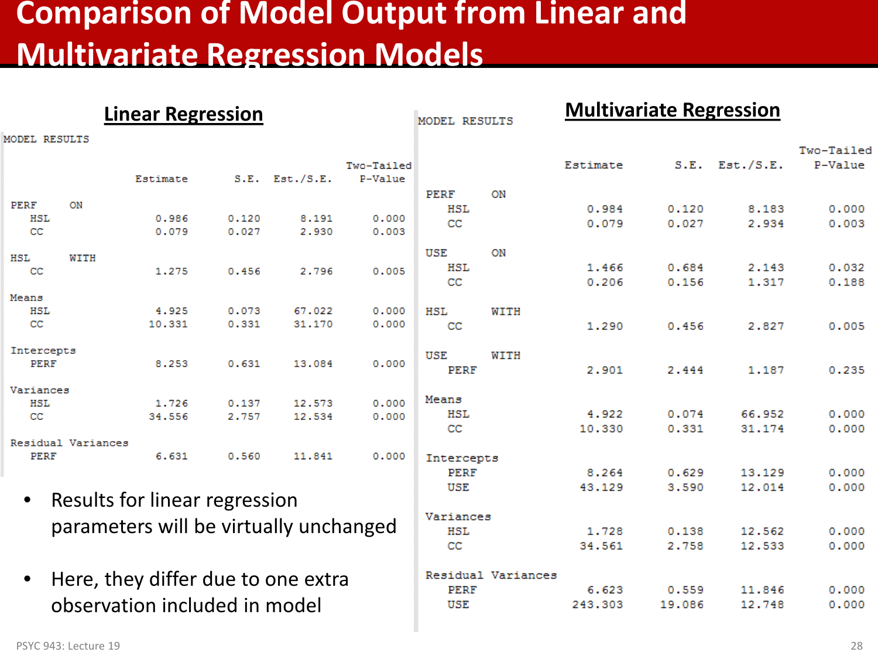# Comparison of Model Output from Linear and Multivariate Regression Models

## Linear Regression

```
MODEL RESULTS

                                                    Two-Tailed
                    Estimate       S.E.  Est./S.E.    P-Value

 PERF     ON
    HSL                0.986      0.120      8.191      0.000
    CC                 0.079      0.027      2.930      0.003

 HSL      WITH
    CC                 1.275      0.456      2.796      0.005

 Means
    HSL                4.925      0.073     67.022      0.000
    CC                10.331      0.331     31.170      0.000

 Intercepts
    PERF               8.253      0.631     13.084      0.000

 Variances
    HSL                1.726      0.137     12.573      0.000
    CC                34.556      2.757     12.534      0.000

 Residual Variances
    PERF               6.631      0.560     11.841      0.000
```

- Results for linear regression parameters will be virtually unchanged
- Here, they differ due to one extra observation included in model

## Multivariate Regression

```
MODEL RESULTS

                                                    Two-Tailed
                    Estimate       S.E.  Est./S.E.    P-Value

 PERF     ON
    HSL                0.984      0.120      8.183      0.000
    CC                 0.079      0.027      2.934      0.003

 USE      ON
    HSL                1.466      0.684      2.143      0.032
    CC                 0.206      0.156      1.317      0.188

 HSL      WITH
    CC                 1.290      0.456      2.827      0.005

 USE      WITH
    PERF               2.901      2.444      1.187      0.235

 Means
    HSL                4.922      0.074     66.952      0.000
    CC                10.330      0.331     31.174      0.000

 Intercepts
    PERF               8.264      0.629     13.129      0.000
    USE               43.129      3.590     12.014      0.000

 Variances
    HSL                1.728      0.138     12.562      0.000
    CC                34.561      2.758     12.533      0.000

 Residual Variances
    PERF               6.623      0.559     11.846      0.000
    USE              243.303     19.086     12.748      0.000
```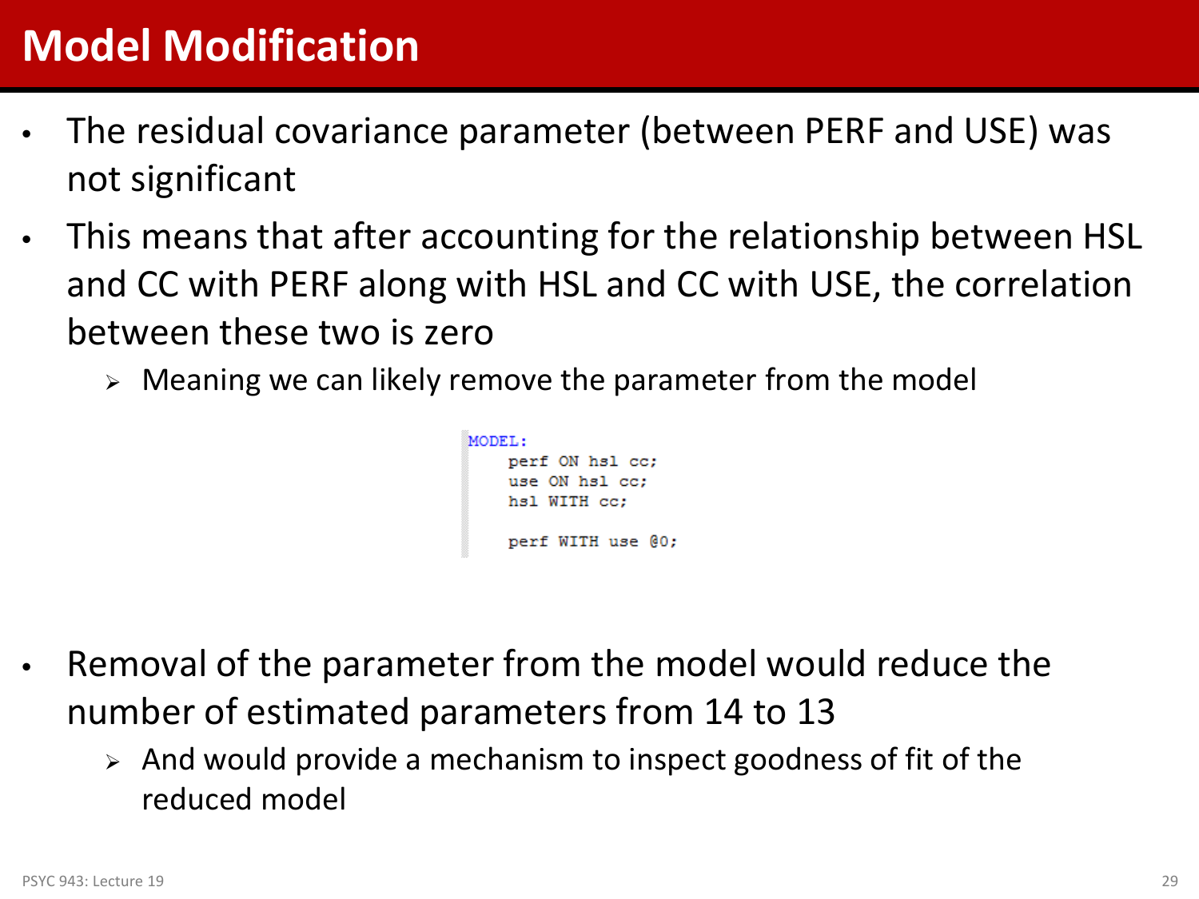# Model Modification

- The residual covariance parameter (between PERF and USE) was not significant
- This means that after accounting for the relationship between HSL and CC with PERF along with HSL and CC with USE, the correlation between these two is zero
  - Meaning we can likely remove the parameter from the model

```
MODEL:
    perf ON hsl cc;
    use ON hsl cc;
    hsl WITH cc;

    perf WITH use @0;
```

- Removal of the parameter from the model would reduce the number of estimated parameters from 14 to 13
  - And would provide a mechanism to inspect goodness of fit of the reduced model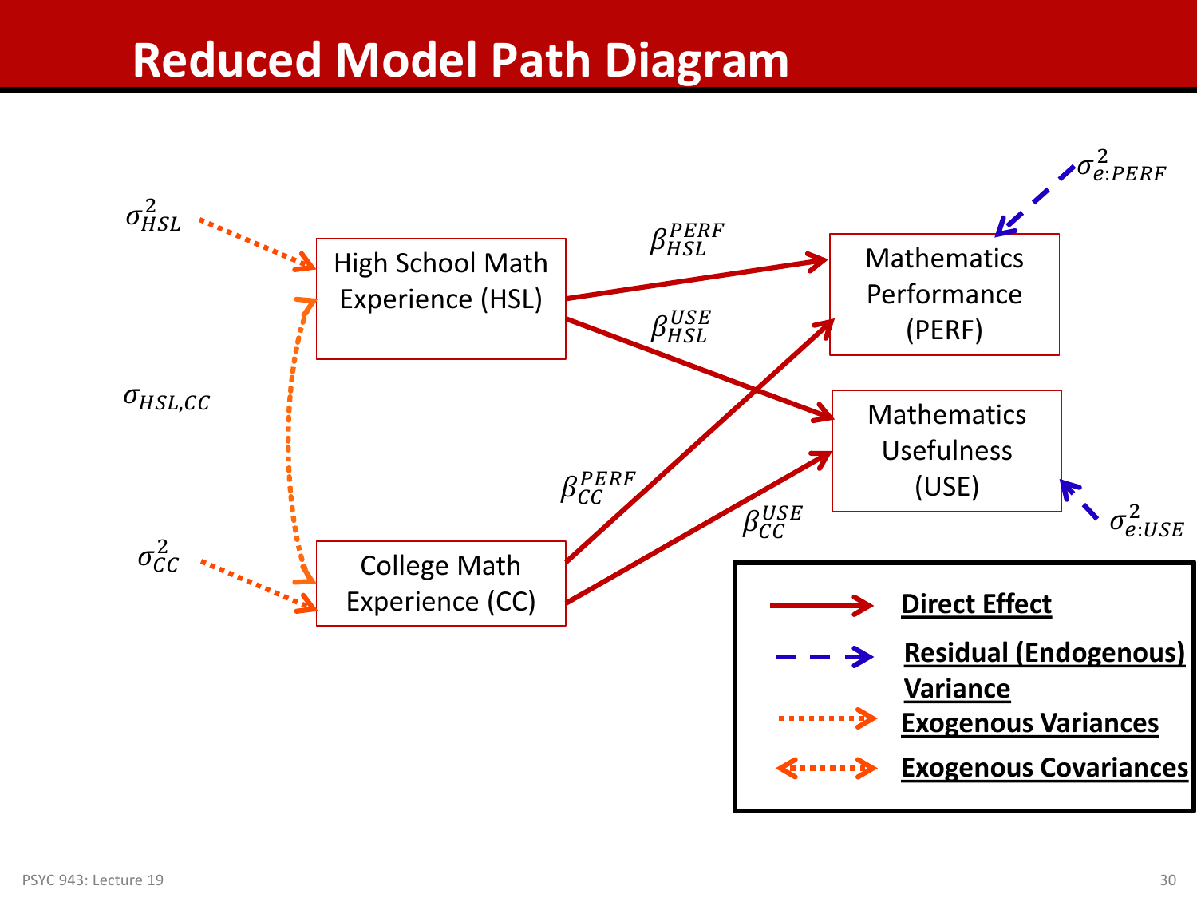# Reduced Model Path Diagram

$\sigma^2_{HSL}$

$\sigma_{HSL,CC}$

$\sigma^2_{CC}$

High School Math Experience (HSL)

College Math Experience (CC)

$\beta^{PERF}_{HSL}$

$\beta^{USE}_{HSL}$

$\beta^{PERF}_{CC}$

$\beta^{USE}_{CC}$

Mathematics Performance (PERF)

Mathematics Usefulness (USE)

$\sigma^2_{e:PERF}$

$\sigma^2_{e:USE}$

**Direct Effect**

**Residual (Endogenous) Variance**

**Exogenous Variances**

**Exogenous Covariances**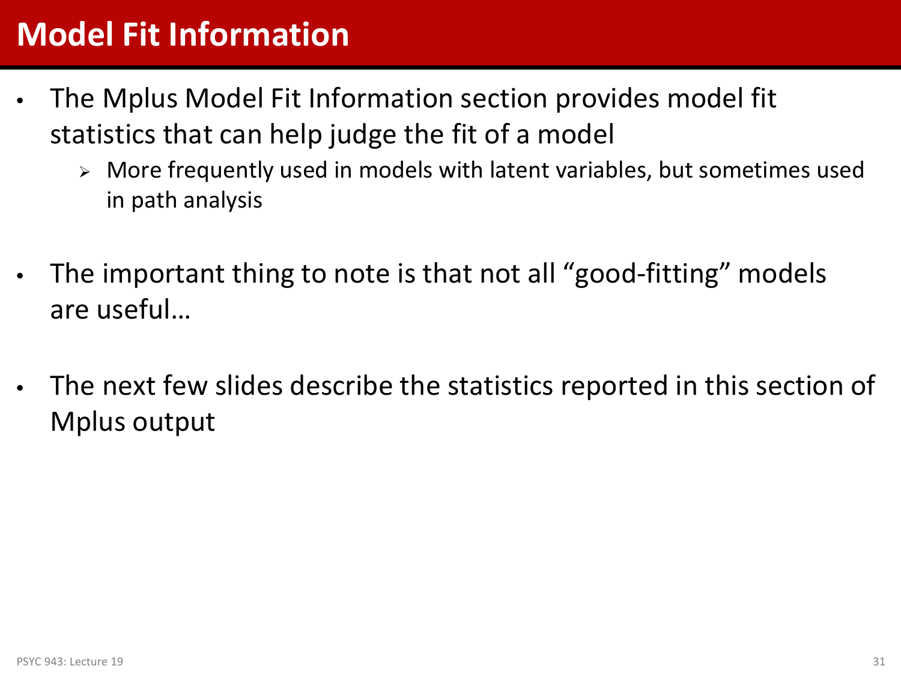# Model Fit Information

- The Mplus Model Fit Information section provides model fit statistics that can help judge the fit of a model
  - More frequently used in models with latent variables, but sometimes used in path analysis
- The important thing to note is that not all "good-fitting" models are useful…
- The next few slides describe the statistics reported in this section of Mplus output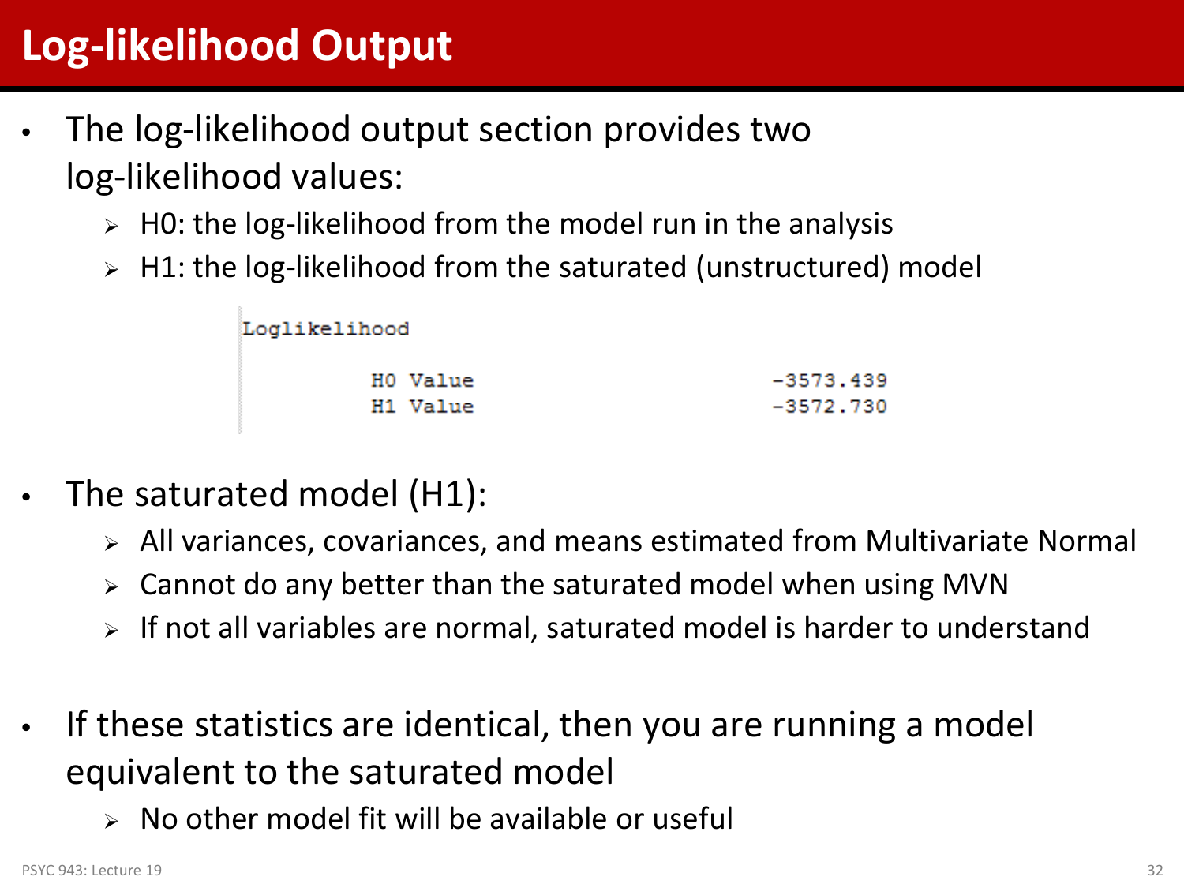# Log-likelihood Output

- The log-likelihood output section provides two log-likelihood values:
  - H0: the log-likelihood from the model run in the analysis
  - H1: the log-likelihood from the saturated (unstructured) model

```
Loglikelihood

          H0 Value                        -3573.439
          H1 Value                        -3572.730
```

- The saturated model (H1):
  - All variances, covariances, and means estimated from Multivariate Normal
  - Cannot do any better than the saturated model when using MVN
  - If not all variables are normal, saturated model is harder to understand

- If these statistics are identical, then you are running a model equivalent to the saturated model
  - No other model fit will be available or useful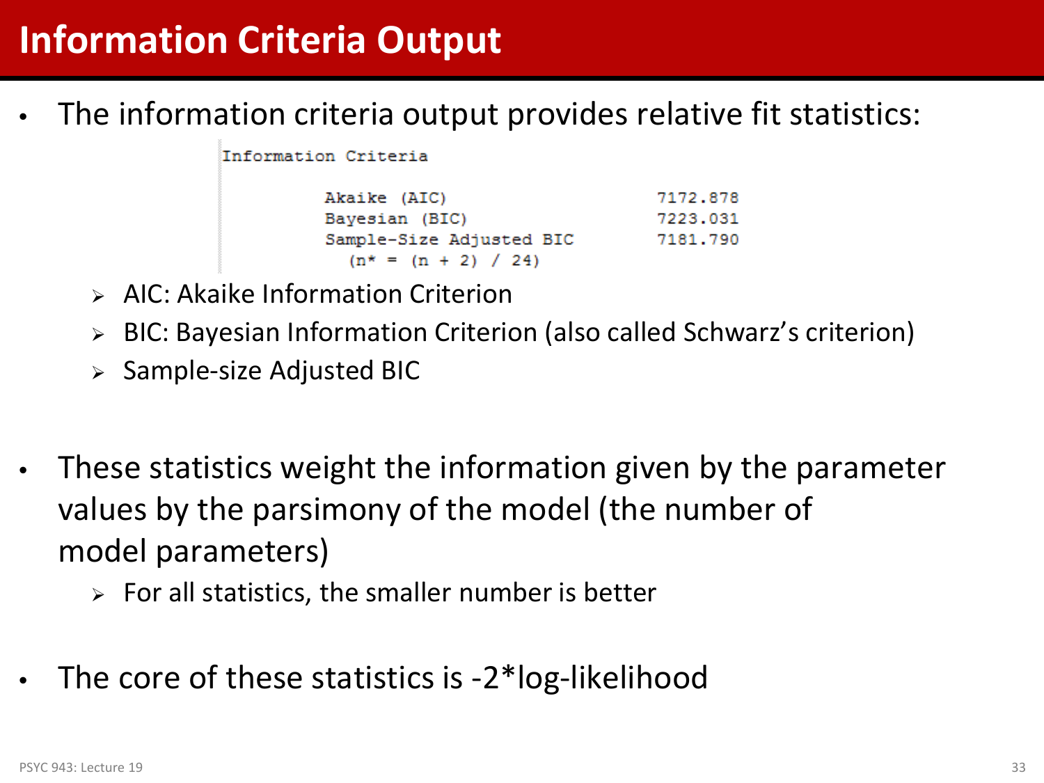# Information Criteria Output

- The information criteria output provides relative fit statistics:

```
Information Criteria

          Akaike (AIC)                        7172.878
          Bayesian (BIC)                      7223.031
          Sample-Size Adjusted BIC            7181.790
            (n* = (n + 2) / 24)
```

  - AIC: Akaike Information Criterion
  - BIC: Bayesian Information Criterion (also called Schwarz's criterion)
  - Sample-size Adjusted BIC

- These statistics weight the information given by the parameter values by the parsimony of the model (the number of model parameters)
  - For all statistics, the smaller number is better

- The core of these statistics is -2*log-likelihood

PSYC 943: Lecture 19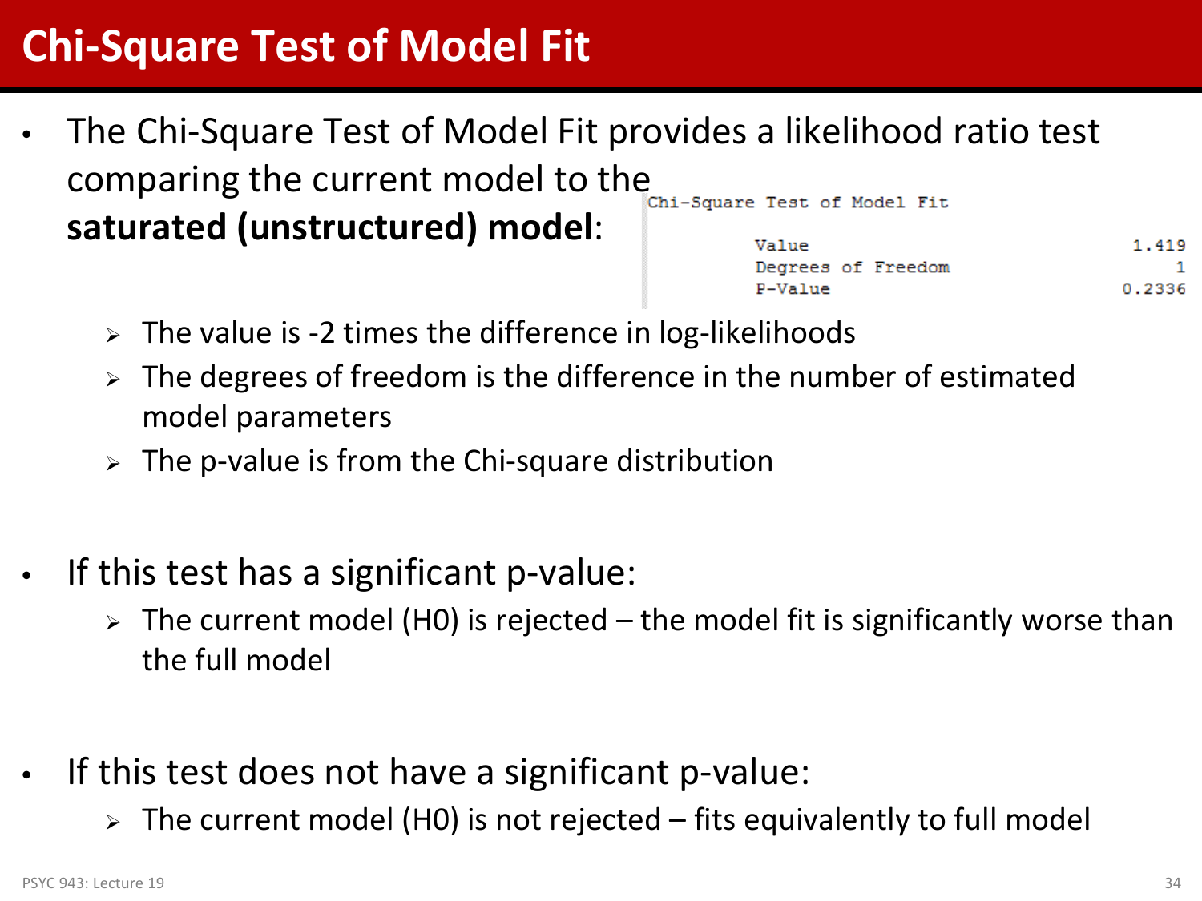# Chi-Square Test of Model Fit

- The Chi-Square Test of Model Fit provides a likelihood ratio test comparing the current model to the **saturated (unstructured) model**:

```
Chi-Square Test of Model Fit

          Value                              1.419
          Degrees of Freedom                     1
          P-Value                           0.2336
```

  - The value is -2 times the difference in log-likelihoods
  - The degrees of freedom is the difference in the number of estimated model parameters
  - The p-value is from the Chi-square distribution

- If this test has a significant p-value:
  - The current model (H0) is rejected – the model fit is significantly worse than the full model

- If this test does not have a significant p-value:
  - The current model (H0) is not rejected – fits equivalently to full model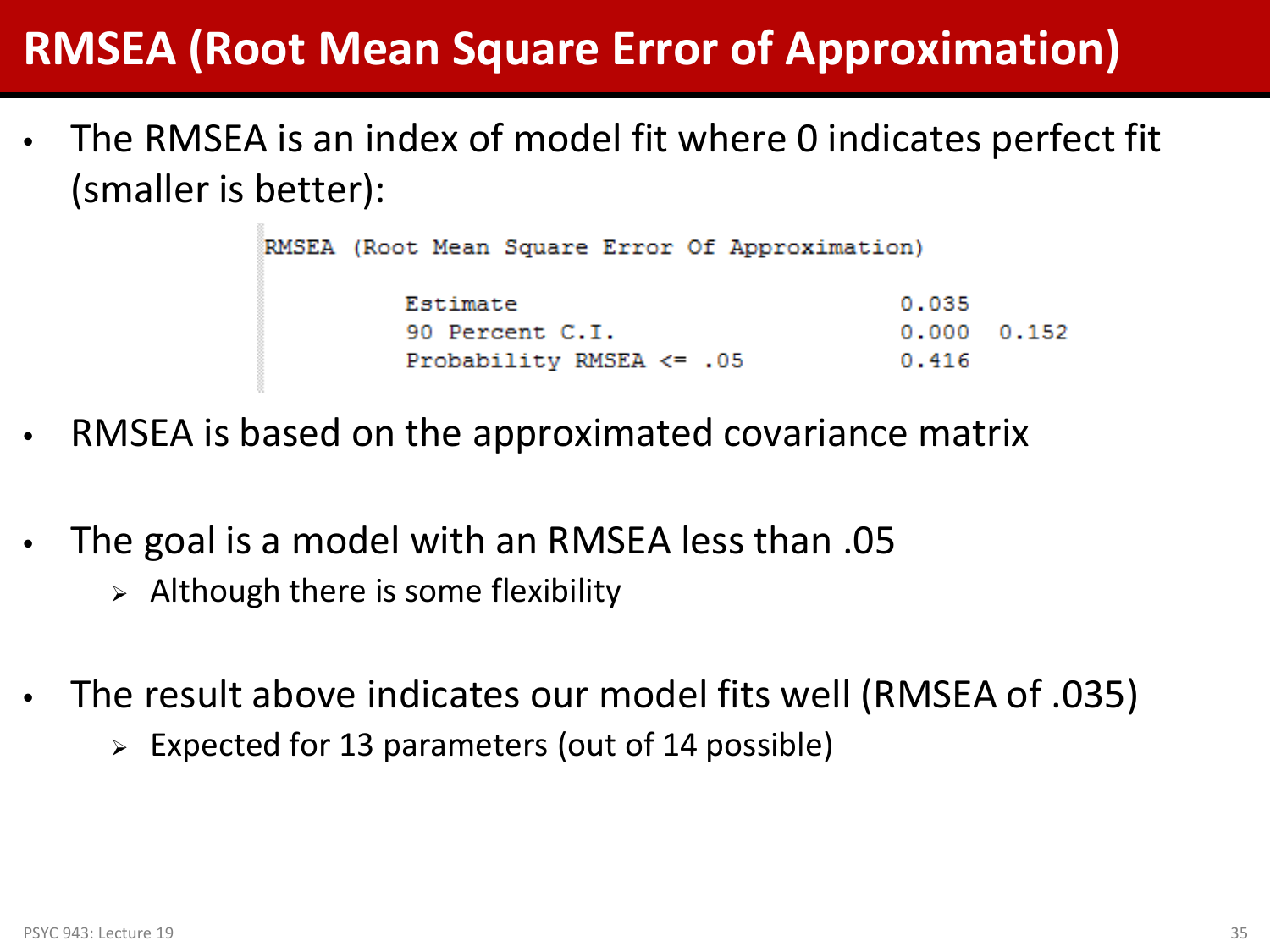# RMSEA (Root Mean Square Error of Approximation)

- The RMSEA is an index of model fit where 0 indicates perfect fit (smaller is better):

```
RMSEA (Root Mean Square Error Of Approximation)

          Estimate                              0.035
          90 Percent C.I.                       0.000   0.152
          Probability RMSEA <= .05              0.416
```

- RMSEA is based on the approximated covariance matrix

- The goal is a model with an RMSEA less than .05
  - Although there is some flexibility

- The result above indicates our model fits well (RMSEA of .035)
  - Expected for 13 parameters (out of 14 possible)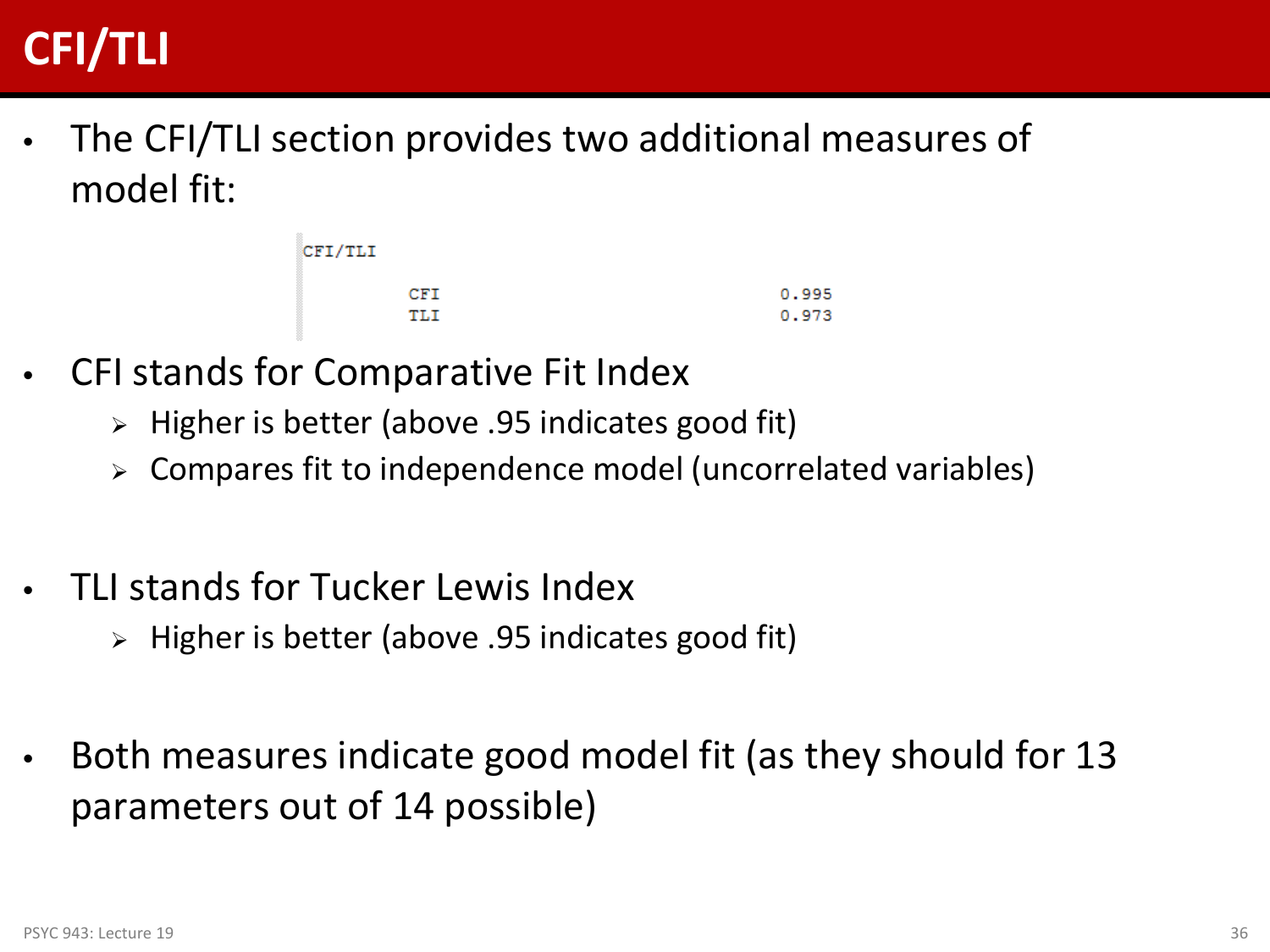# CFI/TLI

- The CFI/TLI section provides two additional measures of model fit:

```
CFI/TLI

        CFI                                0.995
        TLI                                0.973
```

- CFI stands for Comparative Fit Index
  - Higher is better (above .95 indicates good fit)
  - Compares fit to independence model (uncorrelated variables)

- TLI stands for Tucker Lewis Index
  - Higher is better (above .95 indicates good fit)

- Both measures indicate good model fit (as they should for 13 parameters out of 14 possible)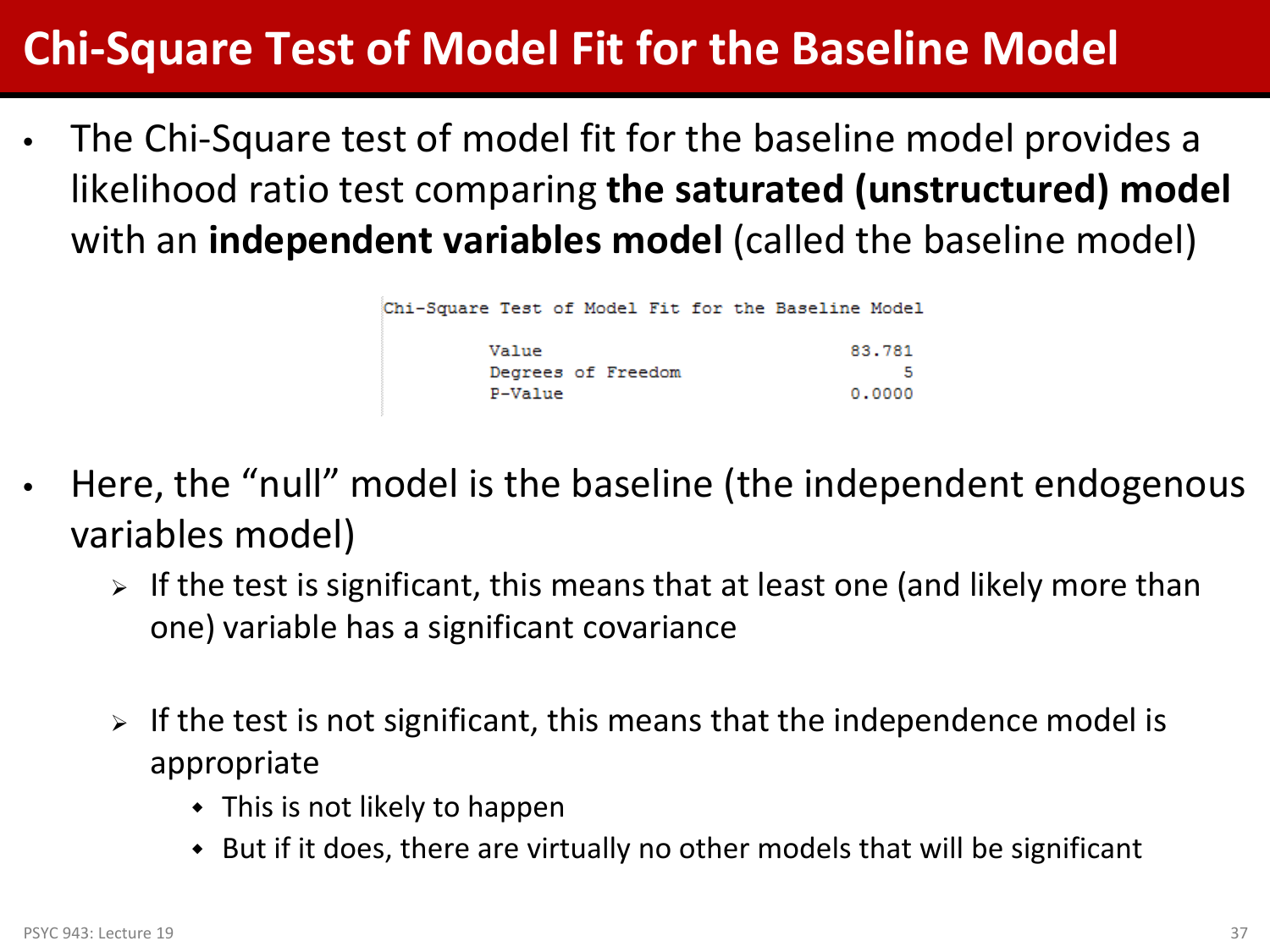# Chi-Square Test of Model Fit for the Baseline Model

- The Chi-Square test of model fit for the baseline model provides a likelihood ratio test comparing **the saturated (unstructured) model** with an **independent variables model** (called the baseline model)

```
Chi-Square Test of Model Fit for the Baseline Model

          Value                              83.781
          Degrees of Freedom                      5
          P-Value                            0.0000
```

- Here, the "null" model is the baseline (the independent endogenous variables model)
  - If the test is significant, this means that at least one (and likely more than one) variable has a significant covariance
  - If the test is not significant, this means that the independence model is appropriate
    - This is not likely to happen
    - But if it does, there are virtually no other models that will be significant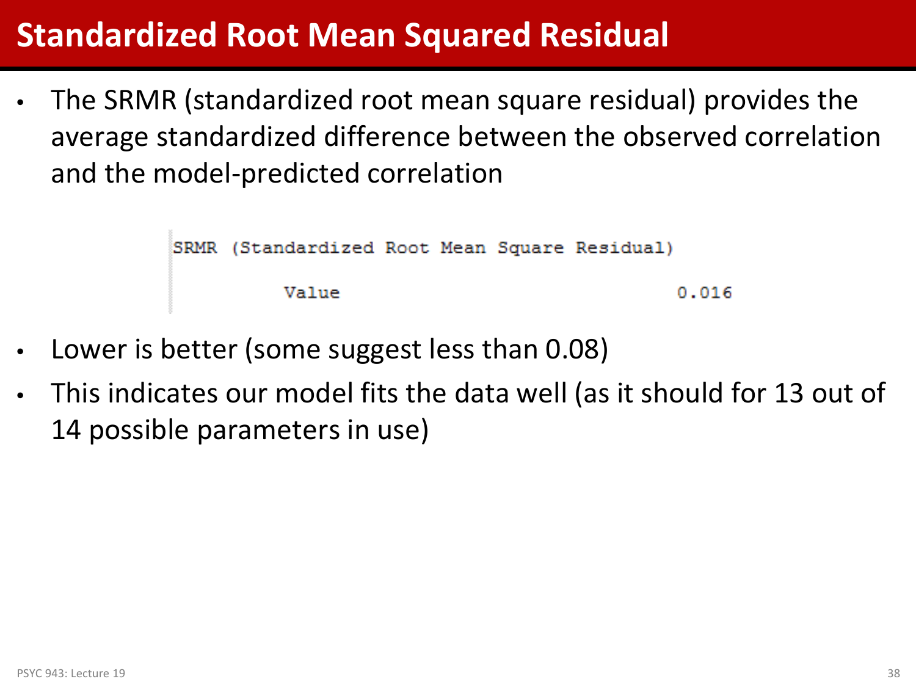# Standardized Root Mean Squared Residual

- The SRMR (standardized root mean square residual) provides the average standardized difference between the observed correlation and the model-predicted correlation

```
SRMR (Standardized Root Mean Square Residual)

          Value                              0.016
```

- Lower is better (some suggest less than 0.08)
- This indicates our model fits the data well (as it should for 13 out of 14 possible parameters in use)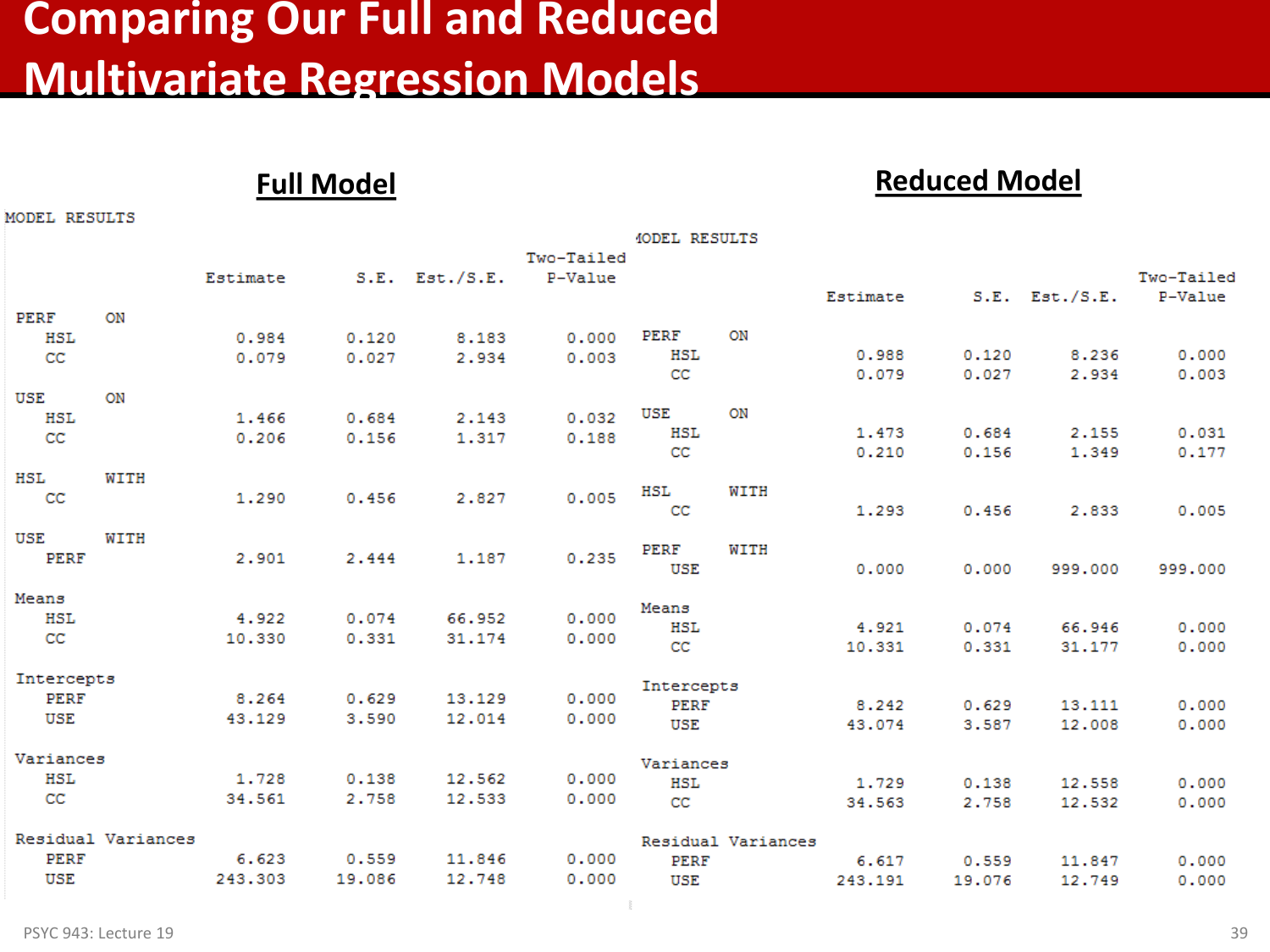# Comparing Our Full and Reduced Multivariate Regression Models

## Full Model

MODEL RESULTS

| | Estimate | S.E. | Est./S.E. | Two-Tailed P-Value |
|---|---|---|---|---|
| PERF ON | | | | |
| HSL | 0.984 | 0.120 | 8.183 | 0.000 |
| CC | 0.079 | 0.027 | 2.934 | 0.003 |
| USE ON | | | | |
| HSL | 1.466 | 0.684 | 2.143 | 0.032 |
| CC | 0.206 | 0.156 | 1.317 | 0.188 |
| HSL WITH | | | | |
| CC | 1.290 | 0.456 | 2.827 | 0.005 |
| USE WITH | | | | |
| PERF | 2.901 | 2.444 | 1.187 | 0.235 |
| Means | | | | |
| HSL | 4.922 | 0.074 | 66.952 | 0.000 |
| CC | 10.330 | 0.331 | 31.174 | 0.000 |
| Intercepts | | | | |
| PERF | 8.264 | 0.629 | 13.129 | 0.000 |
| USE | 43.129 | 3.590 | 12.014 | 0.000 |
| Variances | | | | |
| HSL | 1.728 | 0.138 | 12.562 | 0.000 |
| CC | 34.561 | 2.758 | 12.533 | 0.000 |
| Residual Variances | | | | |
| PERF | 6.623 | 0.559 | 11.846 | 0.000 |
| USE | 243.303 | 19.086 | 12.748 | 0.000 |

## Reduced Model

MODEL RESULTS

| | Estimate | S.E. | Est./S.E. | Two-Tailed P-Value |
|---|---|---|---|---|
| PERF ON | | | | |
| HSL | 0.988 | 0.120 | 8.236 | 0.000 |
| CC | 0.079 | 0.027 | 2.934 | 0.003 |
| USE ON | | | | |
| HSL | 1.473 | 0.684 | 2.155 | 0.031 |
| CC | 0.210 | 0.156 | 1.349 | 0.177 |
| HSL WITH | | | | |
| CC | 1.293 | 0.456 | 2.833 | 0.005 |
| PERF WITH | | | | |
| USE | 0.000 | 0.000 | 999.000 | 999.000 |
| Means | | | | |
| HSL | 4.921 | 0.074 | 66.946 | 0.000 |
| CC | 10.331 | 0.331 | 31.177 | 0.000 |
| Intercepts | | | | |
| PERF | 8.242 | 0.629 | 13.111 | 0.000 |
| USE | 43.074 | 3.587 | 12.008 | 0.000 |
| Variances | | | | |
| HSL | 1.729 | 0.138 | 12.558 | 0.000 |
| CC | 34.563 | 2.758 | 12.532 | 0.000 |
| Residual Variances | | | | |
| PERF | 6.617 | 0.559 | 11.847 | 0.000 |
| USE | 243.191 | 19.076 | 12.749 | 0.000 |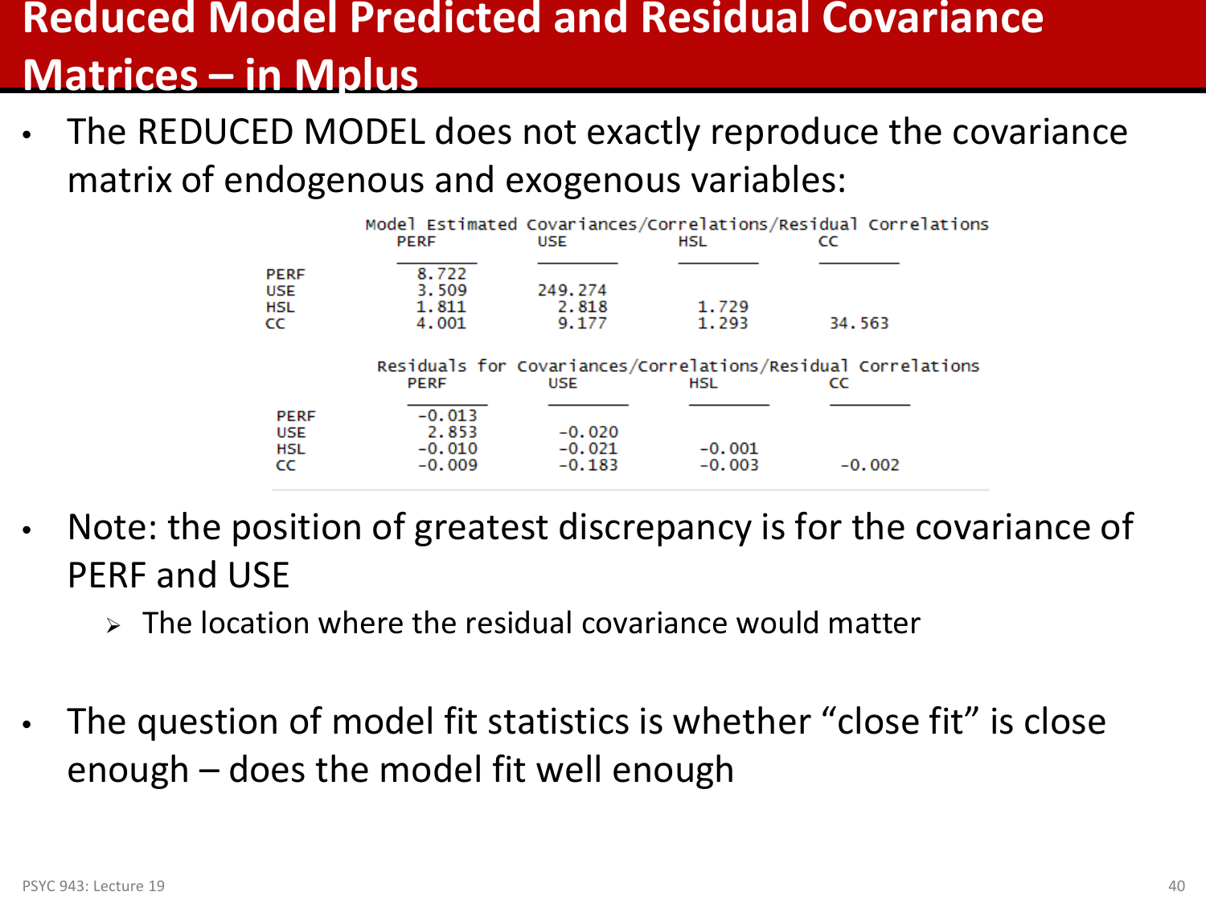# Reduced Model Predicted and Residual Covariance Matrices – in Mplus

- The REDUCED MODEL does not exactly reproduce the covariance matrix of endogenous and exogenous variables:

**Model Estimated Covariances/Correlations/Residual Correlations**

| | PERF | USE | HSL | CC |
|---|---|---|---|---|
| PERF | 8.722 | | | |
| USE | 3.509 | 249.274 | | |
| HSL | 1.811 | 2.818 | 1.729 | |
| CC | 4.001 | 9.177 | 1.293 | 34.563 |

**Residuals for Covariances/Correlations/Residual Correlations**

| | PERF | USE | HSL | CC |
|---|---|---|---|---|
| PERF | -0.013 | | | |
| USE | 2.853 | -0.020 | | |
| HSL | -0.010 | -0.021 | -0.001 | |
| CC | -0.009 | -0.183 | -0.003 | -0.002 |

- Note: the position of greatest discrepancy is for the covariance of PERF and USE
  - The location where the residual covariance would matter

- The question of model fit statistics is whether "close fit" is close enough – does the model fit well enough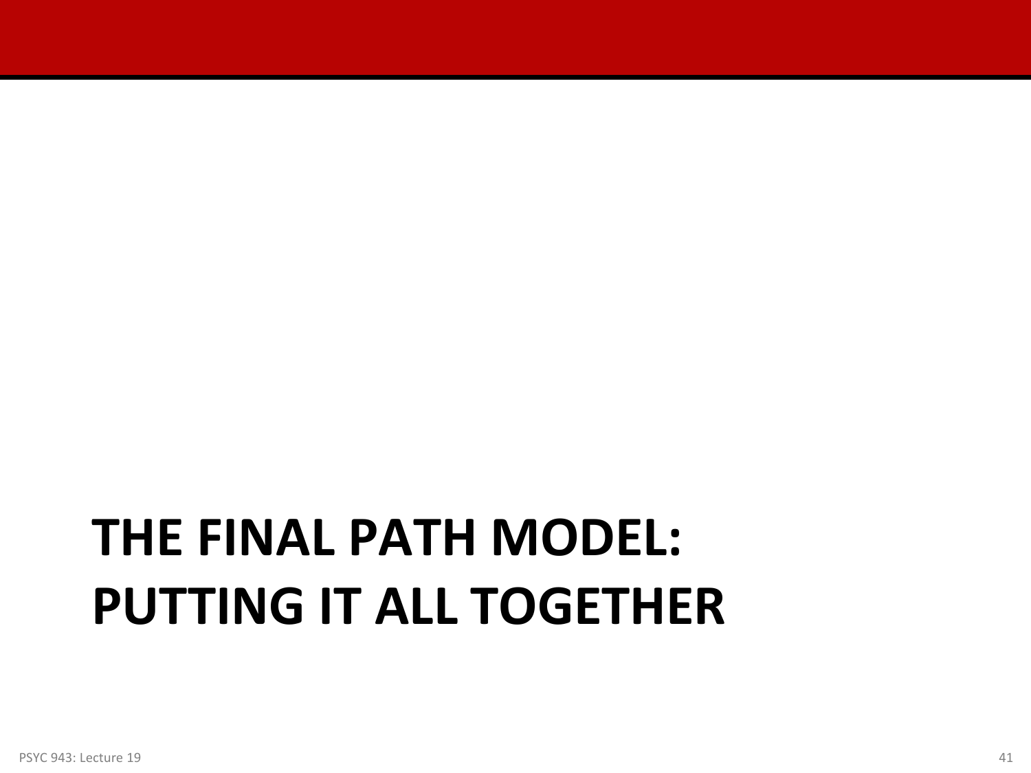# THE FINAL PATH MODEL: PUTTING IT ALL TOGETHER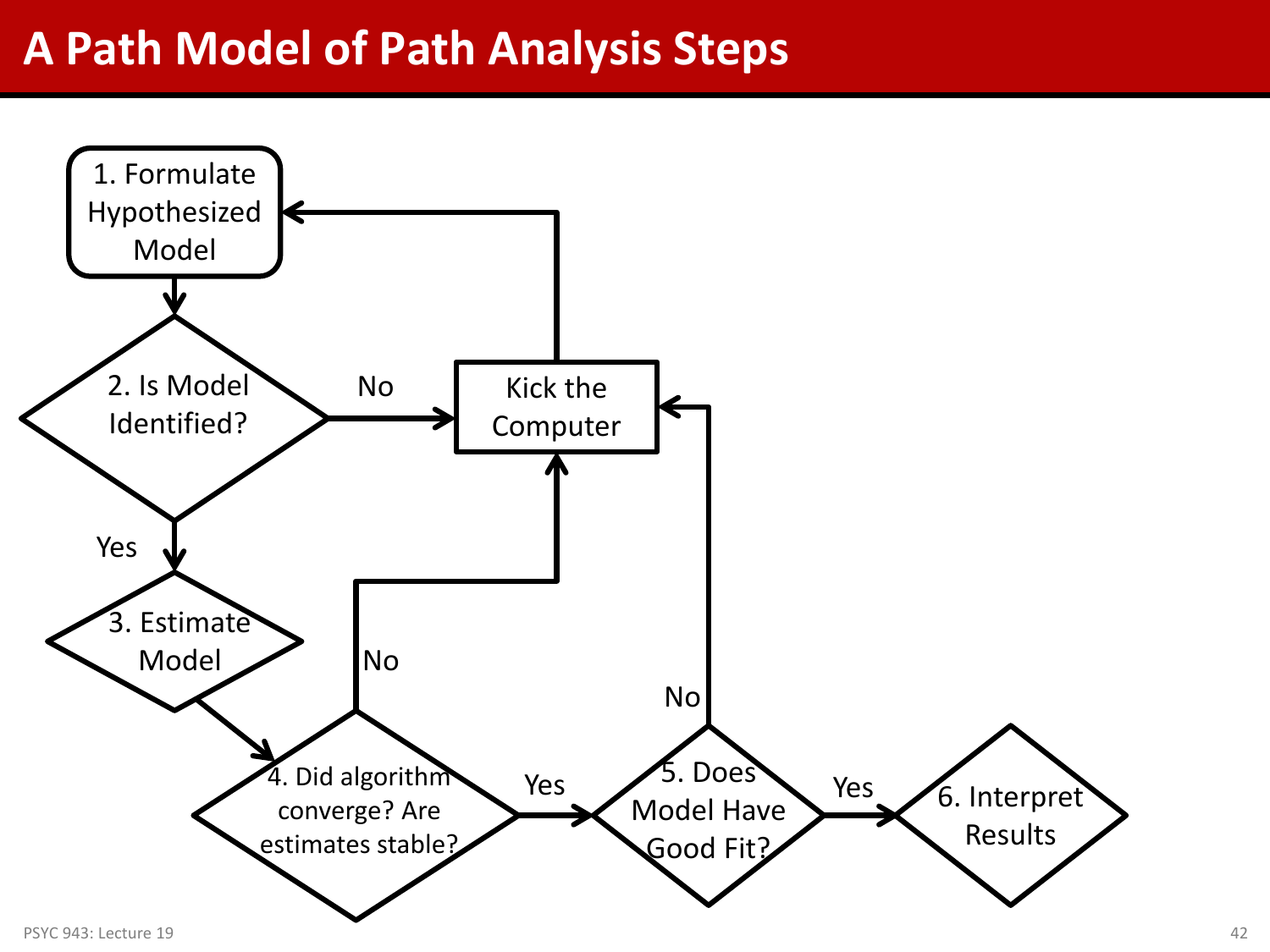# A Path Model of Path Analysis Steps

1. Formulate Hypothesized Model
2. Is Model Identified?
   - No → Kick the Computer → 1. Formulate Hypothesized Model
   - Yes → 3. Estimate Model
3. Estimate Model → 4. Did algorithm converge? Are estimates stable?
4. Did algorithm converge? Are estimates stable?
   - No → Kick the Computer
   - Yes → 5. Does Model Have Good Fit?
5. Does Model Have Good Fit?
   - No → Kick the Computer
   - Yes → 6. Interpret Results
6. Interpret Results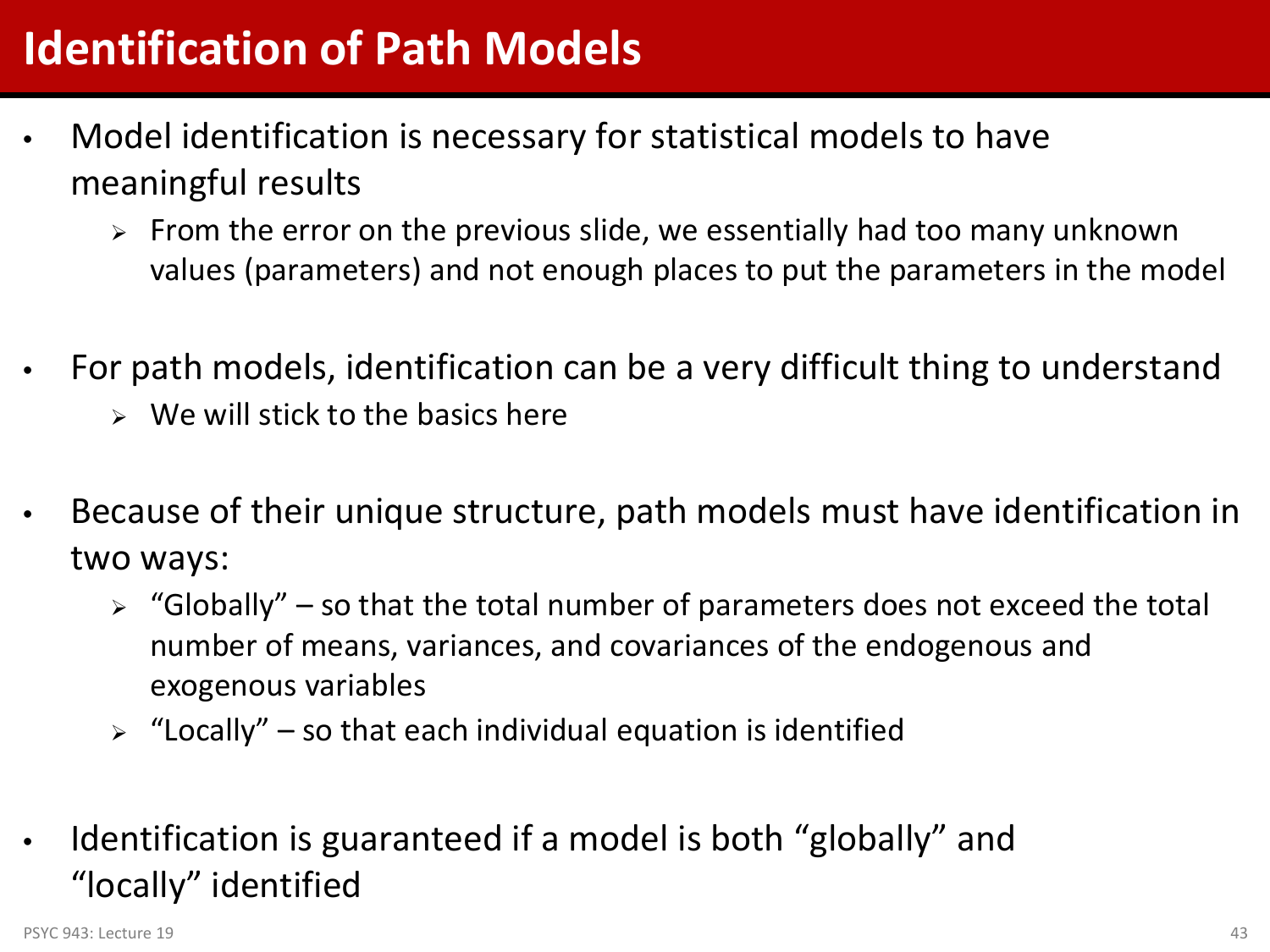# Identification of Path Models

- Model identification is necessary for statistical models to have meaningful results
  - From the error on the previous slide, we essentially had too many unknown values (parameters) and not enough places to put the parameters in the model

- For path models, identification can be a very difficult thing to understand
  - We will stick to the basics here

- Because of their unique structure, path models must have identification in two ways:
  - "Globally" – so that the total number of parameters does not exceed the total number of means, variances, and covariances of the endogenous and exogenous variables
  - "Locally" – so that each individual equation is identified

- Identification is guaranteed if a model is both "globally" and "locally" identified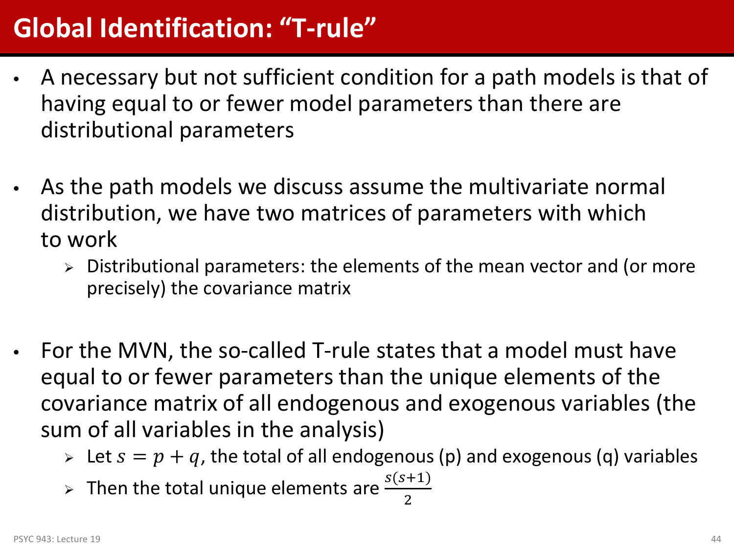# Global Identification: "T-rule"

- A necessary but not sufficient condition for a path models is that of having equal to or fewer model parameters than there are distributional parameters

- As the path models we discuss assume the multivariate normal distribution, we have two matrices of parameters with which to work
  - Distributional parameters: the elements of the mean vector and (or more precisely) the covariance matrix

- For the MVN, the so-called T-rule states that a model must have equal to or fewer parameters than the unique elements of the covariance matrix of all endogenous and exogenous variables (the sum of all variables in the analysis)
  - Let $s = p + q$, the total of all endogenous (p) and exogenous (q) variables
  - Then the total unique elements are $\frac{s(s+1)}{2}$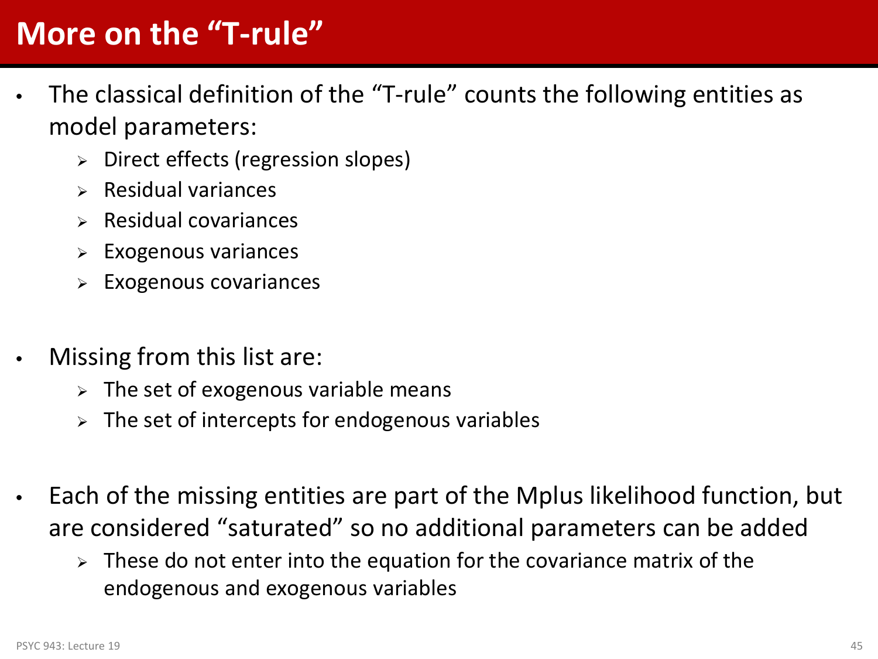# More on the "T-rule"

- The classical definition of the "T-rule" counts the following entities as model parameters:
  - Direct effects (regression slopes)
  - Residual variances
  - Residual covariances
  - Exogenous variances
  - Exogenous covariances

- Missing from this list are:
  - The set of exogenous variable means
  - The set of intercepts for endogenous variables

- Each of the missing entities are part of the Mplus likelihood function, but are considered "saturated" so no additional parameters can be added
  - These do not enter into the equation for the covariance matrix of the endogenous and exogenous variables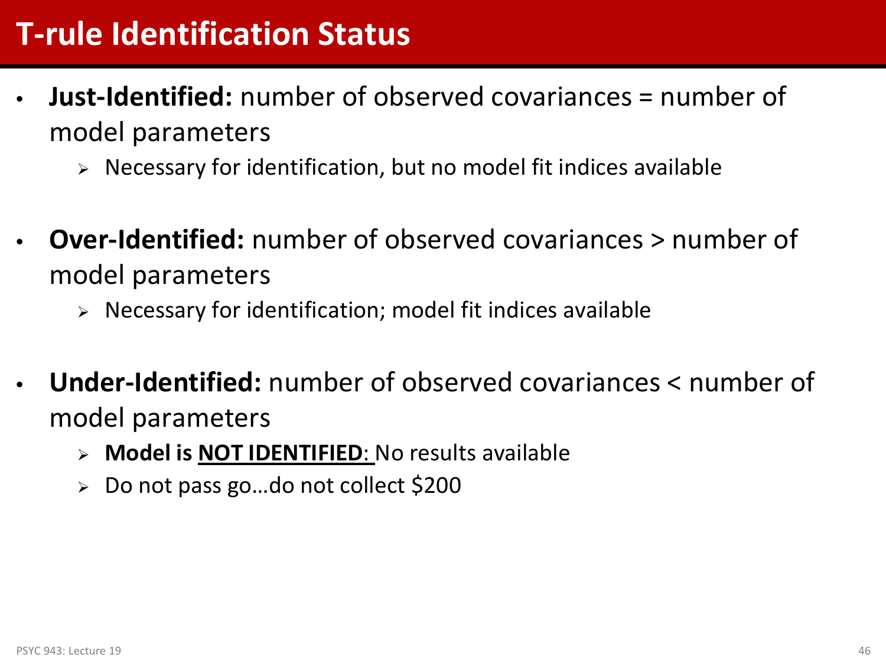# T-rule Identification Status

- **Just-Identified:** number of observed covariances = number of model parameters
  - Necessary for identification, but no model fit indices available
- **Over-Identified:** number of observed covariances > number of model parameters
  - Necessary for identification; model fit indices available
- **Under-Identified:** number of observed covariances < number of model parameters
  - **Model is <u>NOT IDENTIFIED</u>**: No results available
  - Do not pass go…do not collect $200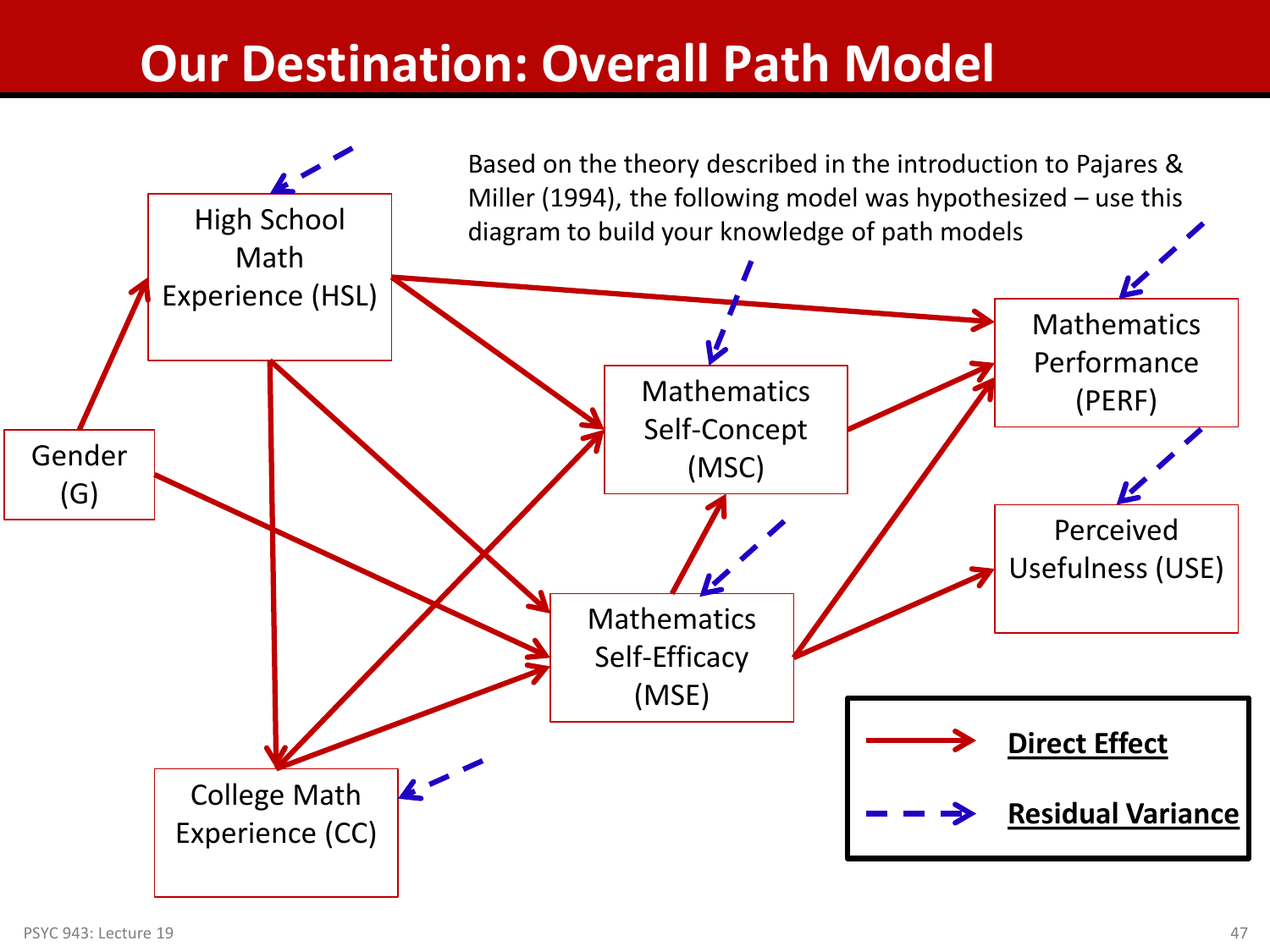# Our Destination: Overall Path Model

Based on the theory described in the introduction to Pajares & Miller (1994), the following model was hypothesized – use this diagram to build your knowledge of path models

High School Math Experience (HSL)

Gender (G)

Mathematics Self-Concept (MSC)

Mathematics Performance (PERF)

Perceived Usefulness (USE)

Mathematics Self-Efficacy (MSE)

College Math Experience (CC)

**Direct Effect**

**Residual Variance**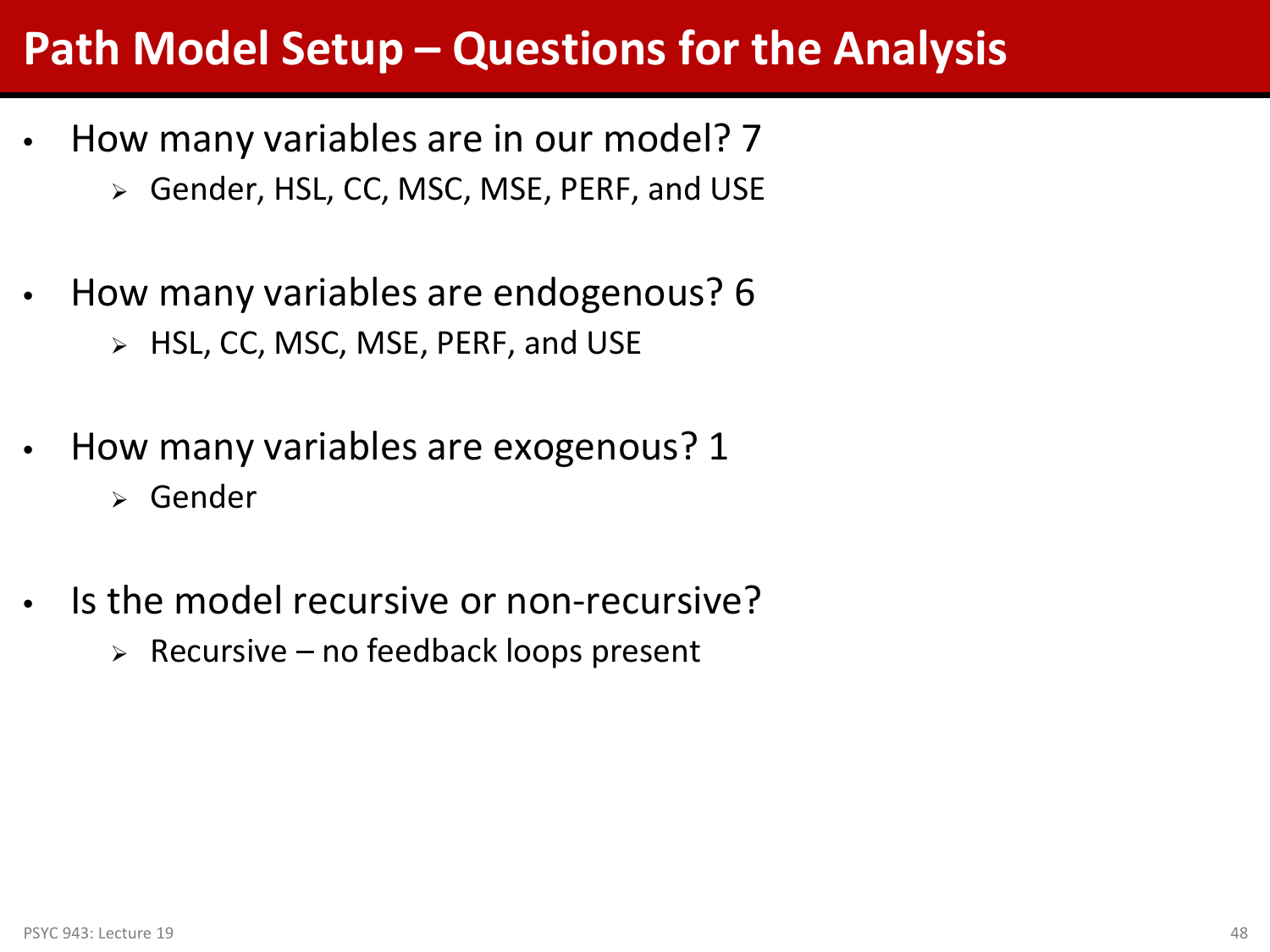# Path Model Setup – Questions for the Analysis

- How many variables are in our model? 7
  - Gender, HSL, CC, MSC, MSE, PERF, and USE
- How many variables are endogenous? 6
  - HSL, CC, MSC, MSE, PERF, and USE
- How many variables are exogenous? 1
  - Gender
- Is the model recursive or non-recursive?
  - Recursive – no feedback loops present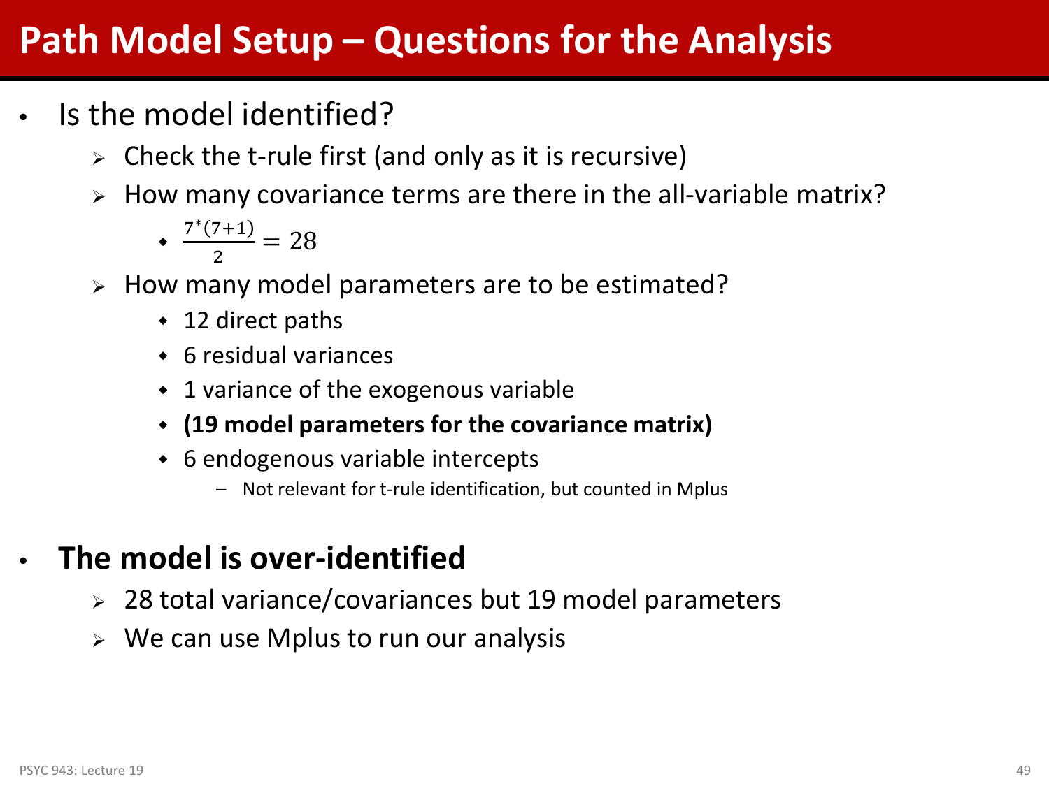# Path Model Setup – Questions for the Analysis

- Is the model identified?
  - Check the t-rule first (and only as it is recursive)
  - How many covariance terms are there in the all-variable matrix?
    - $\frac{7^*(7+1)}{2} = 28$
  - How many model parameters are to be estimated?
    - 12 direct paths
    - 6 residual variances
    - 1 variance of the exogenous variable
    - **(19 model parameters for the covariance matrix)**
    - 6 endogenous variable intercepts
      - Not relevant for t-rule identification, but counted in Mplus

- **The model is over-identified**
  - 28 total variance/covariances but 19 model parameters
  - We can use Mplus to run our analysis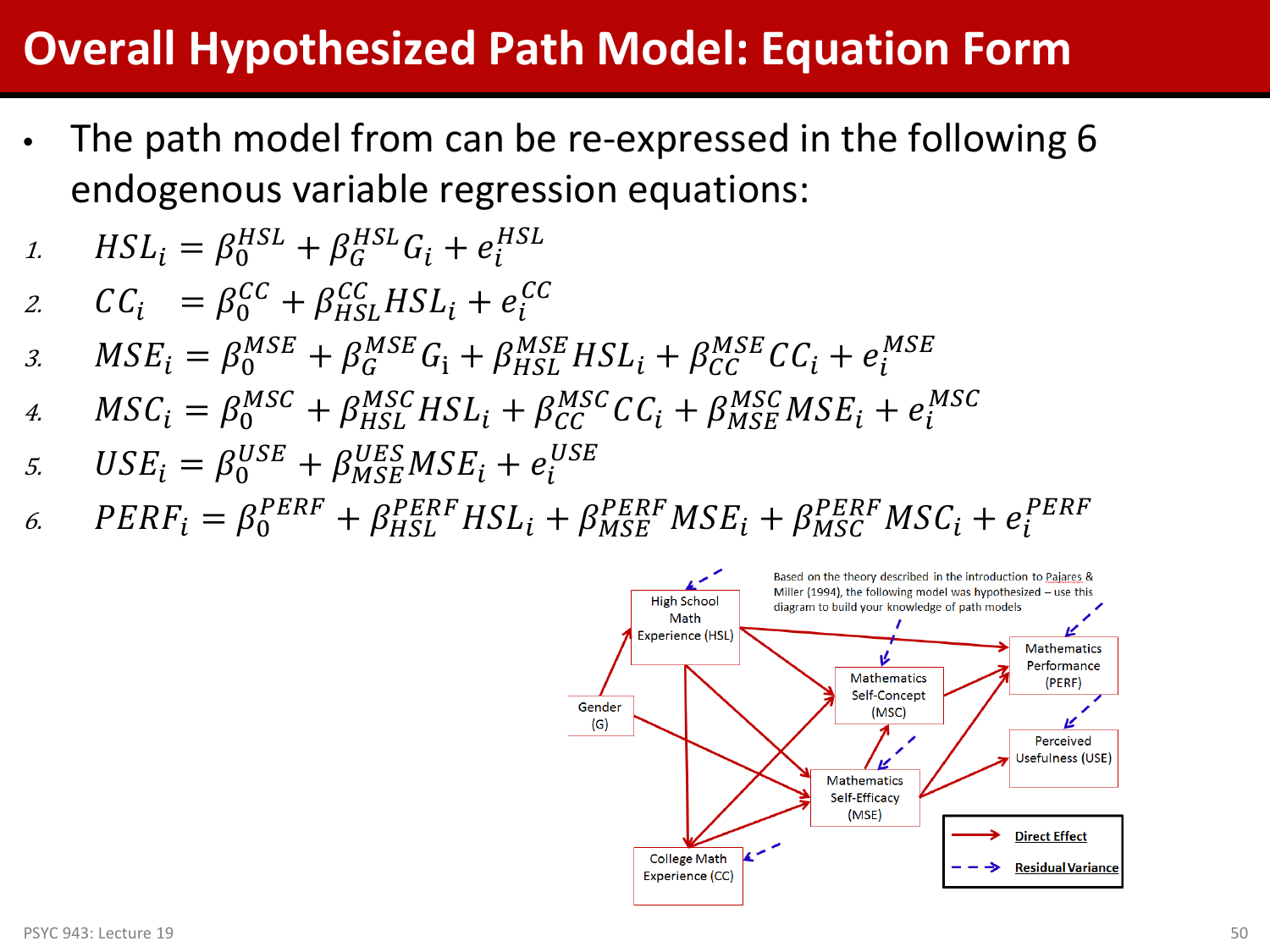# Overall Hypothesized Path Model: Equation Form

- The path model from can be re-expressed in the following 6 endogenous variable regression equations:

1. $HSL_i = \beta_0^{HSL} + \beta_G^{HSL} G_i + e_i^{HSL}$
2. $CC_i = \beta_0^{CC} + \beta_{HSL}^{CC} HSL_i + e_i^{CC}$
3. $MSE_i = \beta_0^{MSE} + \beta_G^{MSE} G_i + \beta_{HSL}^{MSE} HSL_i + \beta_{CC}^{MSE} CC_i + e_i^{MSE}$
4. $MSC_i = \beta_0^{MSC} + \beta_{HSL}^{MSC} HSL_i + \beta_{CC}^{MSC} CC_i + \beta_{MSE}^{MSC} MSE_i + e_i^{MSC}$
5. $USE_i = \beta_0^{USE} + \beta_{MSE}^{UES} MSE_i + e_i^{USE}$
6. $PERF_i = \beta_0^{PERF} + \beta_{HSL}^{PERF} HSL_i + \beta_{MSE}^{PERF} MSE_i + \beta_{MSC}^{PERF} MSC_i + e_i^{PERF}$

Based on the theory described in the introduction to Pajares & Miller (1994), the following model was hypothesized – use this diagram to build your knowledge of path models

High School Math Experience (HSL); Gender (G); College Math Experience (CC); Mathematics Self-Concept (MSC); Mathematics Self-Efficacy (MSE); Mathematics Performance (PERF); Perceived Usefulness (USE)

Direct Effect — Residual Variance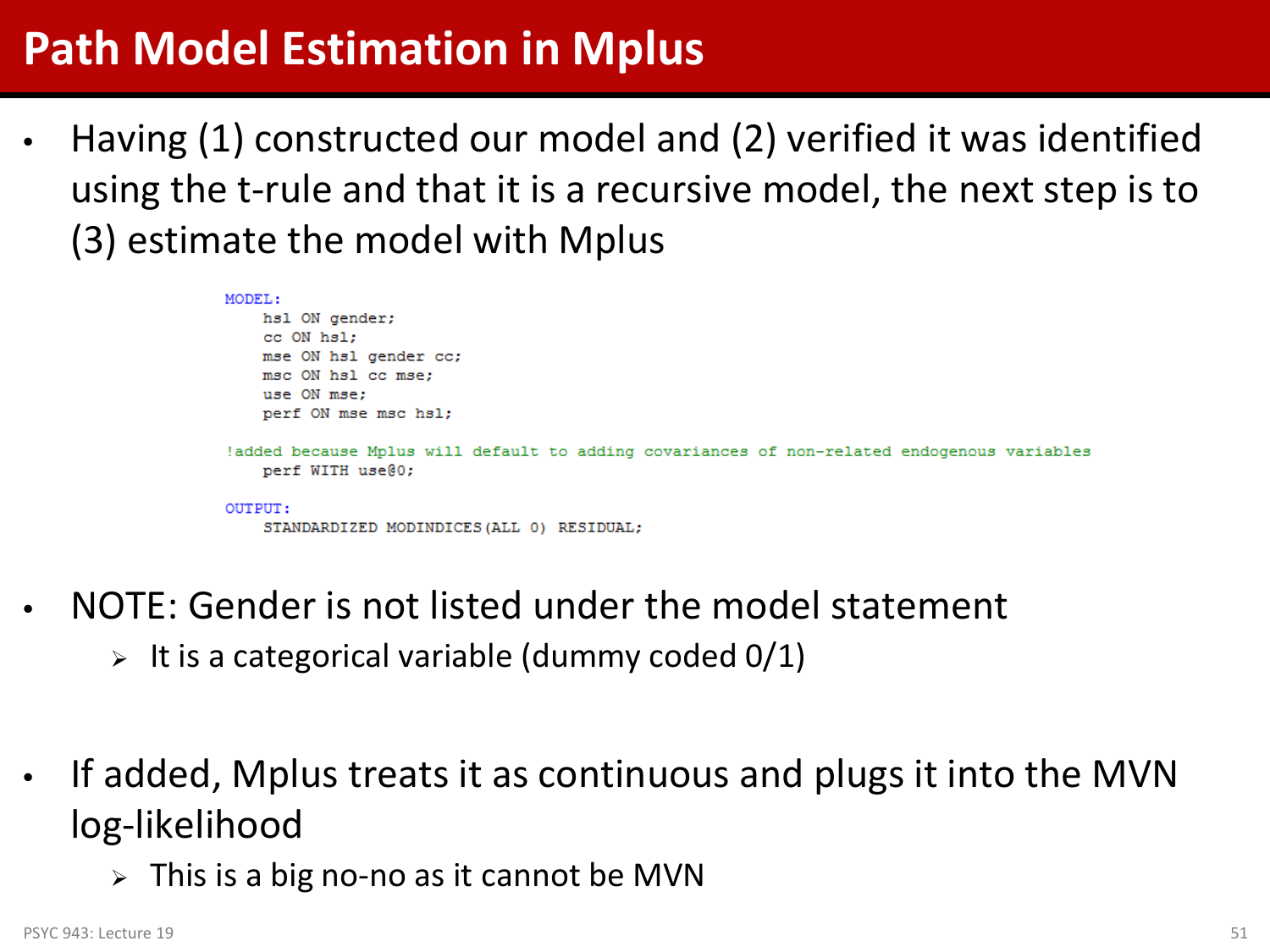# Path Model Estimation in Mplus

- Having (1) constructed our model and (2) verified it was identified using the t-rule and that it is a recursive model, the next step is to (3) estimate the model with Mplus

```
MODEL:
    hsl ON gender;
    cc ON hsl;
    mse ON hsl gender cc;
    msc ON hsl cc mse;
    use ON mse;
    perf ON mse msc hsl;

!added because Mplus will default to adding covariances of non-related endogenous variables
    perf WITH use@0;

OUTPUT:
    STANDARDIZED MODINDICES(ALL 0) RESIDUAL;
```

- NOTE: Gender is not listed under the model statement
  - It is a categorical variable (dummy coded 0/1)

- If added, Mplus treats it as continuous and plugs it into the MVN log-likelihood
  - This is a big no-no as it cannot be MVN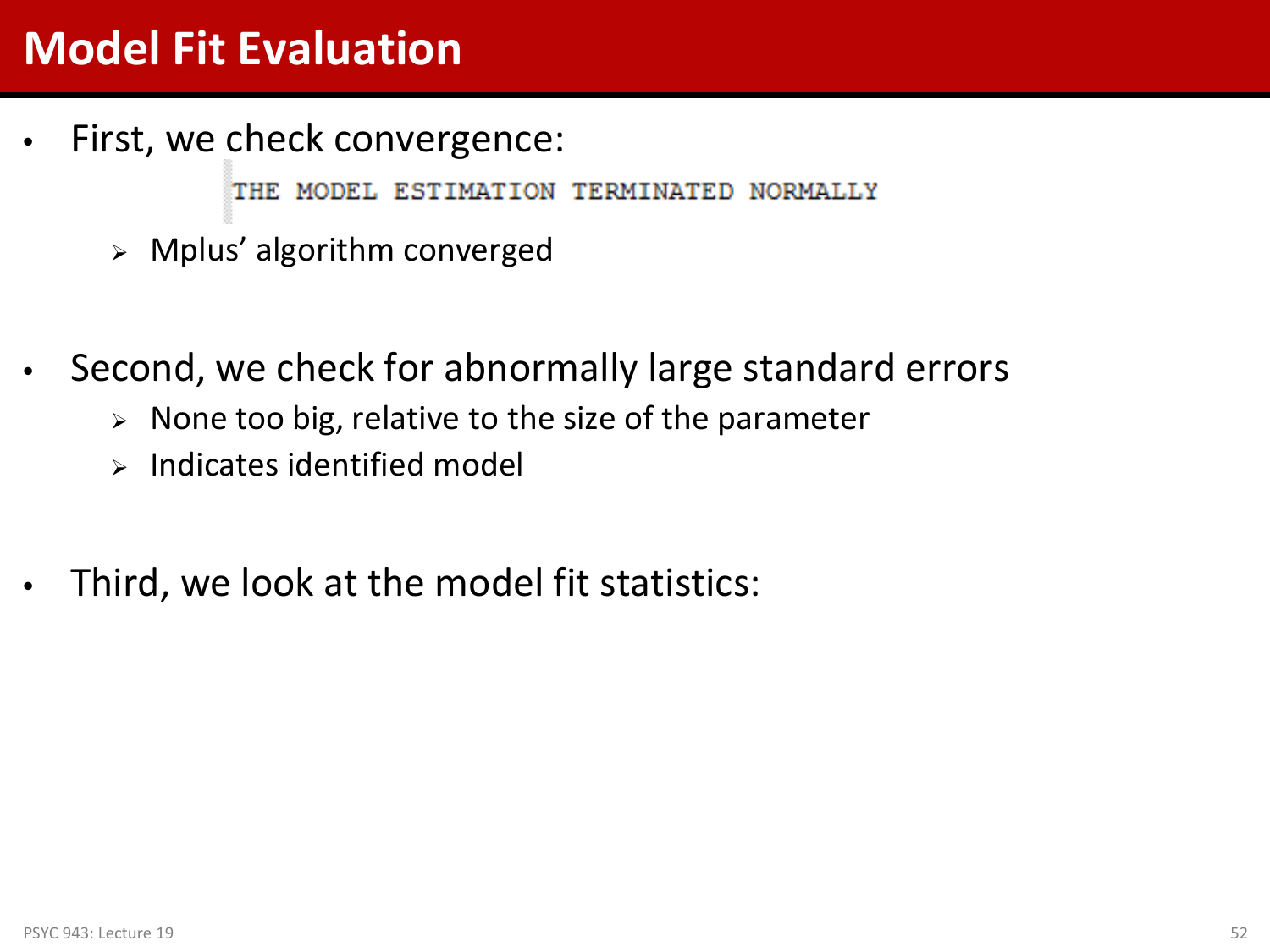# Model Fit Evaluation

- First, we check convergence:

```
THE MODEL ESTIMATION TERMINATED NORMALLY
```

  - Mplus' algorithm converged

- Second, we check for abnormally large standard errors
  - None too big, relative to the size of the parameter
  - Indicates identified model

- Third, we look at the model fit statistics: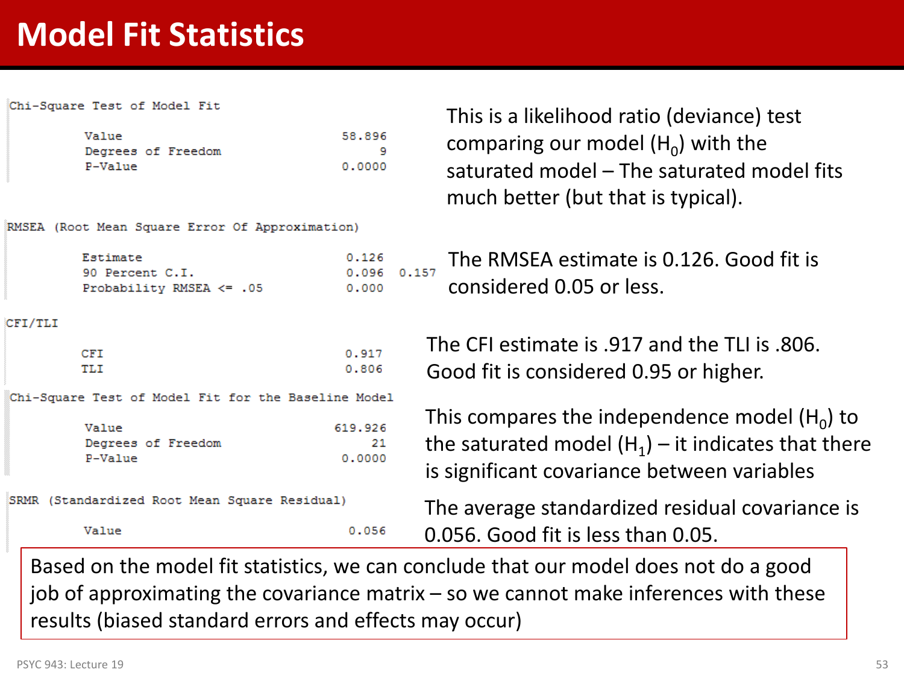# Model Fit Statistics

```
Chi-Square Test of Model Fit

          Value                              58.896
          Degrees of Freedom                      9
          P-Value                            0.0000
```

This is a likelihood ratio (deviance) test comparing our model ($H_0$) with the saturated model – The saturated model fits much better (but that is typical).

```
RMSEA (Root Mean Square Error Of Approximation)

          Estimate                            0.126
          90 Percent C.I.                     0.096  0.157
          Probability RMSEA <= .05            0.000
```

The RMSEA estimate is 0.126. Good fit is considered 0.05 or less.

```
CFI/TLI

          CFI                                 0.917
          TLI                                 0.806
```

The CFI estimate is .917 and the TLI is .806. Good fit is considered 0.95 or higher.

```
Chi-Square Test of Model Fit for the Baseline Model

          Value                             619.926
          Degrees of Freedom                     21
          P-Value                            0.0000
```

This compares the independence model ($H_0$) to the saturated model ($H_1$) – it indicates that there is significant covariance between variables

```
SRMR (Standardized Root Mean Square Residual)

          Value                               0.056
```

The average standardized residual covariance is 0.056. Good fit is less than 0.05.

Based on the model fit statistics, we can conclude that our model does not do a good job of approximating the covariance matrix – so we cannot make inferences with these results (biased standard errors and effects may occur)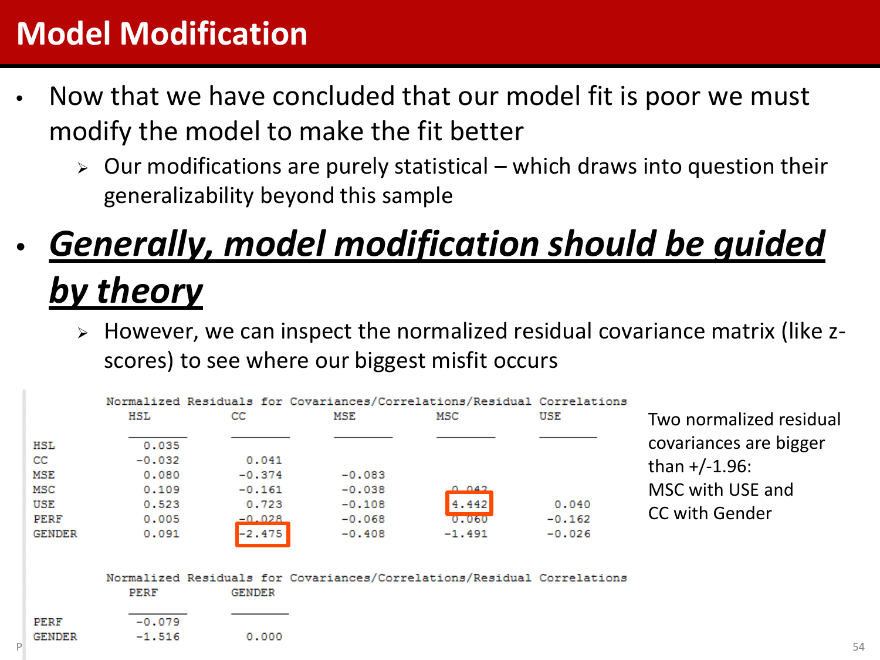# Model Modification

- Now that we have concluded that our model fit is poor we must modify the model to make the fit better
  - Our modifications are purely statistical – which draws into question their generalizability beyond this sample
- ***Generally, model modification should be guided by theory***
  - However, we can inspect the normalized residual covariance matrix (like z-scores) to see where our biggest misfit occurs

Normalized Residuals for Covariances/Correlations/Residual Correlations

| | HSL | CC | MSE | MSC | USE |
|---|---|---|---|---|---|
| HSL | 0.035 | | | | |
| CC | -0.032 | 0.041 | | | |
| MSE | 0.080 | -0.374 | -0.083 | | |
| MSC | 0.109 | -0.161 | -0.038 | 0.042 | |
| USE | 0.523 | 0.723 | -0.108 | 4.442 | 0.040 |
| PERF | 0.005 | -0.028 | -0.068 | 0.060 | -0.162 |
| GENDER | 0.091 | -2.475 | -0.408 | -1.491 | -0.026 |

Normalized Residuals for Covariances/Correlations/Residual Correlations

| | PERF | GENDER |
|---|---|---|
| PERF | -0.079 | |
| GENDER | -1.516 | 0.000 |

Two normalized residual covariances are bigger than +/-1.96:
MSC with USE and
CC with Gender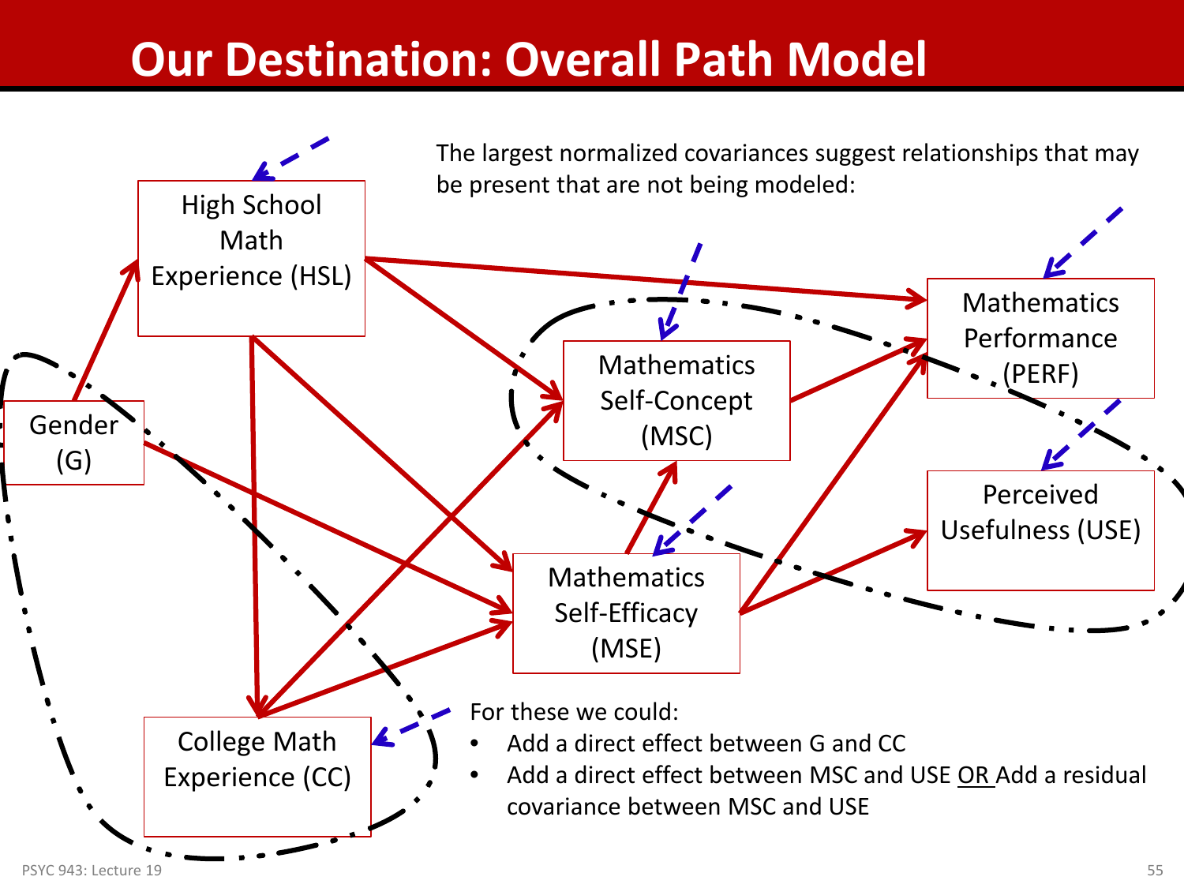# Our Destination: Overall Path Model

The largest normalized covariances suggest relationships that may be present that are not being modeled:

High School Math Experience (HSL)

Gender (G)

Mathematics Self-Concept (MSC)

Mathematics Performance (PERF)

Perceived Usefulness (USE)

Mathematics Self-Efficacy (MSE)

College Math Experience (CC)

For these we could:

- Add a direct effect between G and CC
- Add a direct effect between MSC and USE OR Add a residual covariance between MSC and USE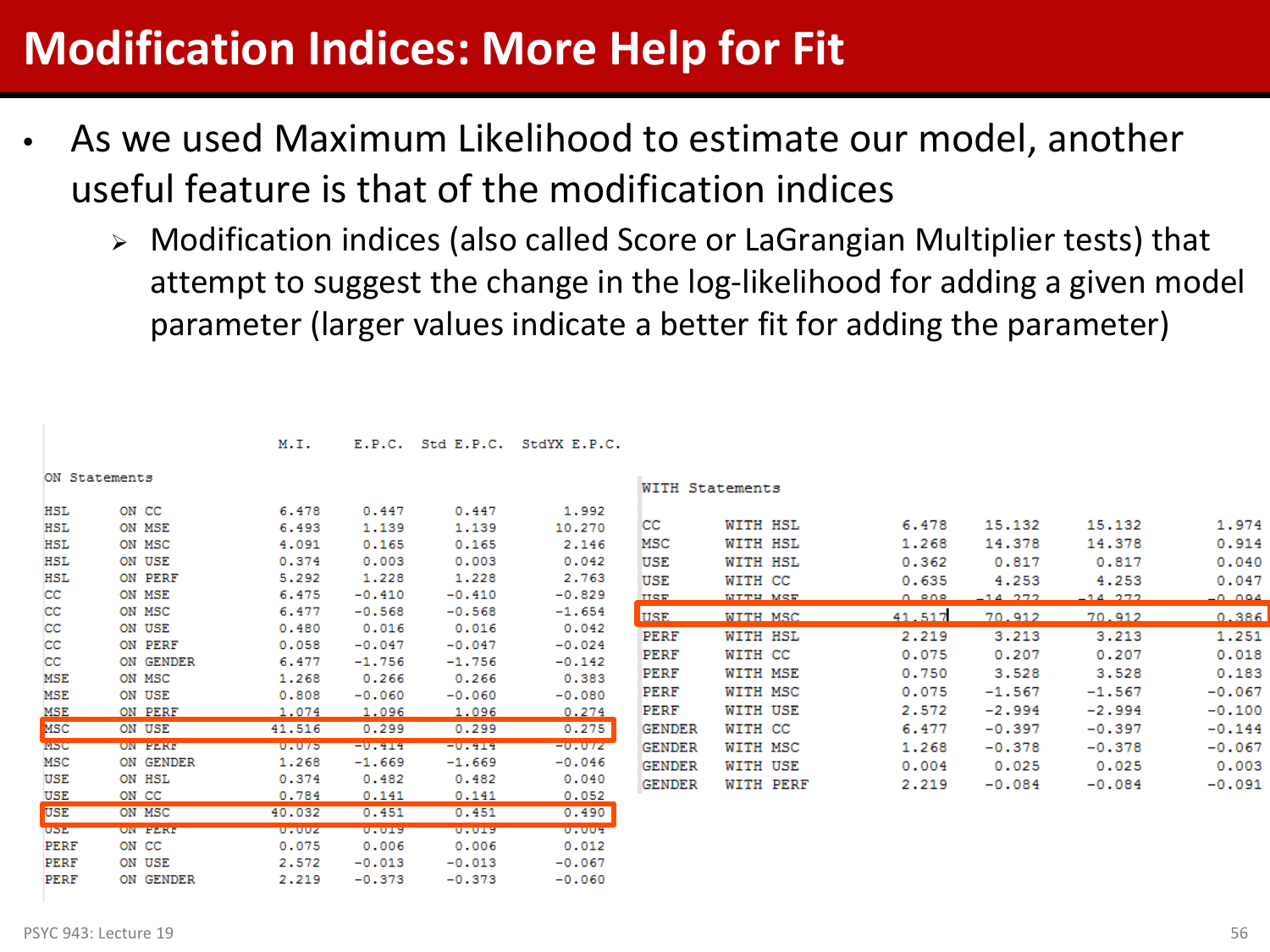# Modification Indices: More Help for Fit

- As we used Maximum Likelihood to estimate our model, another useful feature is that of the modification indices
  - Modification indices (also called Score or LaGrangian Multiplier tests) that attempt to suggest the change in the log-likelihood for adding a given model parameter (larger values indicate a better fit for adding the parameter)

**ON Statements**

| | | M.I. | E.P.C. | Std E.P.C. | StdYX E.P.C. |
|---|---|---|---|---|---|
| HSL | ON CC | 6.478 | 0.447 | 0.447 | 1.992 |
| HSL | ON MSE | 6.493 | 1.139 | 1.139 | 10.270 |
| HSL | ON MSC | 4.091 | 0.165 | 0.165 | 2.146 |
| HSL | ON USE | 0.374 | 0.003 | 0.003 | 0.042 |
| HSL | ON PERF | 5.292 | 1.228 | 1.228 | 2.763 |
| CC | ON MSE | 6.475 | -0.410 | -0.410 | -0.829 |
| CC | ON MSC | 6.477 | -0.568 | -0.568 | -1.654 |
| CC | ON USE | 0.480 | 0.016 | 0.016 | 0.042 |
| CC | ON PERF | 0.058 | -0.047 | -0.047 | -0.024 |
| CC | ON GENDER | 6.477 | -1.756 | -1.756 | -0.142 |
| MSE | ON MSC | 1.268 | 0.266 | 0.266 | 0.383 |
| MSE | ON USE | 0.808 | -0.060 | -0.060 | -0.080 |
| MSE | ON PERF | 1.074 | 1.096 | 1.096 | 0.274 |
| MSC | ON USE | 41.516 | 0.299 | 0.299 | 0.275 |
| MSC | ON PERF | 0.075 | -0.414 | -0.414 | -0.072 |
| MSC | ON GENDER | 1.268 | -1.669 | -1.669 | -0.046 |
| USE | ON HSL | 0.374 | 0.482 | 0.482 | 0.040 |
| USE | ON CC | 0.784 | 0.141 | 0.141 | 0.052 |
| USE | ON MSC | 40.032 | 0.451 | 0.451 | 0.490 |
| USE | ON PERF | 0.002 | 0.019 | 0.019 | 0.004 |
| PERF | ON CC | 0.075 | 0.006 | 0.006 | 0.012 |
| PERF | ON USE | 2.572 | -0.013 | -0.013 | -0.067 |
| PERF | ON GENDER | 2.219 | -0.373 | -0.373 | -0.060 |

**WITH Statements**

| | | M.I. | E.P.C. | Std E.P.C. | StdYX E.P.C. |
|---|---|---|---|---|---|
| CC | WITH HSL | 6.478 | 15.132 | 15.132 | 1.974 |
| MSC | WITH HSL | 1.268 | 14.378 | 14.378 | 0.914 |
| USE | WITH HSL | 0.362 | 0.817 | 0.817 | 0.040 |
| USE | WITH CC | 0.635 | 4.253 | 4.253 | 0.047 |
| USE | WITH MSE | 0.808 | -14.272 | -14.272 | -0.094 |
| USE | WITH MSC | 41.517 | 70.912 | 70.912 | 0.386 |
| PERF | WITH HSL | 2.219 | 3.213 | 3.213 | 1.251 |
| PERF | WITH CC | 0.075 | 0.207 | 0.207 | 0.018 |
| PERF | WITH MSE | 0.750 | 3.528 | 3.528 | 0.183 |
| PERF | WITH MSC | 0.075 | -1.567 | -1.567 | -0.067 |
| PERF | WITH USE | 2.572 | -2.994 | -2.994 | -0.100 |
| GENDER | WITH CC | 6.477 | -0.397 | -0.397 | -0.144 |
| GENDER | WITH MSC | 1.268 | -0.378 | -0.378 | -0.067 |
| GENDER | WITH USE | 0.004 | 0.025 | 0.025 | 0.003 |
| GENDER | WITH PERF | 2.219 | -0.084 | -0.084 | -0.091 |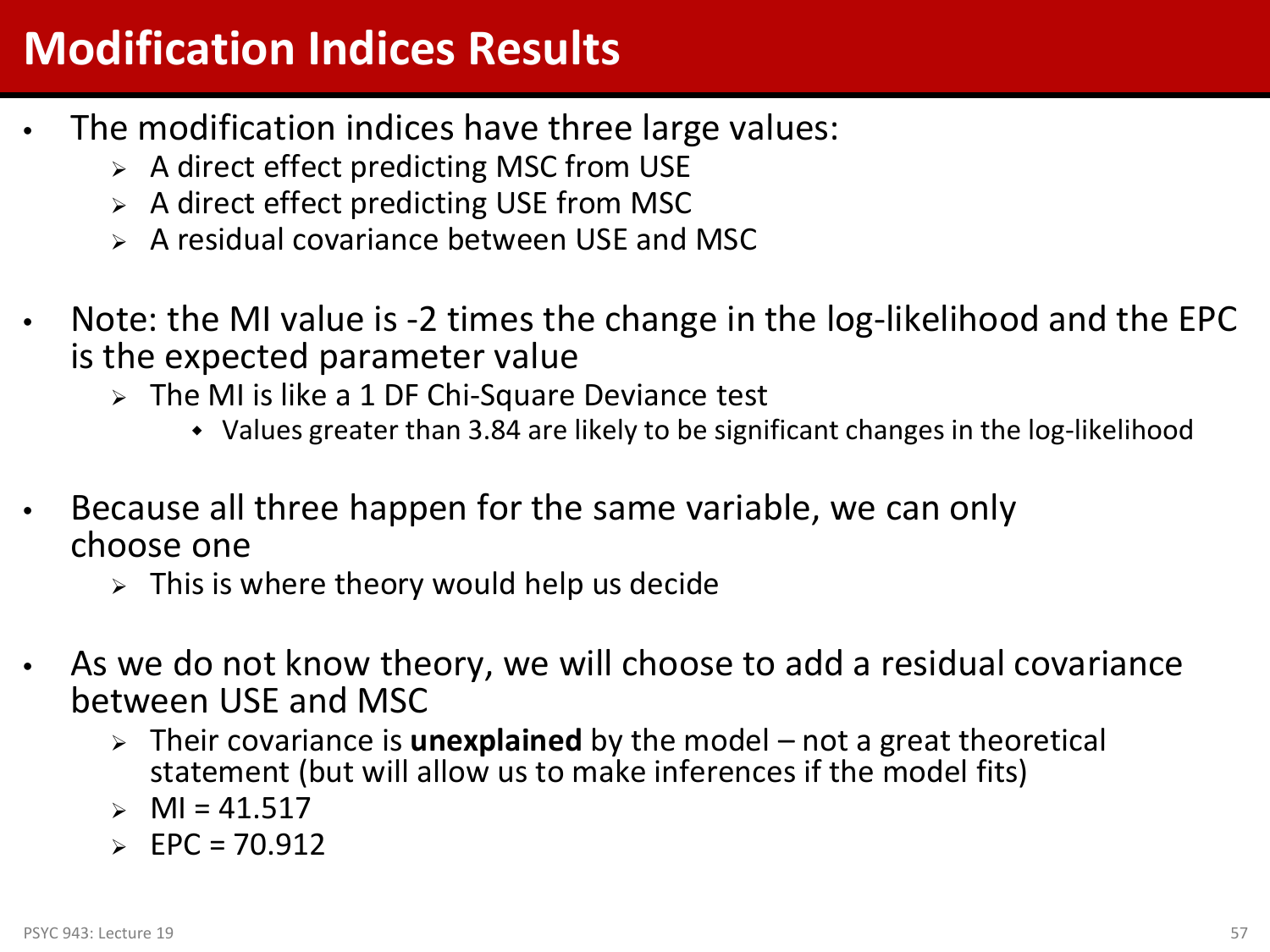# Modification Indices Results

- The modification indices have three large values:
  - A direct effect predicting MSC from USE
  - A direct effect predicting USE from MSC
  - A residual covariance between USE and MSC
- Note: the MI value is -2 times the change in the log-likelihood and the EPC is the expected parameter value
  - The MI is like a 1 DF Chi-Square Deviance test
    - Values greater than 3.84 are likely to be significant changes in the log-likelihood
- Because all three happen for the same variable, we can only choose one
  - This is where theory would help us decide
- As we do not know theory, we will choose to add a residual covariance between USE and MSC
  - Their covariance is **unexplained** by the model – not a great theoretical statement (but will allow us to make inferences if the model fits)
  - MI = 41.517
  - EPC = 70.912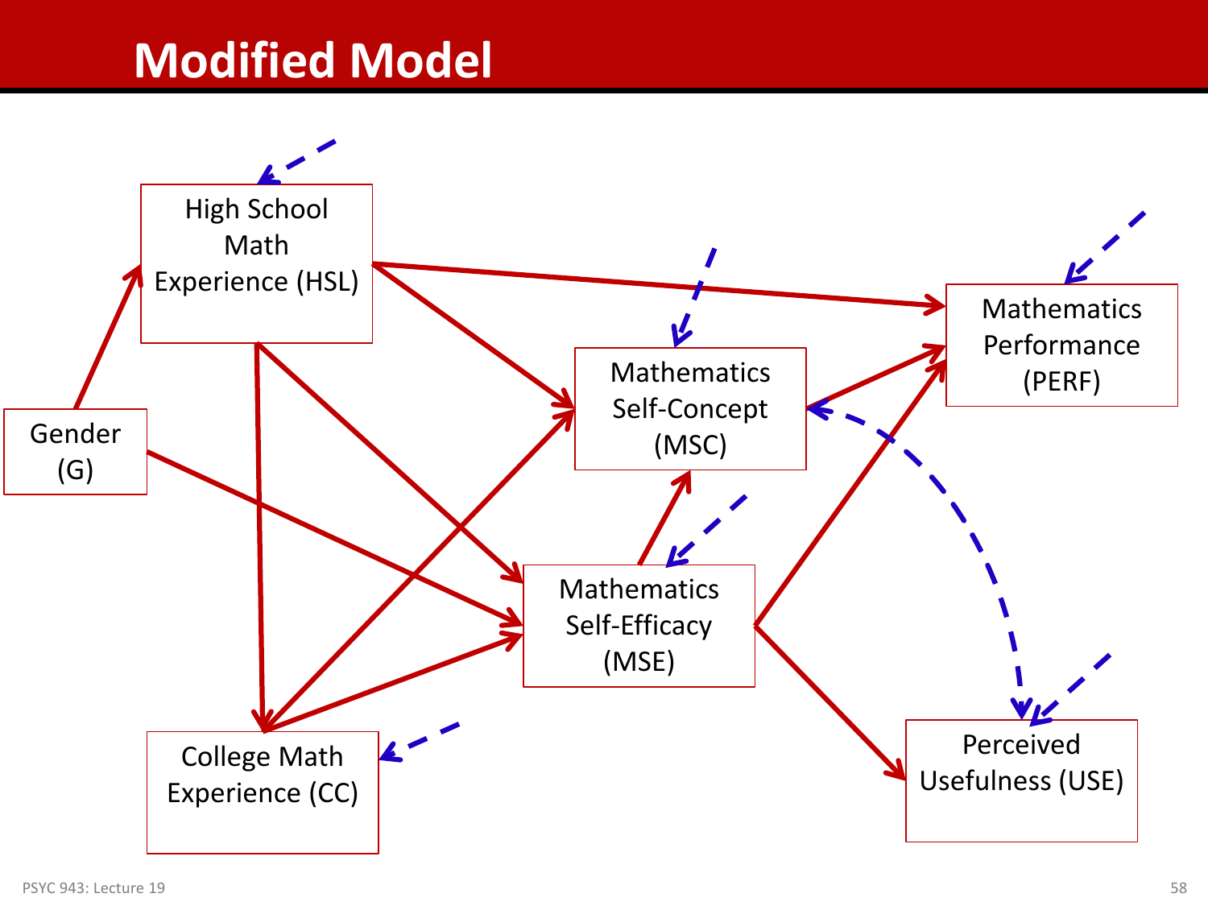# Modified Model

High School Math Experience (HSL)

Gender (G)

Mathematics Self-Concept (MSC)

Mathematics Performance (PERF)

Mathematics Self-Efficacy (MSE)

College Math Experience (CC)

Perceived Usefulness (USE)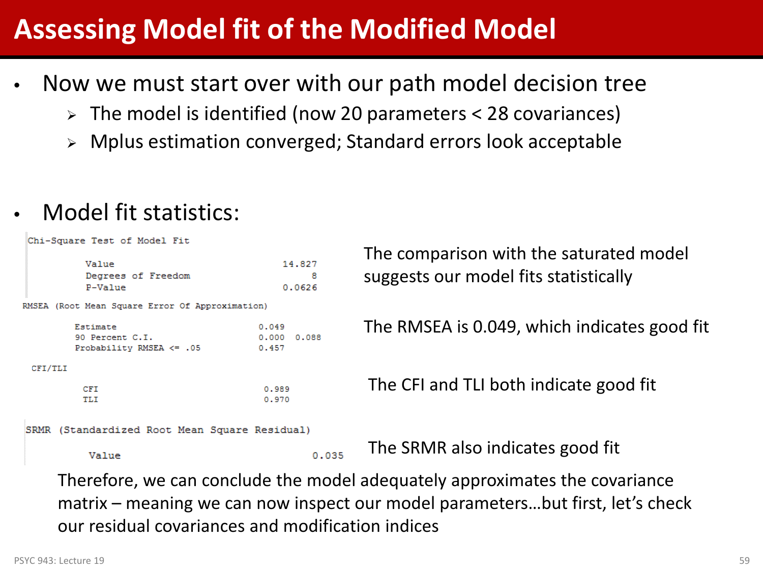# Assessing Model fit of the Modified Model

- Now we must start over with our path model decision tree
  - The model is identified (now 20 parameters < 28 covariances)
  - Mplus estimation converged; Standard errors look acceptable

- Model fit statistics:

```
Chi-Square Test of Model Fit

          Value                              14.827
          Degrees of Freedom                      8
          P-Value                            0.0626

RMSEA (Root Mean Square Error Of Approximation)

          Estimate                           0.049
          90 Percent C.I.                    0.000  0.088
          Probability RMSEA <= .05           0.457

CFI/TLI

          CFI                                0.989
          TLI                                0.970

SRMR (Standardized Root Mean Square Residual)

          Value                              0.035
```

The comparison with the saturated model suggests our model fits statistically

The RMSEA is 0.049, which indicates good fit

The CFI and TLI both indicate good fit

The SRMR also indicates good fit

Therefore, we can conclude the model adequately approximates the covariance matrix – meaning we can now inspect our model parameters…but first, let's check our residual covariances and modification indices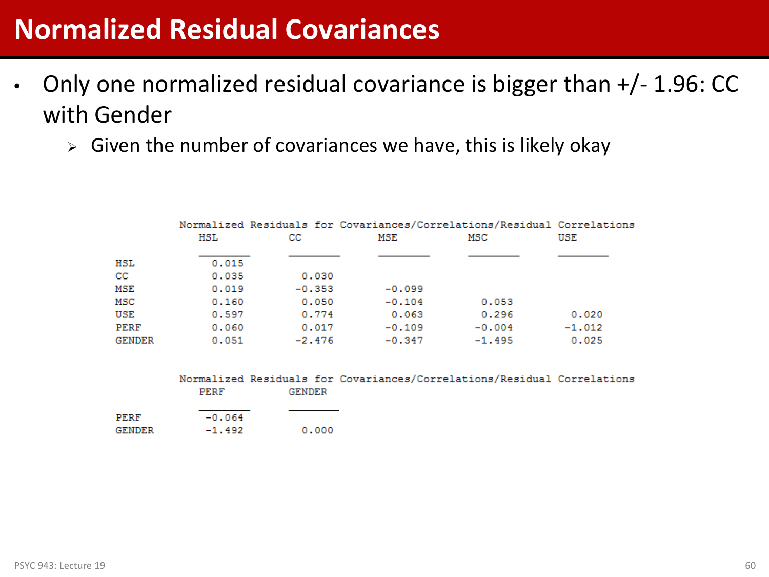# Normalized Residual Covariances

- Only one normalized residual covariance is bigger than +/- 1.96: CC with Gender
  - Given the number of covariances we have, this is likely okay

Normalized Residuals for Covariances/Correlations/Residual Correlations

| | HSL | CC | MSE | MSC | USE |
|---|---|---|---|---|---|
| HSL | 0.015 | | | | |
| CC | 0.035 | 0.030 | | | |
| MSE | 0.019 | -0.353 | -0.099 | | |
| MSC | 0.160 | 0.050 | -0.104 | 0.053 | |
| USE | 0.597 | 0.774 | 0.063 | 0.296 | 0.020 |
| PERF | 0.060 | 0.017 | -0.109 | -0.004 | -1.012 |
| GENDER | 0.051 | -2.476 | -0.347 | -1.495 | 0.025 |

Normalized Residuals for Covariances/Correlations/Residual Correlations

| | PERF | GENDER |
|---|---|---|
| PERF | -0.064 | |
| GENDER | -1.492 | 0.000 |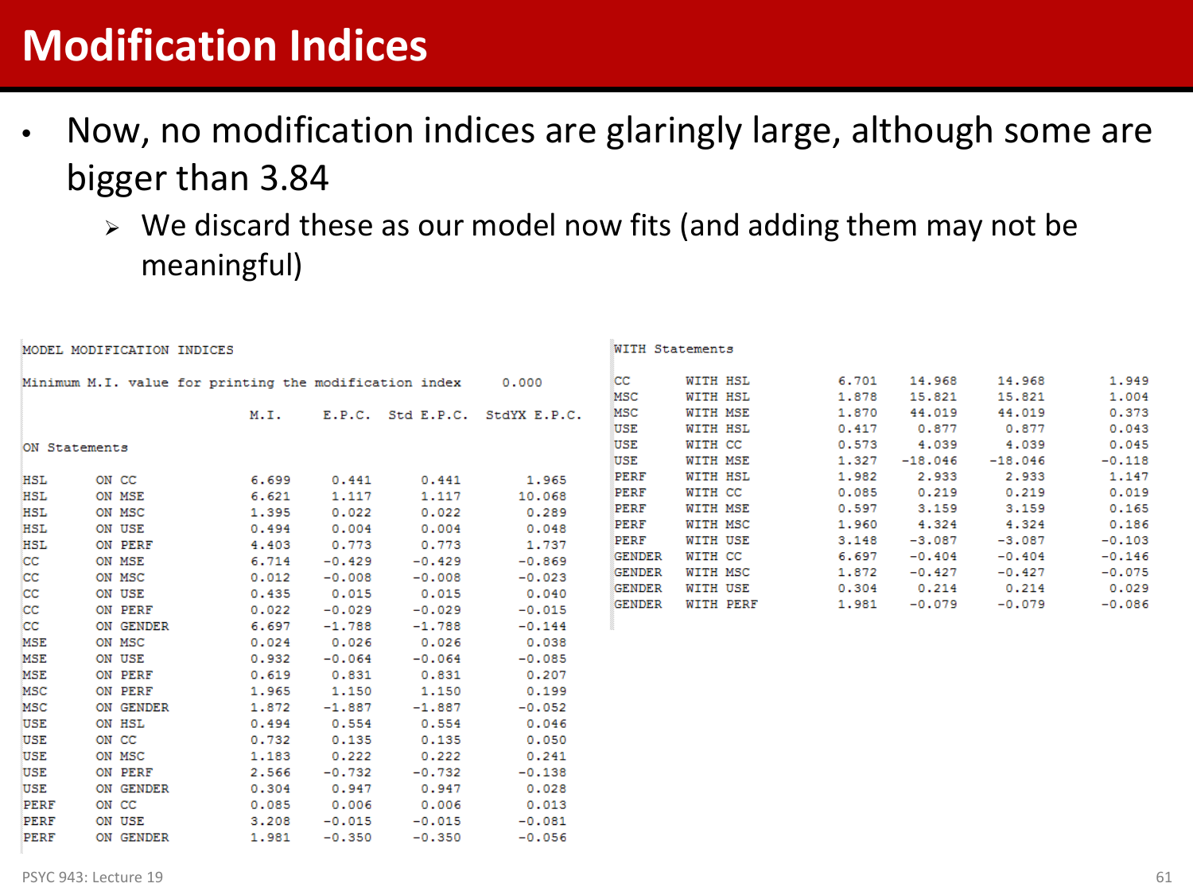# Modification Indices

- Now, no modification indices are glaringly large, although some are bigger than 3.84
  - We discard these as our model now fits (and adding them may not be meaningful)

MODEL MODIFICATION INDICES

Minimum M.I. value for printing the modification index 0.000

**ON Statements**

| | | M.I. | E.P.C. | Std E.P.C. | StdYX E.P.C. |
|---|---|---|---|---|---|
| HSL | ON CC | 6.699 | 0.441 | 0.441 | 1.965 |
| HSL | ON MSE | 6.621 | 1.117 | 1.117 | 10.068 |
| HSL | ON MSC | 1.395 | 0.022 | 0.022 | 0.289 |
| HSL | ON USE | 0.494 | 0.004 | 0.004 | 0.048 |
| HSL | ON PERF | 4.403 | 0.773 | 0.773 | 1.737 |
| CC | ON MSE | 6.714 | -0.429 | -0.429 | -0.869 |
| CC | ON MSC | 0.012 | -0.008 | -0.008 | -0.023 |
| CC | ON USE | 0.435 | 0.015 | 0.015 | 0.040 |
| CC | ON PERF | 0.022 | -0.029 | -0.029 | -0.015 |
| CC | ON GENDER | 6.697 | -1.788 | -1.788 | -0.144 |
| MSE | ON MSC | 0.024 | 0.026 | 0.026 | 0.038 |
| MSE | ON USE | 0.932 | -0.064 | -0.064 | -0.085 |
| MSE | ON PERF | 0.619 | 0.831 | 0.831 | 0.207 |
| MSC | ON PERF | 1.965 | 1.150 | 1.150 | 0.199 |
| MSC | ON GENDER | 1.872 | -1.887 | -1.887 | -0.052 |
| USE | ON HSL | 0.494 | 0.554 | 0.554 | 0.046 |
| USE | ON CC | 0.732 | 0.135 | 0.135 | 0.050 |
| USE | ON MSC | 1.183 | 0.222 | 0.222 | 0.241 |
| USE | ON PERF | 2.566 | -0.732 | -0.732 | -0.138 |
| USE | ON GENDER | 0.304 | 0.947 | 0.947 | 0.028 |
| PERF | ON CC | 0.085 | 0.006 | 0.006 | 0.013 |
| PERF | ON USE | 3.208 | -0.015 | -0.015 | -0.081 |
| PERF | ON GENDER | 1.981 | -0.350 | -0.350 | -0.056 |

**WITH Statements**

| | | M.I. | E.P.C. | Std E.P.C. | StdYX E.P.C. |
|---|---|---|---|---|---|
| CC | WITH HSL | 6.701 | 14.968 | 14.968 | 1.949 |
| MSC | WITH HSL | 1.878 | 15.821 | 15.821 | 1.004 |
| MSC | WITH MSE | 1.870 | 44.019 | 44.019 | 0.373 |
| USE | WITH HSL | 0.417 | 0.877 | 0.877 | 0.043 |
| USE | WITH CC | 0.573 | 4.039 | 4.039 | 0.045 |
| USE | WITH MSE | 1.327 | -18.046 | -18.046 | -0.118 |
| PERF | WITH HSL | 1.982 | 2.933 | 2.933 | 1.147 |
| PERF | WITH CC | 0.085 | 0.219 | 0.219 | 0.019 |
| PERF | WITH MSE | 0.597 | 3.159 | 3.159 | 0.165 |
| PERF | WITH MSC | 1.960 | 4.324 | 4.324 | 0.186 |
| PERF | WITH USE | 3.148 | -3.087 | -3.087 | -0.103 |
| GENDER | WITH CC | 6.697 | -0.404 | -0.404 | -0.146 |
| GENDER | WITH MSC | 1.872 | -0.427 | -0.427 | -0.075 |
| GENDER | WITH USE | 0.304 | 0.214 | 0.214 | 0.029 |
| GENDER | WITH PERF | 1.981 | -0.079 | -0.079 | -0.086 |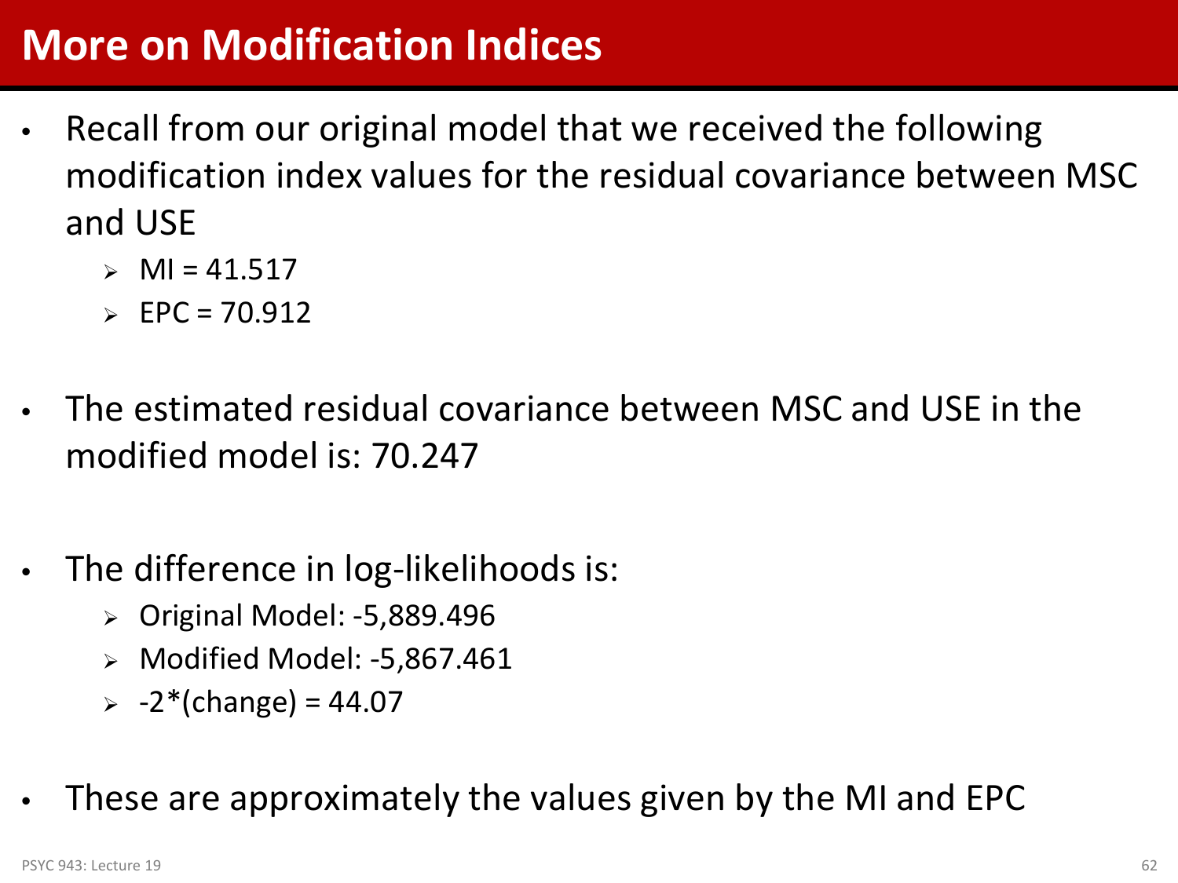# More on Modification Indices

- Recall from our original model that we received the following modification index values for the residual covariance between MSC and USE
  - MI = 41.517
  - EPC = 70.912

- The estimated residual covariance between MSC and USE in the modified model is: 70.247

- The difference in log-likelihoods is:
  - Original Model: -5,889.496
  - Modified Model: -5,867.461
  - -2*(change) = 44.07

- These are approximately the values given by the MI and EPC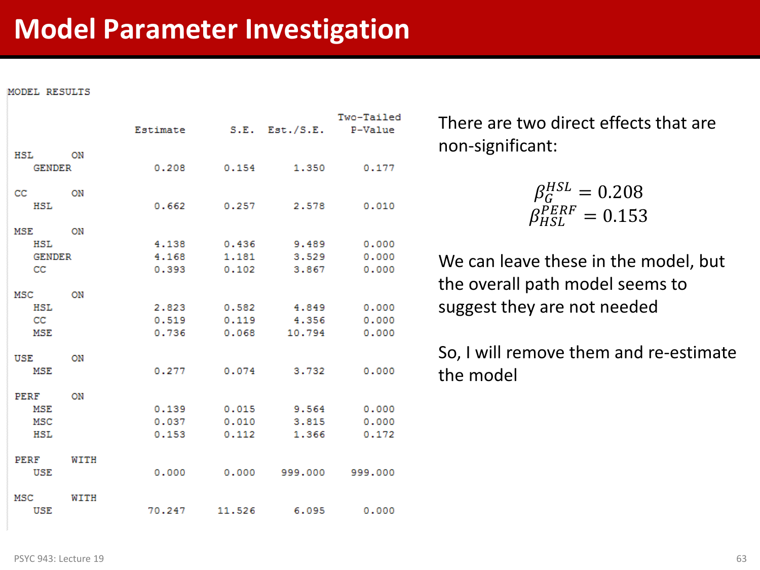# Model Parameter Investigation

```
MODEL RESULTS

                                                    Two-Tailed
                    Estimate       S.E.  Est./S.E.    P-Value

 HSL      ON
    GENDER             0.208      0.154      1.350      0.177

 CC       ON
    HSL                0.662      0.257      2.578      0.010

 MSE      ON
    HSL                4.138      0.436      9.489      0.000
    GENDER             4.168      1.181      3.529      0.000
    CC                 0.393      0.102      3.867      0.000

 MSC      ON
    HSL                2.823      0.582      4.849      0.000
    CC                 0.519      0.119      4.356      0.000
    MSE                0.736      0.068     10.794      0.000

 USE      ON
    MSE                0.277      0.074      3.732      0.000

 PERF     ON
    MSE                0.139      0.015      9.564      0.000
    MSC                0.037      0.010      3.815      0.000
    HSL                0.153      0.112      1.366      0.172

 PERF     WITH
    USE                0.000      0.000    999.000    999.000

 MSC      WITH
    USE               70.247     11.526      6.095      0.000
```

There are two direct effects that are non-significant:

$$\beta_G^{HSL} = 0.208$$
$$\beta_{HSL}^{PERF} = 0.153$$

We can leave these in the model, but the overall path model seems to suggest they are not needed

So, I will remove them and re-estimate the model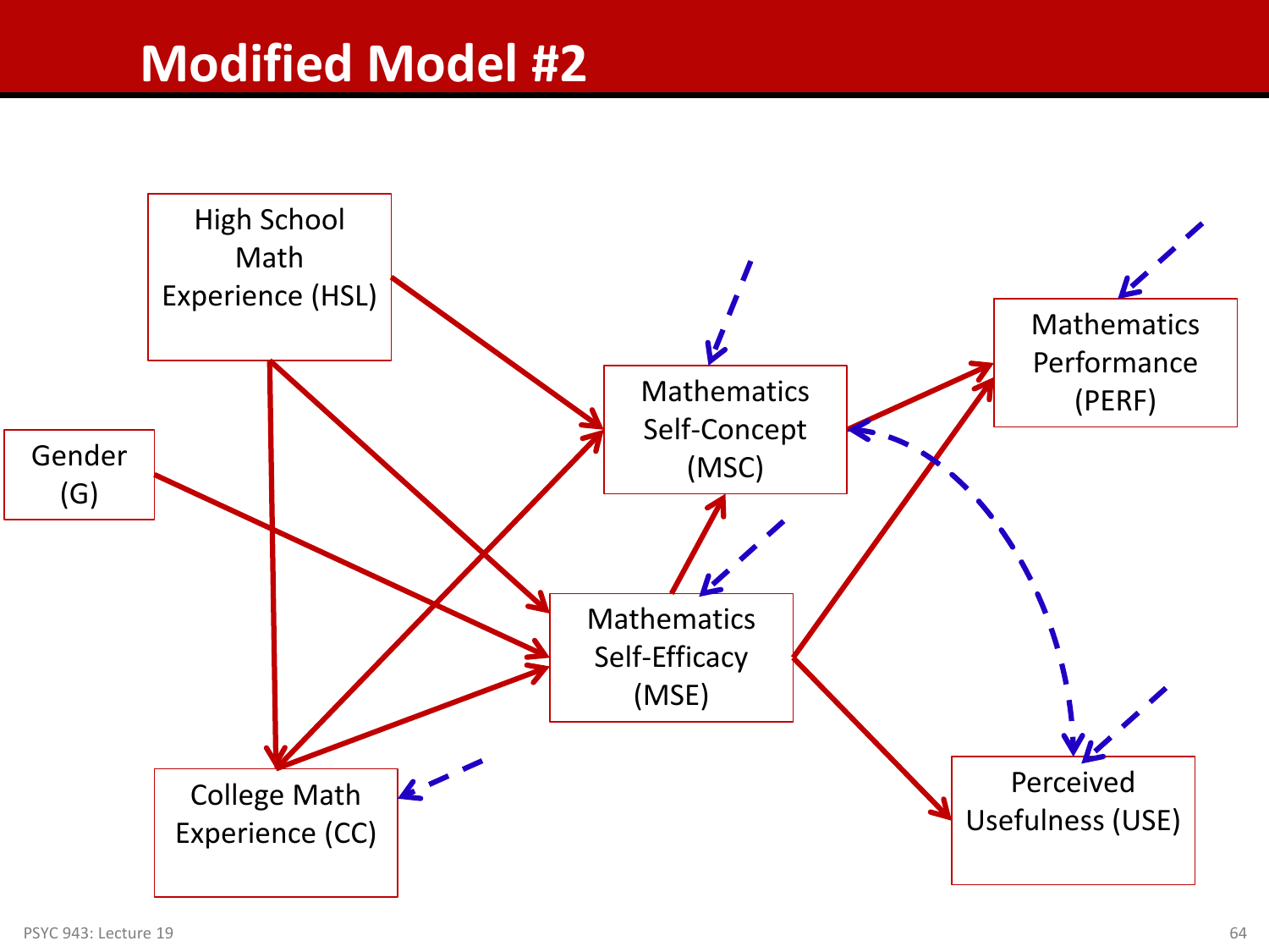# Modified Model #2

High School Math Experience (HSL)

Gender (G)

College Math Experience (CC)

Mathematics Self-Concept (MSC)

Mathematics Self-Efficacy (MSE)

Mathematics Performance (PERF)

Perceived Usefulness (USE)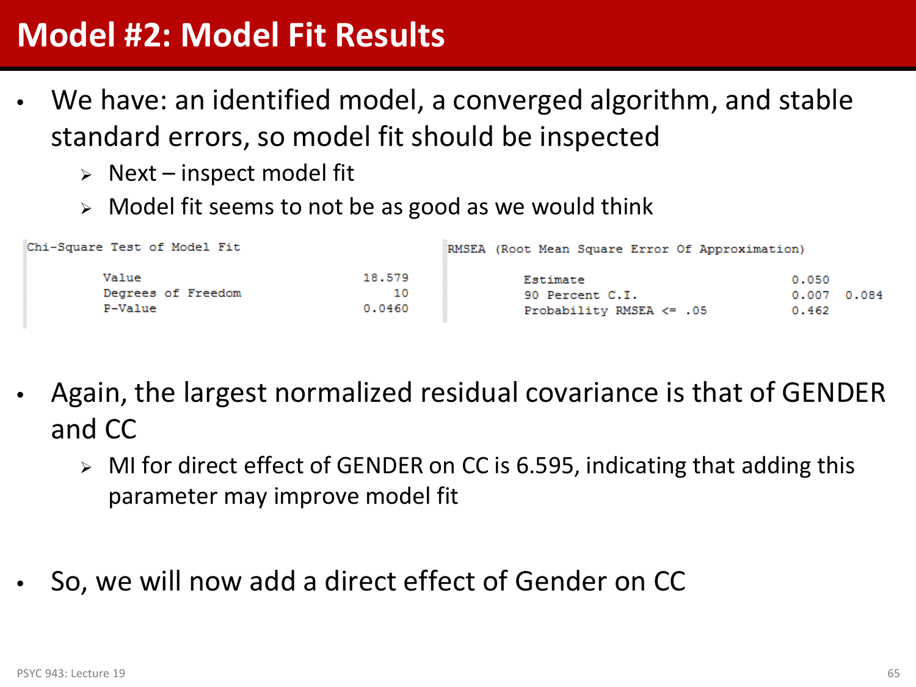# Model #2: Model Fit Results

- We have: an identified model, a converged algorithm, and stable standard errors, so model fit should be inspected
  - Next – inspect model fit
  - Model fit seems to not be as good as we would think

```
Chi-Square Test of Model Fit

        Value                            18.579
        Degrees of Freedom                   10
        P-Value                          0.0460
```

```
RMSEA (Root Mean Square Error Of Approximation)

        Estimate                          0.050
        90 Percent C.I.                   0.007  0.084
        Probability RMSEA <= .05          0.462
```

- Again, the largest normalized residual covariance is that of GENDER and CC
  - MI for direct effect of GENDER on CC is 6.595, indicating that adding this parameter may improve model fit

- So, we will now add a direct effect of Gender on CC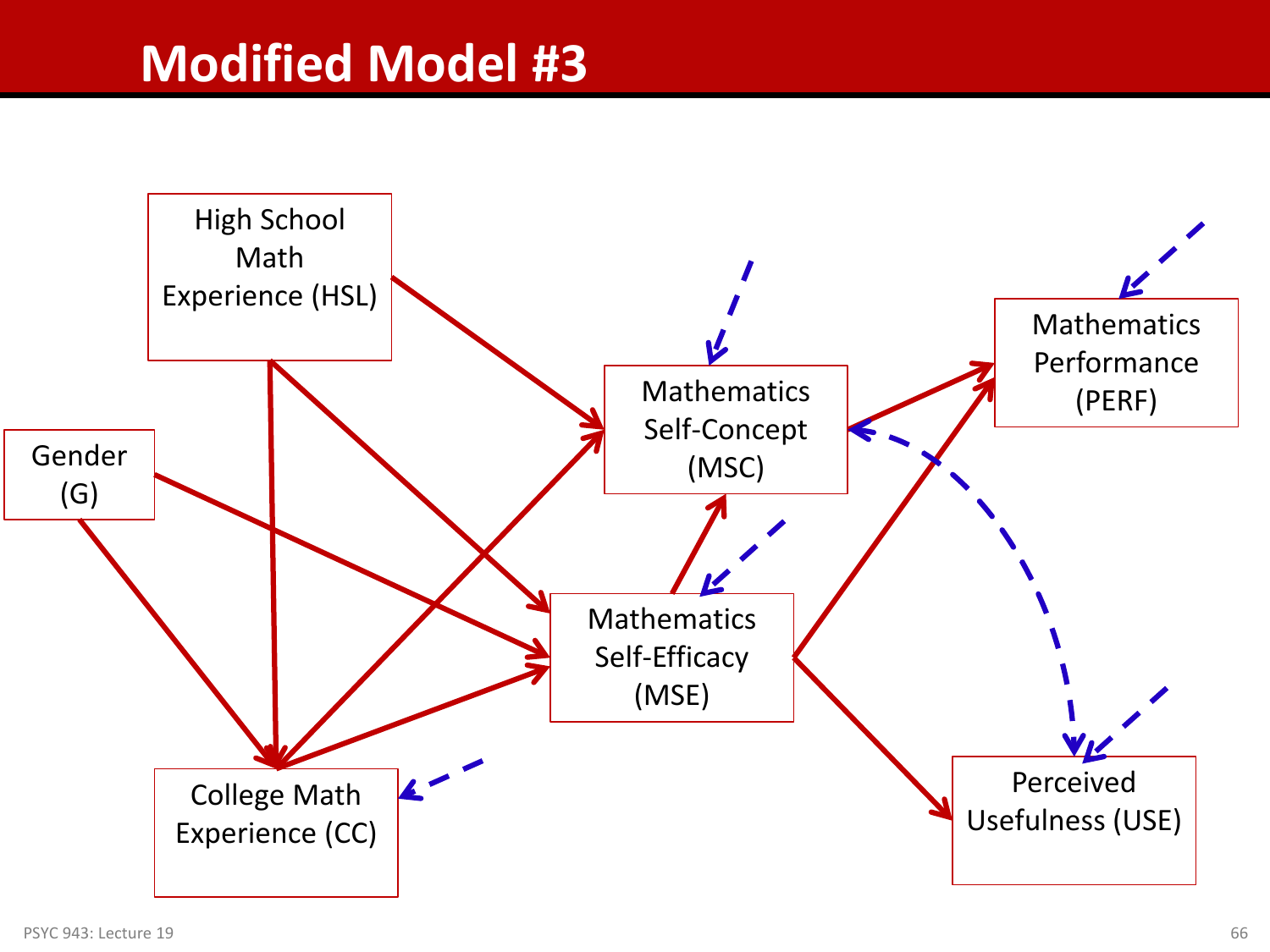# Modified Model #3

High School Math Experience (HSL)

Gender (G)

College Math Experience (CC)

Mathematics Self-Concept (MSC)

Mathematics Self-Efficacy (MSE)

Mathematics Performance (PERF)

Perceived Usefulness (USE)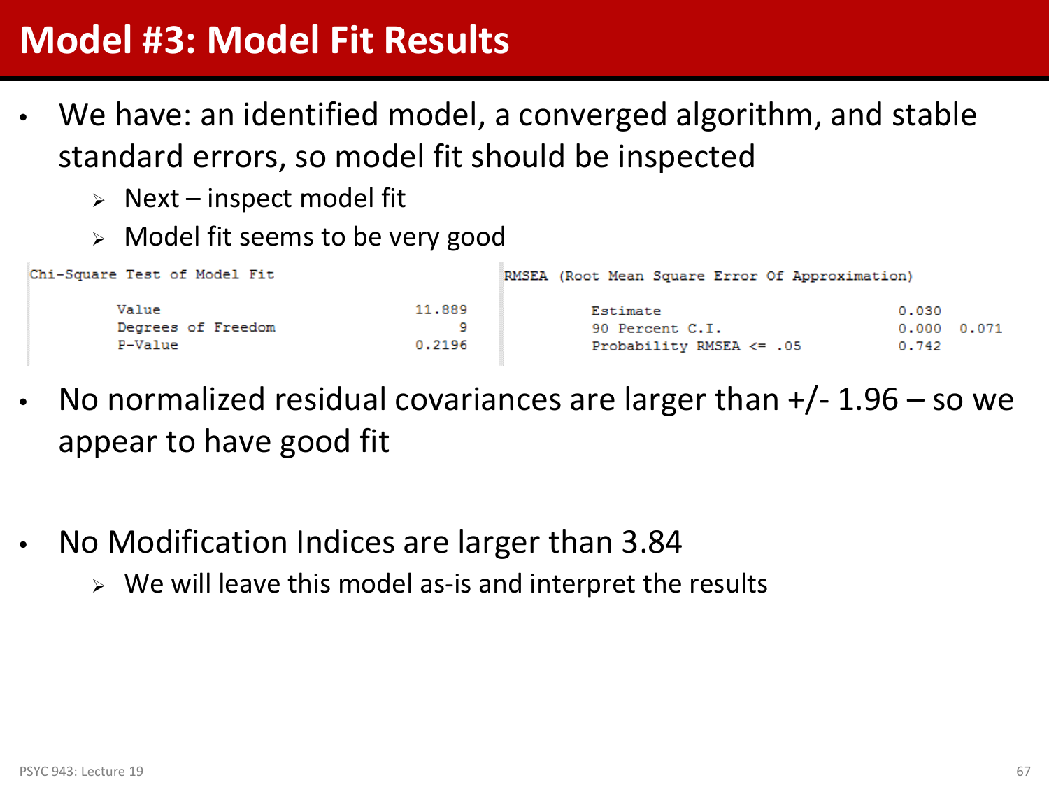# Model #3: Model Fit Results

- We have: an identified model, a converged algorithm, and stable standard errors, so model fit should be inspected
  - Next – inspect model fit
  - Model fit seems to be very good

```
Chi-Square Test of Model Fit

          Value                              11.889
          Degrees of Freedom                      9
          P-Value                            0.2196
```

```
RMSEA (Root Mean Square Error Of Approximation)

          Estimate                           0.030
          90 Percent C.I.                    0.000  0.071
          Probability RMSEA <= .05           0.742
```

- No normalized residual covariances are larger than +/- 1.96 – so we appear to have good fit

- No Modification Indices are larger than 3.84
  - We will leave this model as-is and interpret the results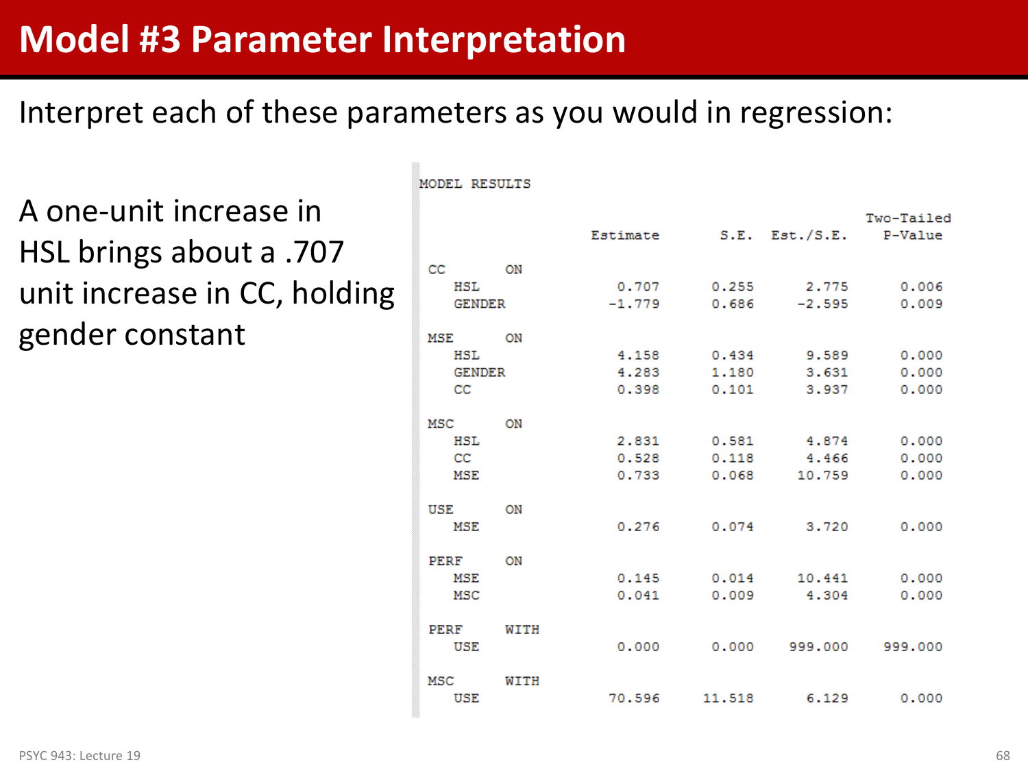# Model #3 Parameter Interpretation

Interpret each of these parameters as you would in regression:

A one-unit increase in HSL brings about a .707 unit increase in CC, holding gender constant

```
MODEL RESULTS

                                                    Two-Tailed
                    Estimate       S.E.  Est./S.E.    P-Value

 CC       ON
    HSL                0.707      0.255      2.775      0.006
    GENDER            -1.779      0.686     -2.595      0.009

 MSE      ON
    HSL                4.158      0.434      9.589      0.000
    GENDER             4.283      1.180      3.631      0.000
    CC                 0.398      0.101      3.937      0.000

 MSC      ON
    HSL                2.831      0.581      4.874      0.000
    CC                 0.528      0.118      4.466      0.000
    MSE                0.733      0.068     10.759      0.000

 USE      ON
    MSE                0.276      0.074      3.720      0.000

 PERF     ON
    MSE                0.145      0.014     10.441      0.000
    MSC                0.041      0.009      4.304      0.000

 PERF     WITH
    USE                0.000      0.000    999.000    999.000

 MSC      WITH
    USE               70.596     11.518      6.129      0.000
```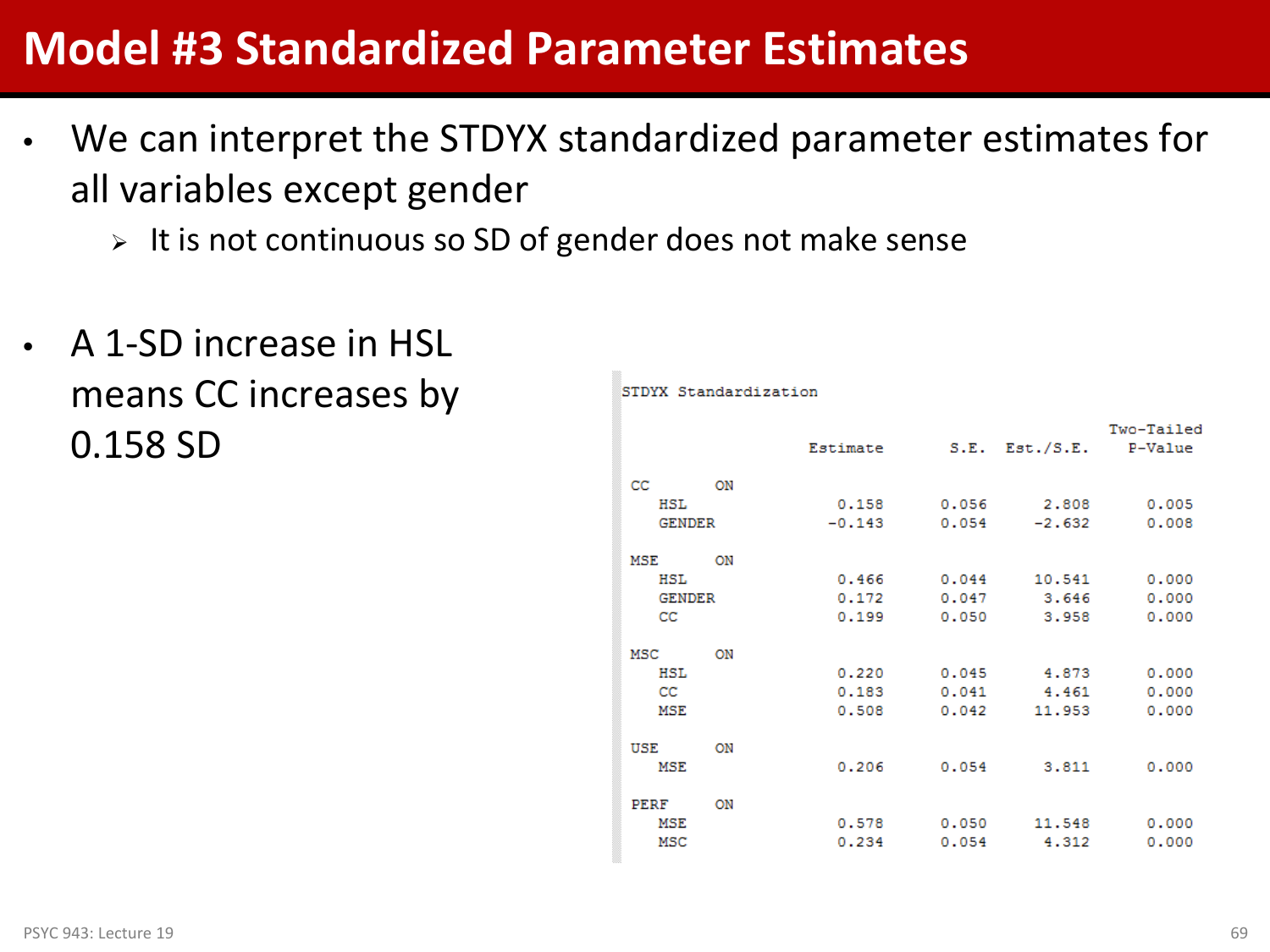# Model #3 Standardized Parameter Estimates

- We can interpret the STDYX standardized parameter estimates for all variables except gender
  - It is not continuous so SD of gender does not make sense

- A 1-SD increase in HSL means CC increases by 0.158 SD

STDYX Standardization

| | Estimate | S.E. | Est./S.E. | Two-Tailed P-Value |
|---|---|---|---|---|
| **CC ON** | | | | |
| HSL | 0.158 | 0.056 | 2.808 | 0.005 |
| GENDER | -0.143 | 0.054 | -2.632 | 0.008 |
| **MSE ON** | | | | |
| HSL | 0.466 | 0.044 | 10.541 | 0.000 |
| GENDER | 0.172 | 0.047 | 3.646 | 0.000 |
| CC | 0.199 | 0.050 | 3.958 | 0.000 |
| **MSC ON** | | | | |
| HSL | 0.220 | 0.045 | 4.873 | 0.000 |
| CC | 0.183 | 0.041 | 4.461 | 0.000 |
| MSE | 0.508 | 0.042 | 11.953 | 0.000 |
| **USE ON** | | | | |
| MSE | 0.206 | 0.054 | 3.811 | 0.000 |
| **PERF ON** | | | | |
| MSE | 0.578 | 0.050 | 11.548 | 0.000 |
| MSC | 0.234 | 0.054 | 4.312 | 0.000 |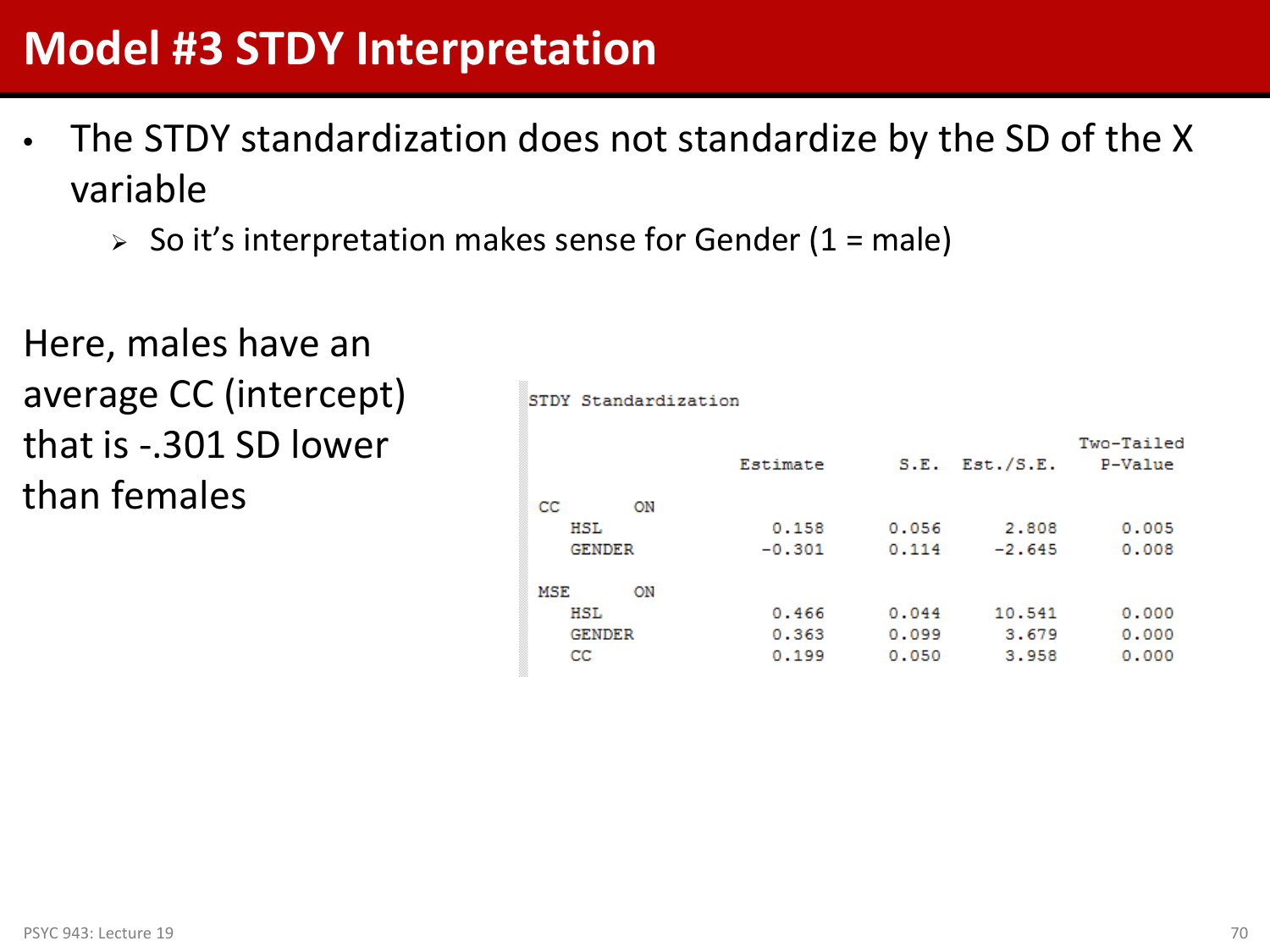# Model #3 STDY Interpretation

- The STDY standardization does not standardize by the SD of the X variable
  - So it's interpretation makes sense for Gender (1 = male)

Here, males have an average CC (intercept) that is -.301 SD lower than females

STDY Standardization

| | Estimate | S.E. | Est./S.E. | Two-Tailed P-Value |
|---|---|---|---|---|
| **CC ON** | | | | |
| HSL | 0.158 | 0.056 | 2.808 | 0.005 |
| GENDER | -0.301 | 0.114 | -2.645 | 0.008 |
| **MSE ON** | | | | |
| HSL | 0.466 | 0.044 | 10.541 | 0.000 |
| GENDER | 0.363 | 0.099 | 3.679 | 0.000 |
| CC | 0.199 | 0.050 | 3.958 | 0.000 |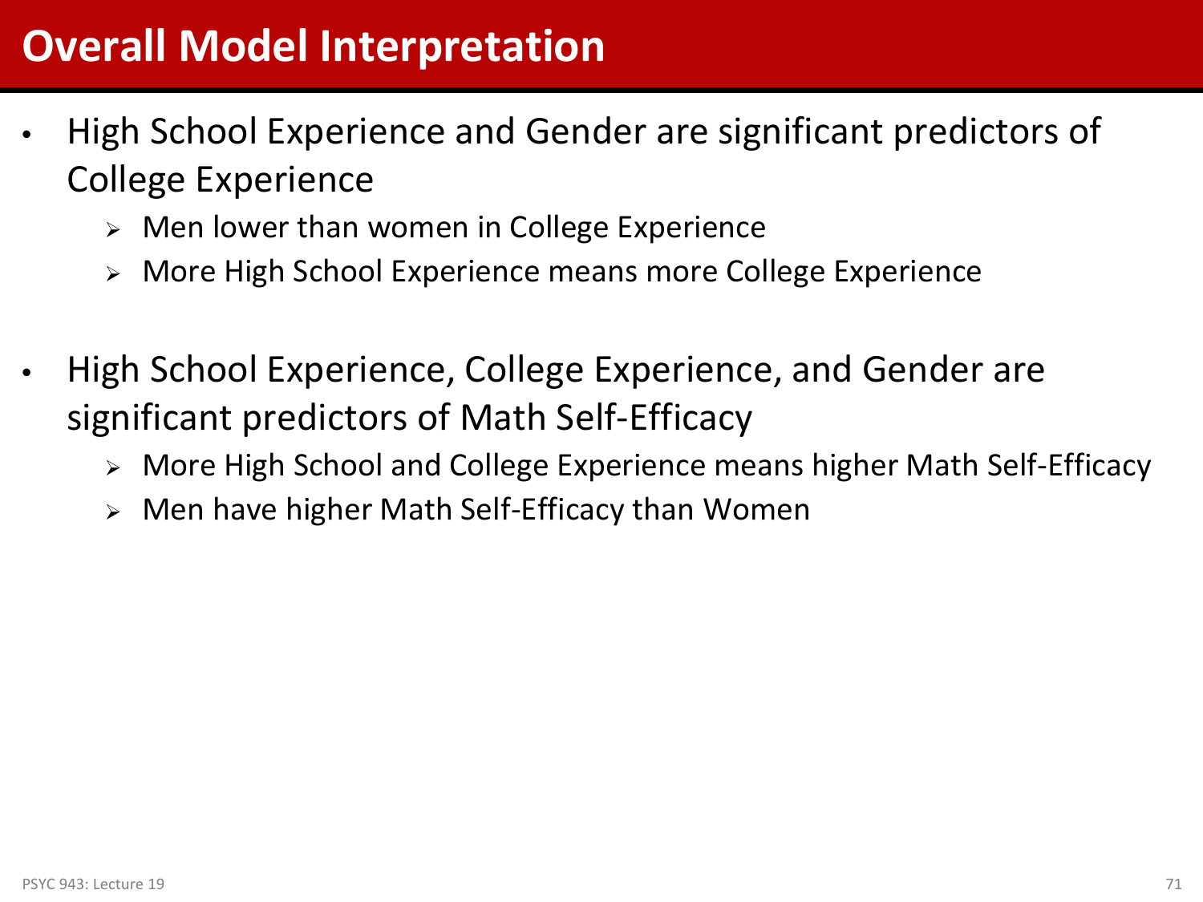# Overall Model Interpretation

- High School Experience and Gender are significant predictors of College Experience
  - Men lower than women in College Experience
  - More High School Experience means more College Experience

- High School Experience, College Experience, and Gender are significant predictors of Math Self-Efficacy
  - More High School and College Experience means higher Math Self-Efficacy
  - Men have higher Math Self-Efficacy than Women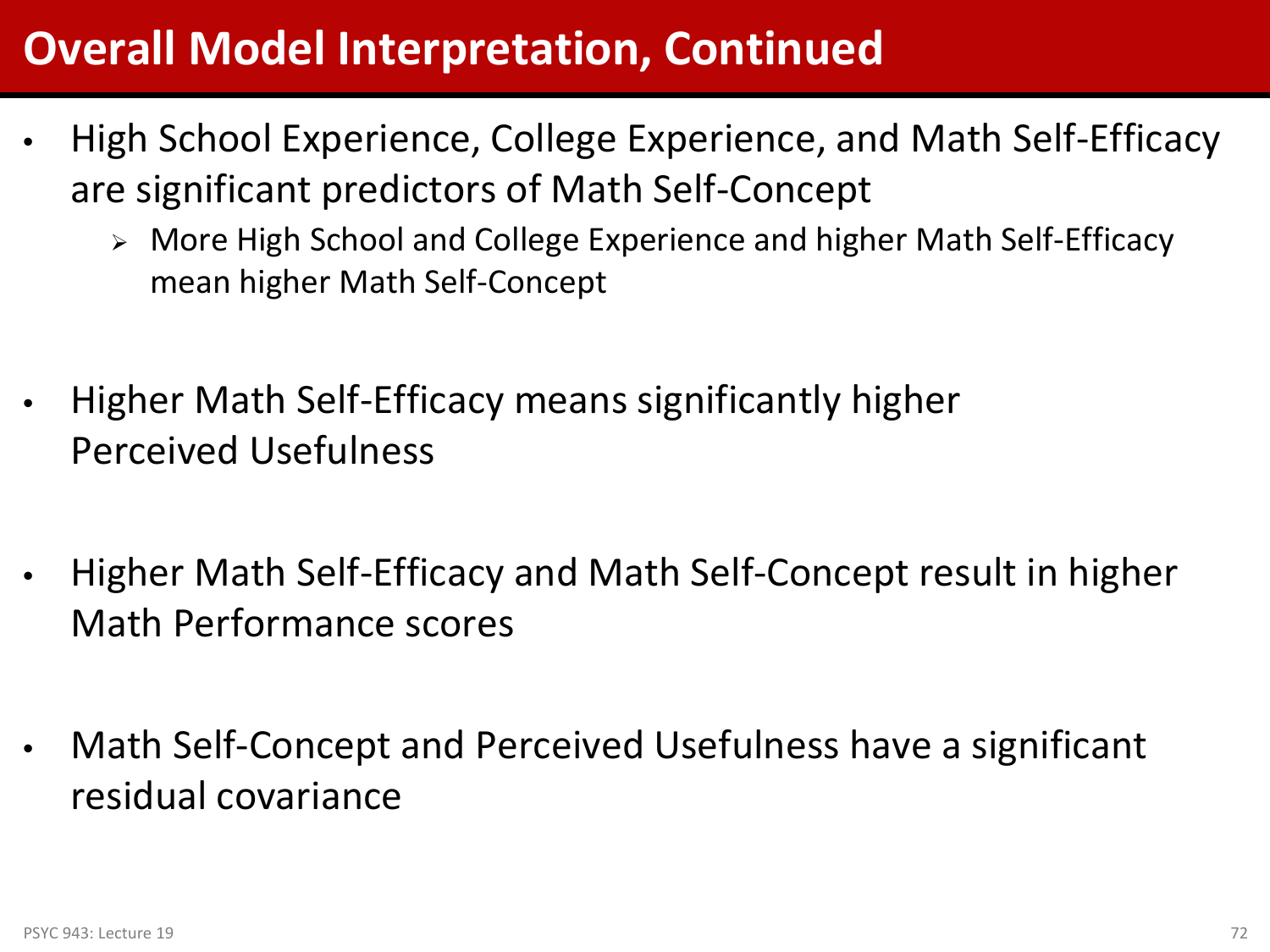# Overall Model Interpretation, Continued

- High School Experience, College Experience, and Math Self-Efficacy are significant predictors of Math Self-Concept
  - More High School and College Experience and higher Math Self-Efficacy mean higher Math Self-Concept

- Higher Math Self-Efficacy means significantly higher Perceived Usefulness

- Higher Math Self-Efficacy and Math Self-Concept result in higher Math Performance scores

- Math Self-Concept and Perceived Usefulness have a significant residual covariance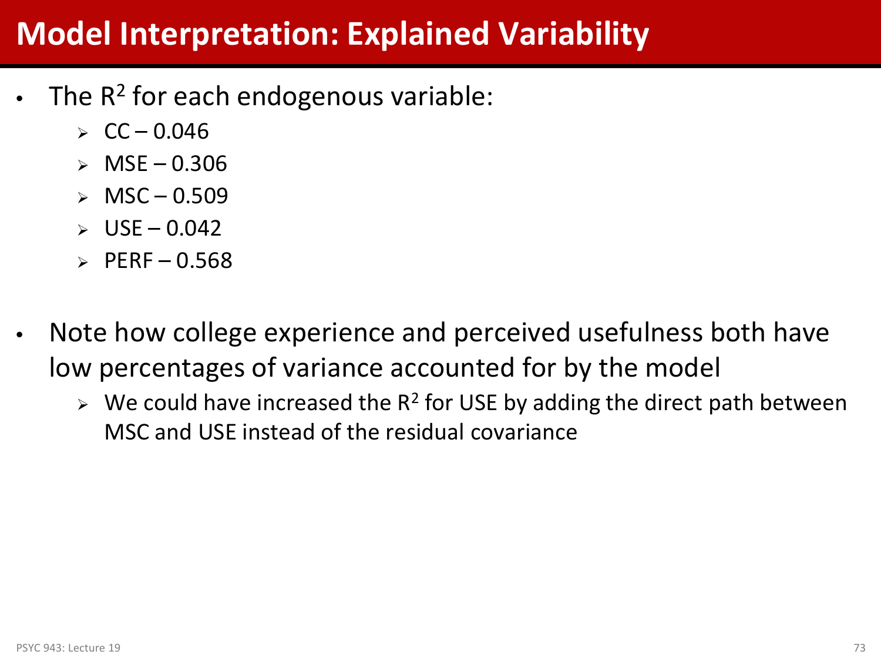# Model Interpretation: Explained Variability

- The $R^2$ for each endogenous variable:
  - CC – 0.046
  - MSE – 0.306
  - MSC – 0.509
  - USE – 0.042
  - PERF – 0.568

- Note how college experience and perceived usefulness both have low percentages of variance accounted for by the model
  - We could have increased the $R^2$ for USE by adding the direct path between MSC and USE instead of the residual covariance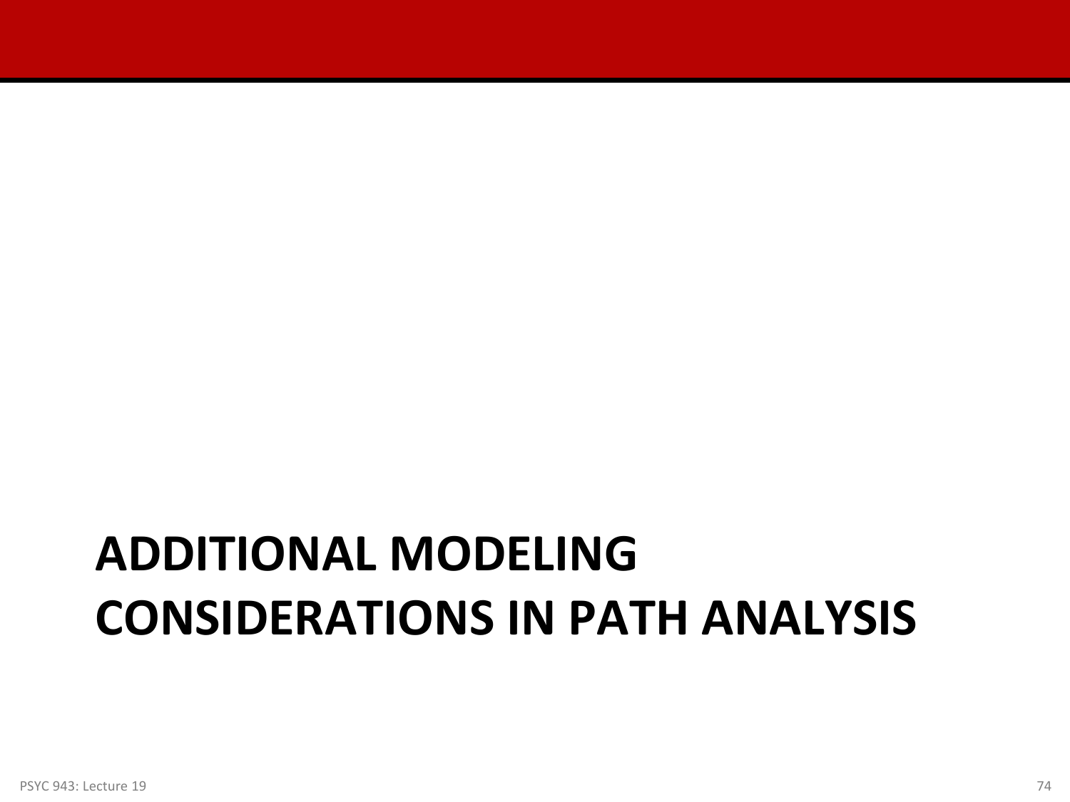# ADDITIONAL MODELING CONSIDERATIONS IN PATH ANALYSIS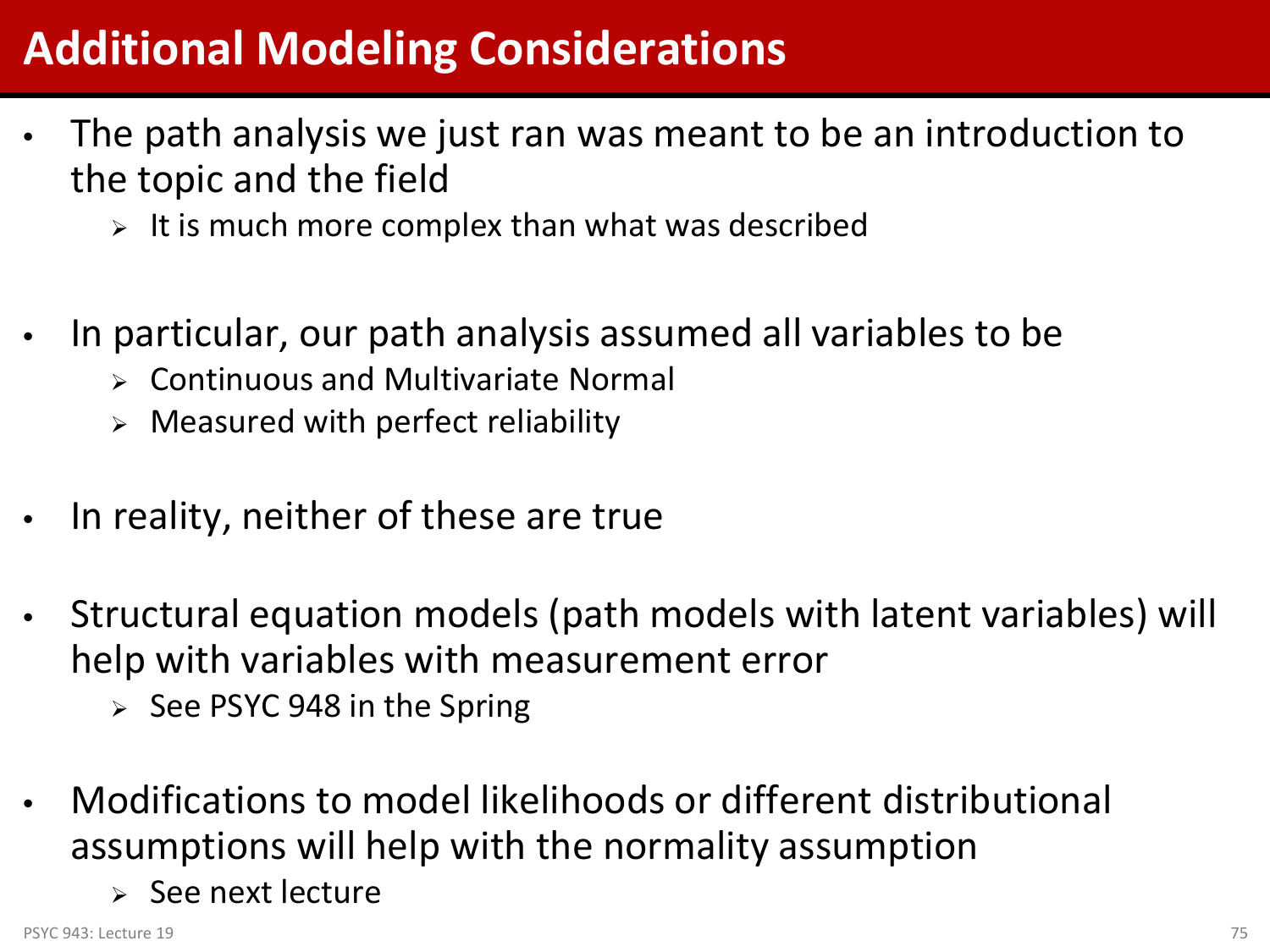# Additional Modeling Considerations

- The path analysis we just ran was meant to be an introduction to the topic and the field
  - It is much more complex than what was described
- In particular, our path analysis assumed all variables to be
  - Continuous and Multivariate Normal
  - Measured with perfect reliability
- In reality, neither of these are true
- Structural equation models (path models with latent variables) will help with variables with measurement error
  - See PSYC 948 in the Spring
- Modifications to model likelihoods or different distributional assumptions will help with the normality assumption
  - See next lecture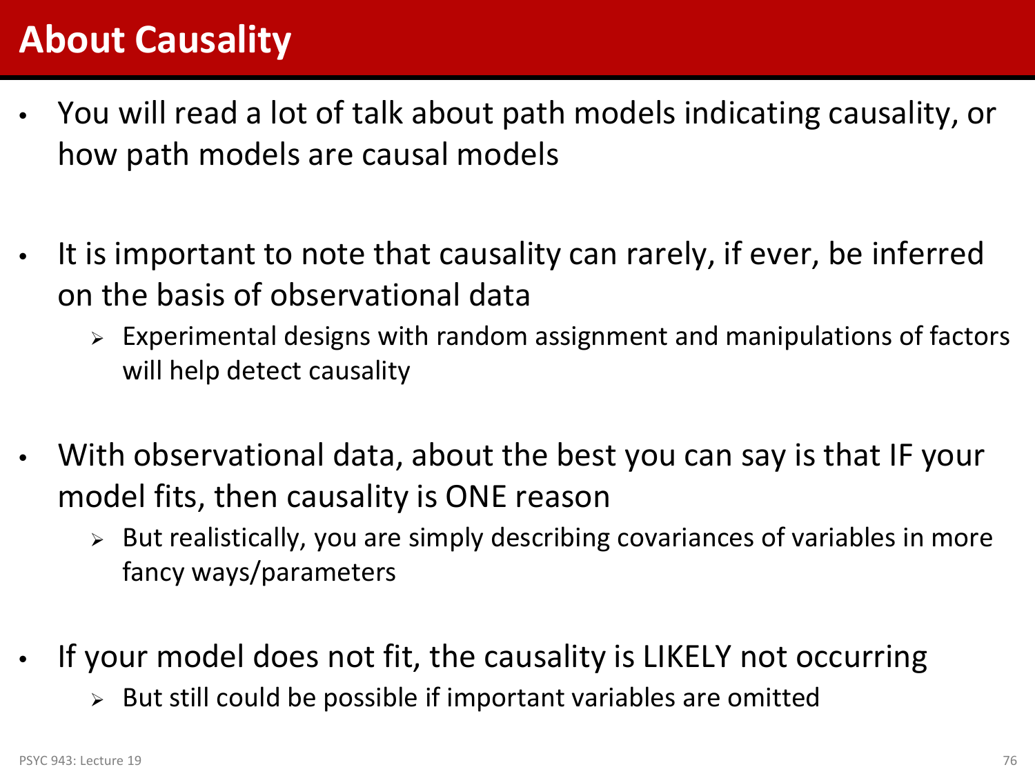# About Causality

- You will read a lot of talk about path models indicating causality, or how path models are causal models
- It is important to note that causality can rarely, if ever, be inferred on the basis of observational data
  - Experimental designs with random assignment and manipulations of factors will help detect causality
- With observational data, about the best you can say is that IF your model fits, then causality is ONE reason
  - But realistically, you are simply describing covariances of variables in more fancy ways/parameters
- If your model does not fit, the causality is LIKELY not occurring
  - But still could be possible if important variables are omitted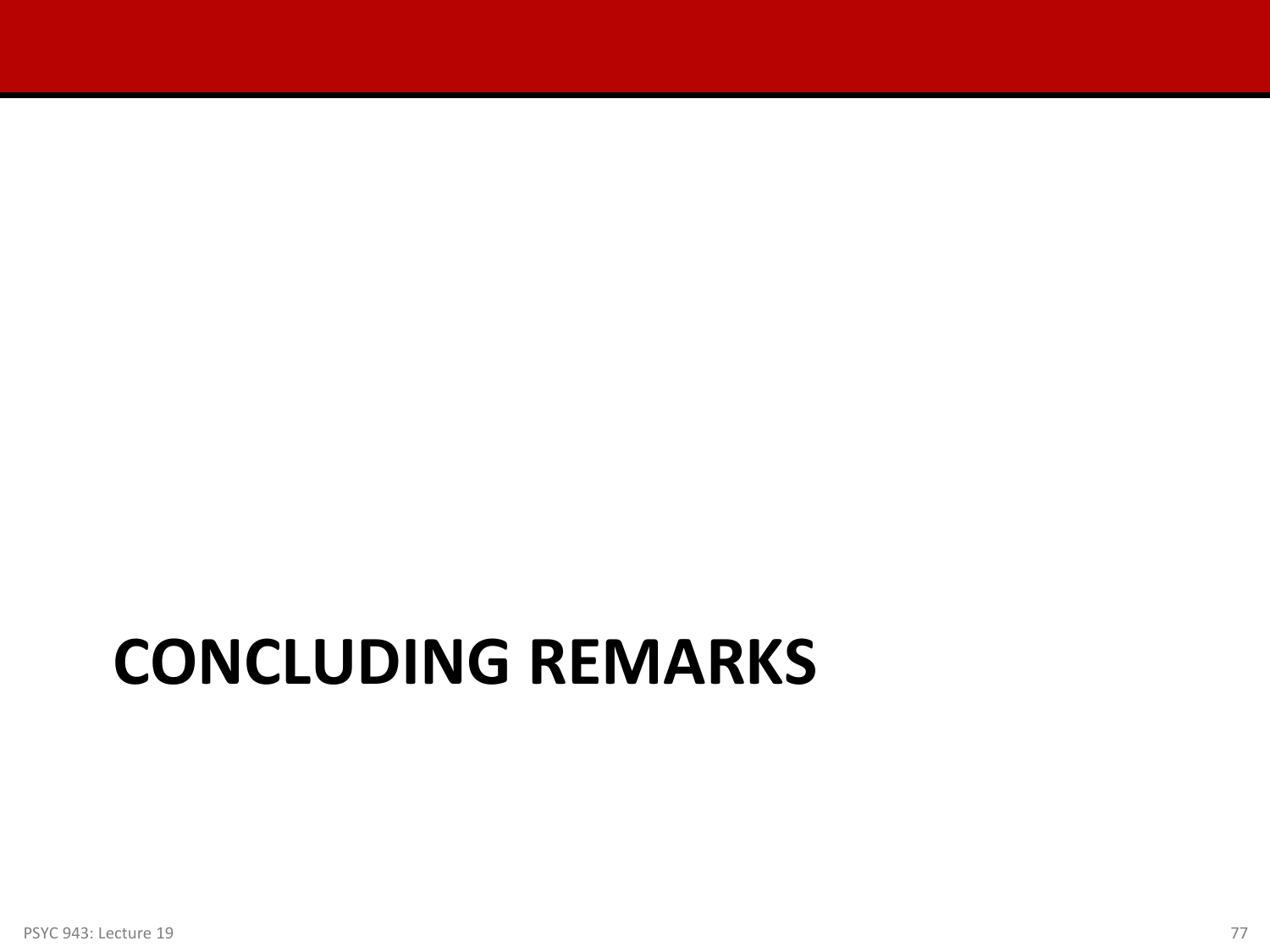# CONCLUDING REMARKS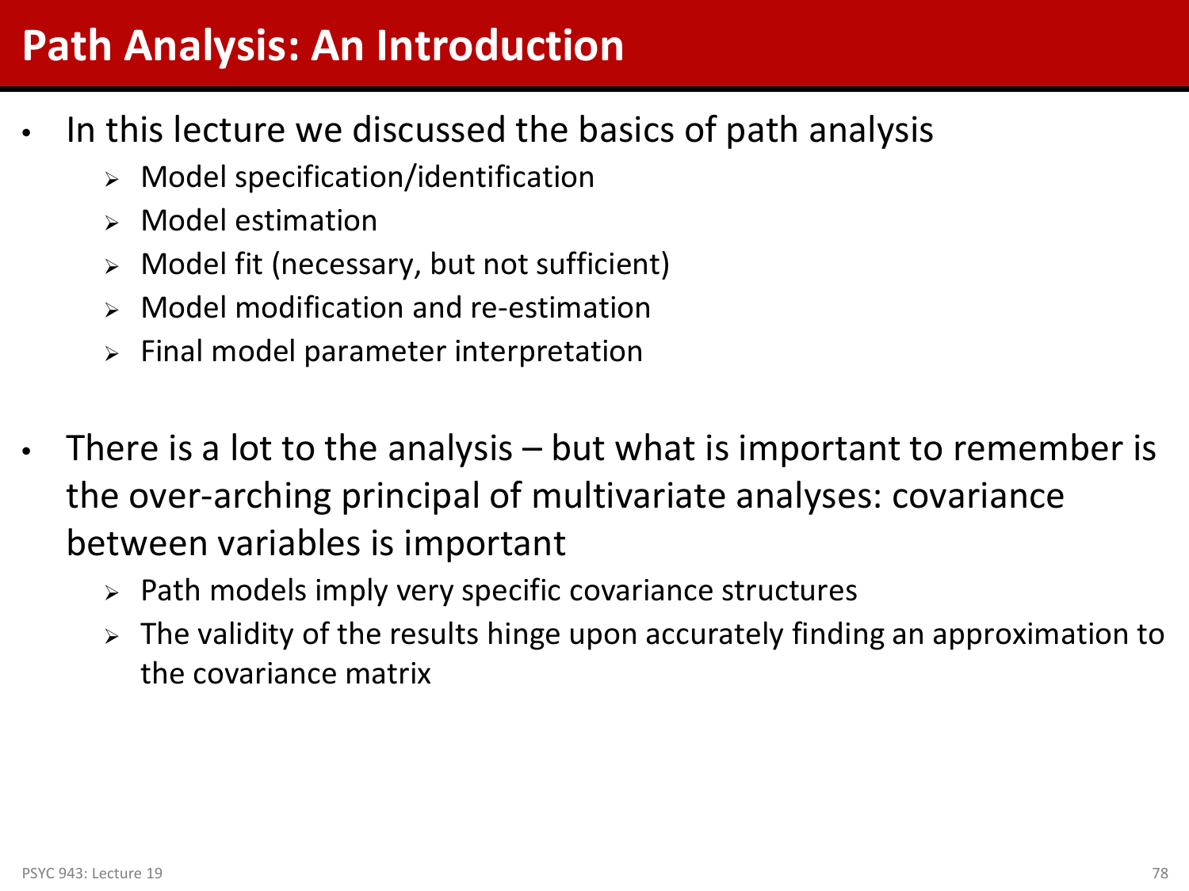# Path Analysis: An Introduction

- In this lecture we discussed the basics of path analysis
  - Model specification/identification
  - Model estimation
  - Model fit (necessary, but not sufficient)
  - Model modification and re-estimation
  - Final model parameter interpretation

- There is a lot to the analysis – but what is important to remember is the over-arching principal of multivariate analyses: covariance between variables is important
  - Path models imply very specific covariance structures
  - The validity of the results hinge upon accurately finding an approximation to the covariance matrix